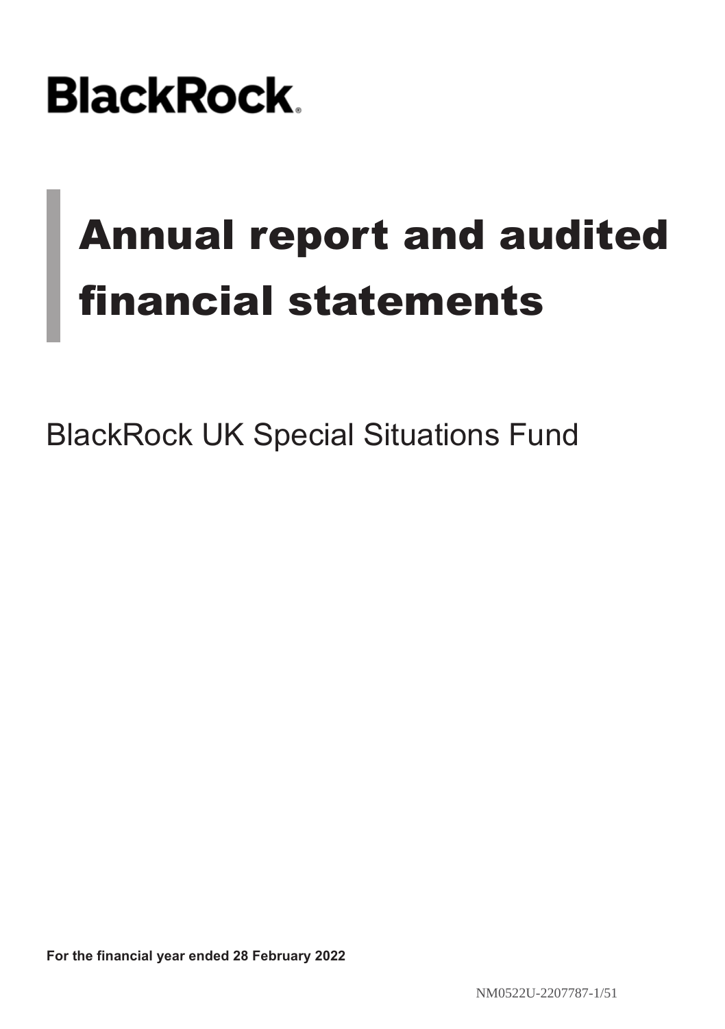BlackRock.

# Annual report and audited financial statements

## BlackRock UK Special Situations Fund

**For the financial year ended 28 February 2022**

NM0522U-2207787-1/51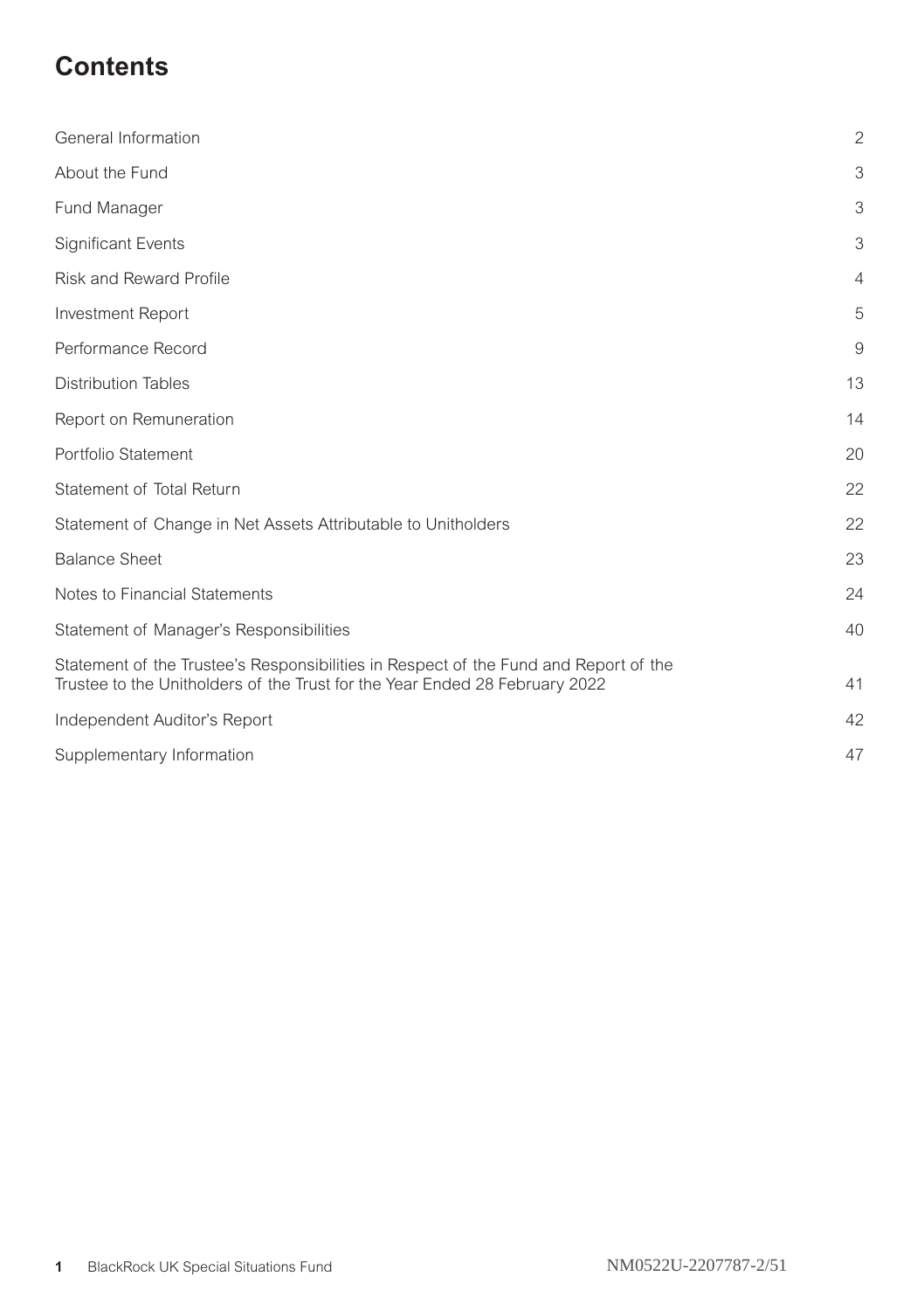# Contents

| | |
|---|---|
| General Information | 2 |
| About the Fund | 3 |
| Fund Manager | 3 |
| Significant Events | 3 |
| Risk and Reward Profile | 4 |
| Investment Report | 5 |
| Performance Record | 9 |
| Distribution Tables | 13 |
| Report on Remuneration | 14 |
| Portfolio Statement | 20 |
| Statement of Total Return | 22 |
| Statement of Change in Net Assets Attributable to Unitholders | 22 |
| Balance Sheet | 23 |
| Notes to Financial Statements | 24 |
| Statement of Manager's Responsibilities | 40 |
| Statement of the Trustee's Responsibilities in Respect of the Fund and Report of the Trustee to the Unitholders of the Trust for the Year Ended 28 February 2022 | 41 |
| Independent Auditor's Report | 42 |
| Supplementary Information | 47 |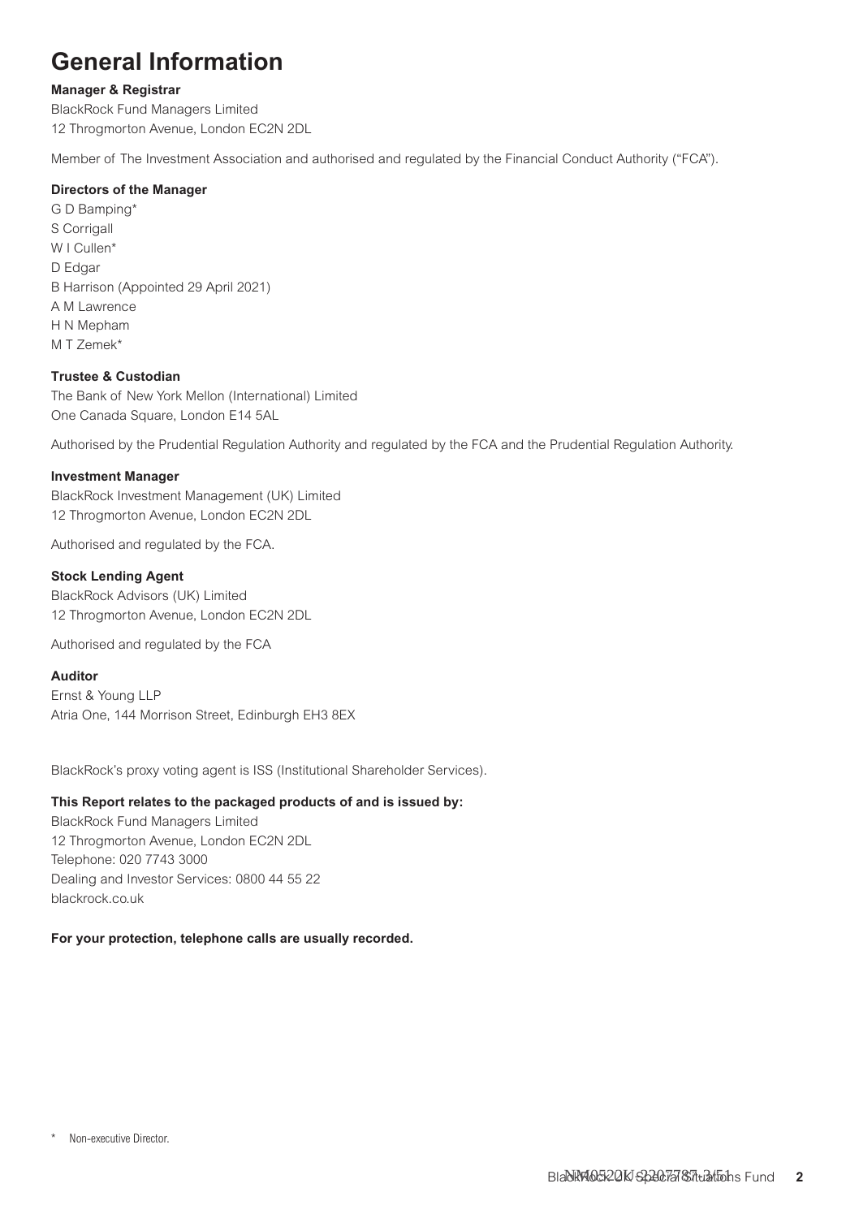# General Information

**Manager & Registrar**

BlackRock Fund Managers Limited
12 Throgmorton Avenue, London EC2N 2DL

Member of The Investment Association and authorised and regulated by the Financial Conduct Authority ("FCA").

**Directors of the Manager**

G D Bamping*
S Corrigall
W I Cullen*
D Edgar
B Harrison (Appointed 29 April 2021)
A M Lawrence
H N Mepham
M T Zemek*

**Trustee & Custodian**

The Bank of New York Mellon (International) Limited
One Canada Square, London E14 5AL

Authorised by the Prudential Regulation Authority and regulated by the FCA and the Prudential Regulation Authority.

**Investment Manager**

BlackRock Investment Management (UK) Limited
12 Throgmorton Avenue, London EC2N 2DL

Authorised and regulated by the FCA.

**Stock Lending Agent**

BlackRock Advisors (UK) Limited
12 Throgmorton Avenue, London EC2N 2DL

Authorised and regulated by the FCA

**Auditor**

Ernst & Young LLP
Atria One, 144 Morrison Street, Edinburgh EH3 8EX

BlackRock's proxy voting agent is ISS (Institutional Shareholder Services).

**This Report relates to the packaged products of and is issued by:**

BlackRock Fund Managers Limited
12 Throgmorton Avenue, London EC2N 2DL
Telephone: 020 7743 3000
Dealing and Investor Services: 0800 44 55 22
blackrock.co.uk

**For your protection, telephone calls are usually recorded.**

\* Non-executive Director.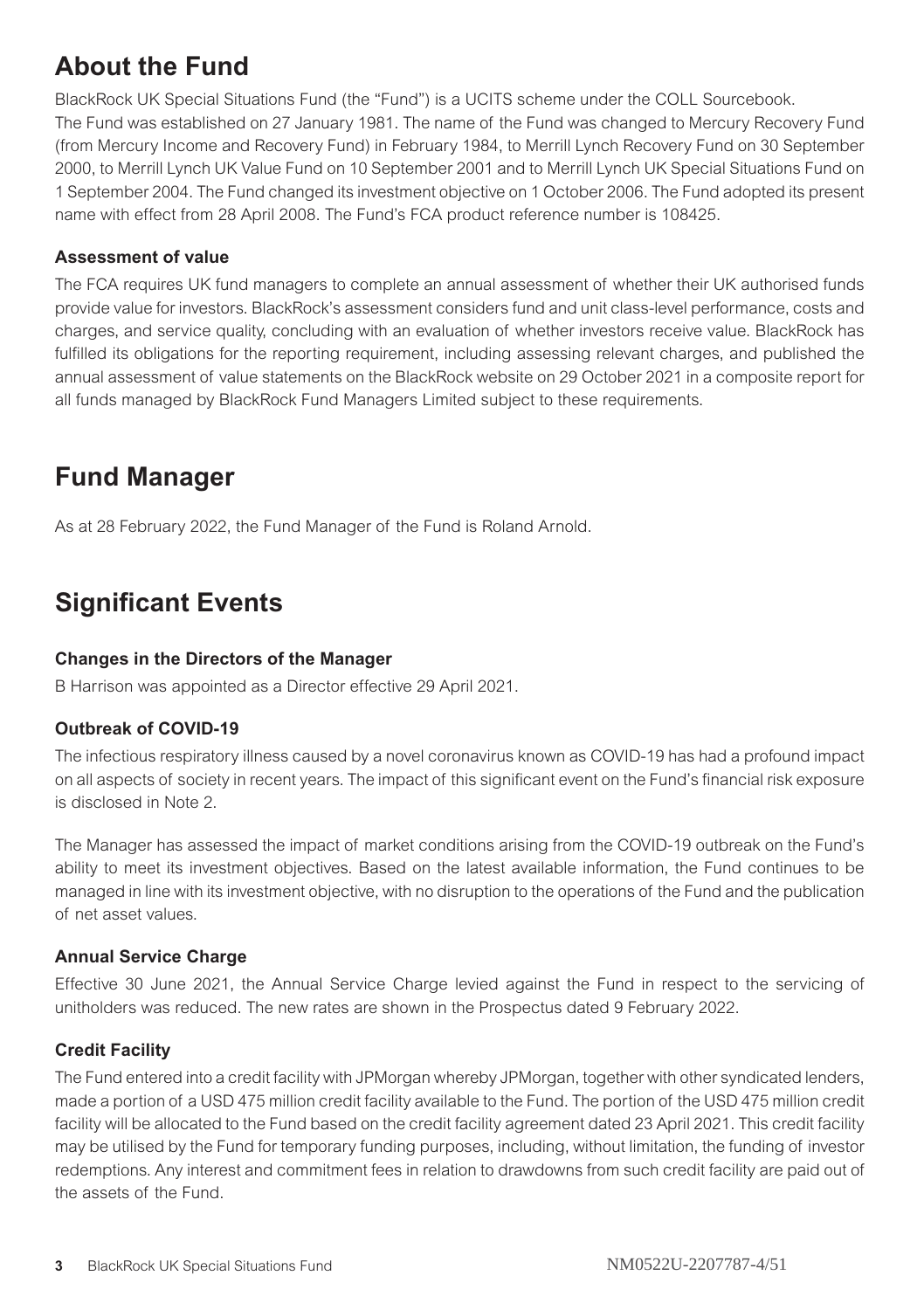## About the Fund

BlackRock UK Special Situations Fund (the "Fund") is a UCITS scheme under the COLL Sourcebook.

The Fund was established on 27 January 1981. The name of the Fund was changed to Mercury Recovery Fund (from Mercury Income and Recovery Fund) in February 1984, to Merrill Lynch Recovery Fund on 30 September 2000, to Merrill Lynch UK Value Fund on 10 September 2001 and to Merrill Lynch UK Special Situations Fund on 1 September 2004. The Fund changed its investment objective on 1 October 2006. The Fund adopted its present name with effect from 28 April 2008. The Fund's FCA product reference number is 108425.

### Assessment of value

The FCA requires UK fund managers to complete an annual assessment of whether their UK authorised funds provide value for investors. BlackRock's assessment considers fund and unit class-level performance, costs and charges, and service quality, concluding with an evaluation of whether investors receive value. BlackRock has fulfilled its obligations for the reporting requirement, including assessing relevant charges, and published the annual assessment of value statements on the BlackRock website on 29 October 2021 in a composite report for all funds managed by BlackRock Fund Managers Limited subject to these requirements.

## Fund Manager

As at 28 February 2022, the Fund Manager of the Fund is Roland Arnold.

## Significant Events

### Changes in the Directors of the Manager

B Harrison was appointed as a Director effective 29 April 2021.

### Outbreak of COVID-19

The infectious respiratory illness caused by a novel coronavirus known as COVID-19 has had a profound impact on all aspects of society in recent years. The impact of this significant event on the Fund's financial risk exposure is disclosed in Note 2.

The Manager has assessed the impact of market conditions arising from the COVID-19 outbreak on the Fund's ability to meet its investment objectives. Based on the latest available information, the Fund continues to be managed in line with its investment objective, with no disruption to the operations of the Fund and the publication of net asset values.

### Annual Service Charge

Effective 30 June 2021, the Annual Service Charge levied against the Fund in respect to the servicing of unitholders was reduced. The new rates are shown in the Prospectus dated 9 February 2022.

### Credit Facility

The Fund entered into a credit facility with JPMorgan whereby JPMorgan, together with other syndicated lenders, made a portion of a USD 475 million credit facility available to the Fund. The portion of the USD 475 million credit facility will be allocated to the Fund based on the credit facility agreement dated 23 April 2021. This credit facility may be utilised by the Fund for temporary funding purposes, including, without limitation, the funding of investor redemptions. Any interest and commitment fees in relation to drawdowns from such credit facility are paid out of the assets of the Fund.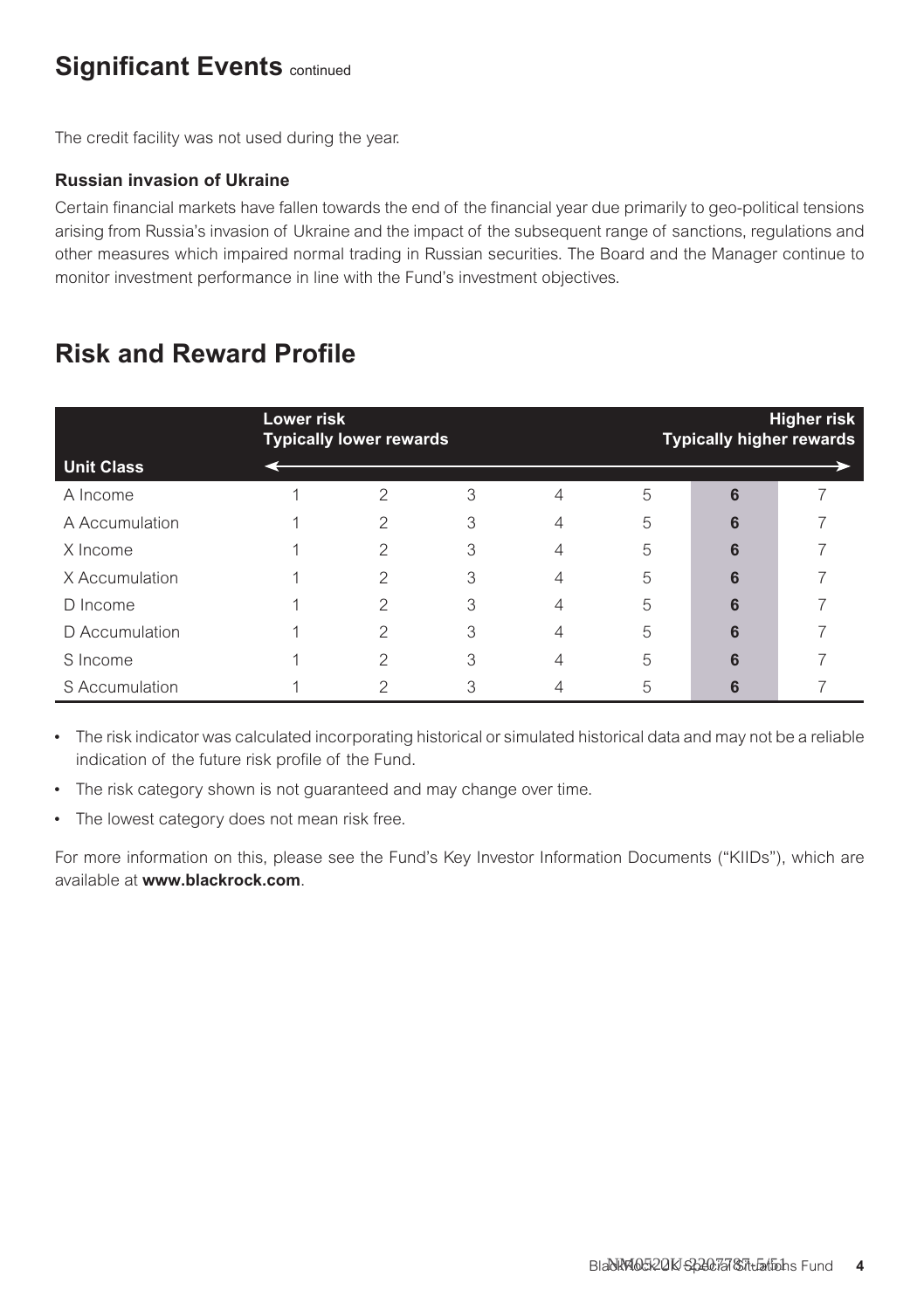## Significant Events continued

The credit facility was not used during the year.

### Russian invasion of Ukraine

Certain financial markets have fallen towards the end of the financial year due primarily to geo-political tensions arising from Russia's invasion of Ukraine and the impact of the subsequent range of sanctions, regulations and other measures which impaired normal trading in Russian securities. The Board and the Manager continue to monitor investment performance in line with the Fund's investment objectives.

## Risk and Reward Profile

| Unit Class | Lower risk Typically lower rewards | | | | | | Higher risk Typically higher rewards |
|---|---|---|---|---|---|---|---|
| A Income | 1 | 2 | 3 | 4 | 5 | **6** | 7 |
| A Accumulation | 1 | 2 | 3 | 4 | 5 | **6** | 7 |
| X Income | 1 | 2 | 3 | 4 | 5 | **6** | 7 |
| X Accumulation | 1 | 2 | 3 | 4 | 5 | **6** | 7 |
| D Income | 1 | 2 | 3 | 4 | 5 | **6** | 7 |
| D Accumulation | 1 | 2 | 3 | 4 | 5 | **6** | 7 |
| S Income | 1 | 2 | 3 | 4 | 5 | **6** | 7 |
| S Accumulation | 1 | 2 | 3 | 4 | 5 | **6** | 7 |

- The risk indicator was calculated incorporating historical or simulated historical data and may not be a reliable indication of the future risk profile of the Fund.
- The risk category shown is not guaranteed and may change over time.
- The lowest category does not mean risk free.

For more information on this, please see the Fund's Key Investor Information Documents ("KIIDs"), which are available at **www.blackrock.com**.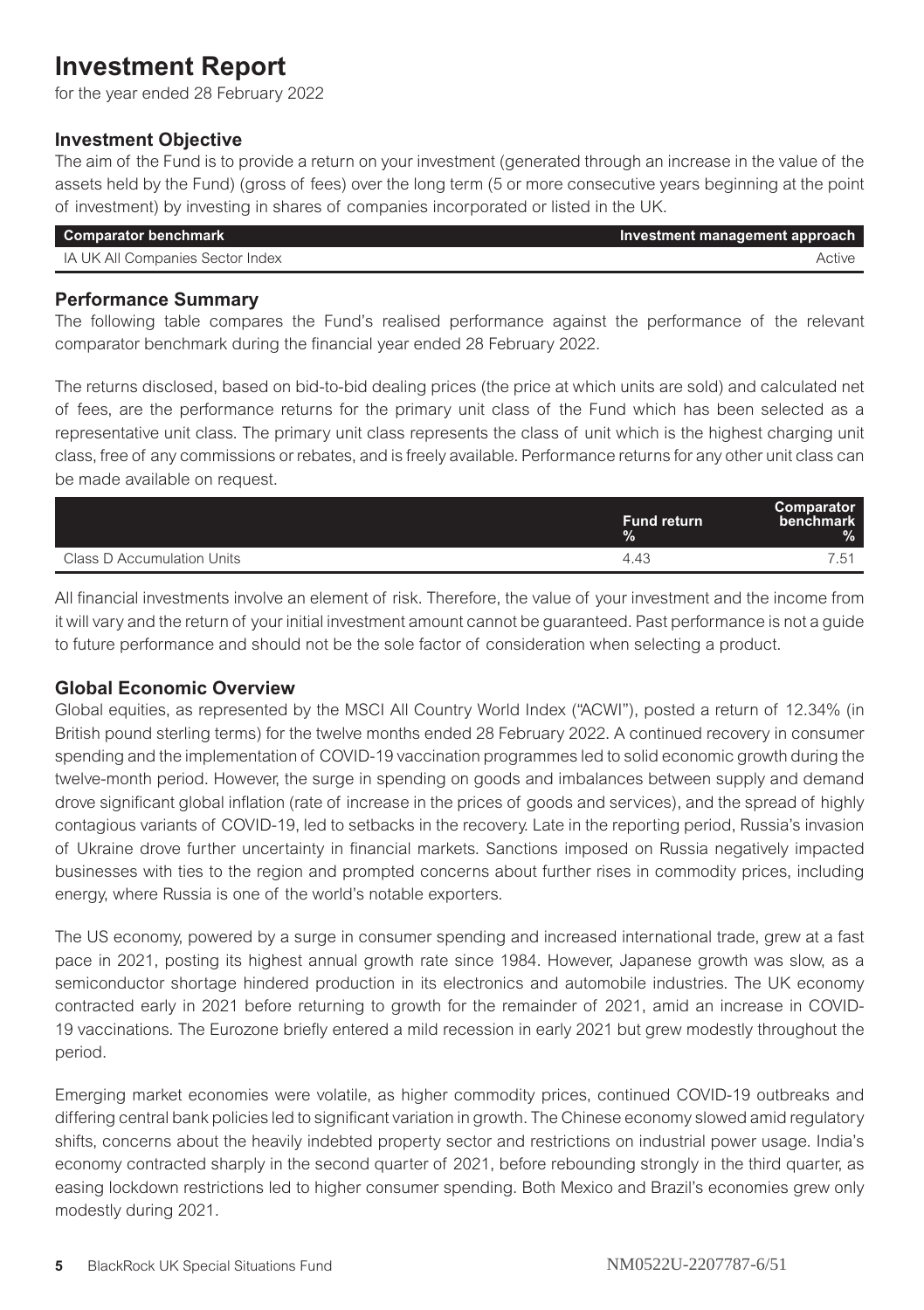# Investment Report

for the year ended 28 February 2022

## Investment Objective

The aim of the Fund is to provide a return on your investment (generated through an increase in the value of the assets held by the Fund) (gross of fees) over the long term (5 or more consecutive years beginning at the point of investment) by investing in shares of companies incorporated or listed in the UK.

| Comparator benchmark | Investment management approach |
|---|---|
| IA UK All Companies Sector Index | Active |

## Performance Summary

The following table compares the Fund's realised performance against the performance of the relevant comparator benchmark during the financial year ended 28 February 2022.

The returns disclosed, based on bid-to-bid dealing prices (the price at which units are sold) and calculated net of fees, are the performance returns for the primary unit class of the Fund which has been selected as a representative unit class. The primary unit class represents the class of unit which is the highest charging unit class, free of any commissions or rebates, and is freely available. Performance returns for any other unit class can be made available on request.

| | Fund return % | Comparator benchmark % |
|---|---|---|
| Class D Accumulation Units | 4.43 | 7.51 |

All financial investments involve an element of risk. Therefore, the value of your investment and the income from it will vary and the return of your initial investment amount cannot be guaranteed. Past performance is not a guide to future performance and should not be the sole factor of consideration when selecting a product.

## Global Economic Overview

Global equities, as represented by the MSCI All Country World Index ("ACWI"), posted a return of 12.34% (in British pound sterling terms) for the twelve months ended 28 February 2022. A continued recovery in consumer spending and the implementation of COVID-19 vaccination programmes led to solid economic growth during the twelve-month period. However, the surge in spending on goods and imbalances between supply and demand drove significant global inflation (rate of increase in the prices of goods and services), and the spread of highly contagious variants of COVID-19, led to setbacks in the recovery. Late in the reporting period, Russia's invasion of Ukraine drove further uncertainty in financial markets. Sanctions imposed on Russia negatively impacted businesses with ties to the region and prompted concerns about further rises in commodity prices, including energy, where Russia is one of the world's notable exporters.

The US economy, powered by a surge in consumer spending and increased international trade, grew at a fast pace in 2021, posting its highest annual growth rate since 1984. However, Japanese growth was slow, as a semiconductor shortage hindered production in its electronics and automobile industries. The UK economy contracted early in 2021 before returning to growth for the remainder of 2021, amid an increase in COVID-19 vaccinations. The Eurozone briefly entered a mild recession in early 2021 but grew modestly throughout the period.

Emerging market economies were volatile, as higher commodity prices, continued COVID-19 outbreaks and differing central bank policies led to significant variation in growth. The Chinese economy slowed amid regulatory shifts, concerns about the heavily indebted property sector and restrictions on industrial power usage. India's economy contracted sharply in the second quarter of 2021, before rebounding strongly in the third quarter, as easing lockdown restrictions led to higher consumer spending. Both Mexico and Brazil's economies grew only modestly during 2021.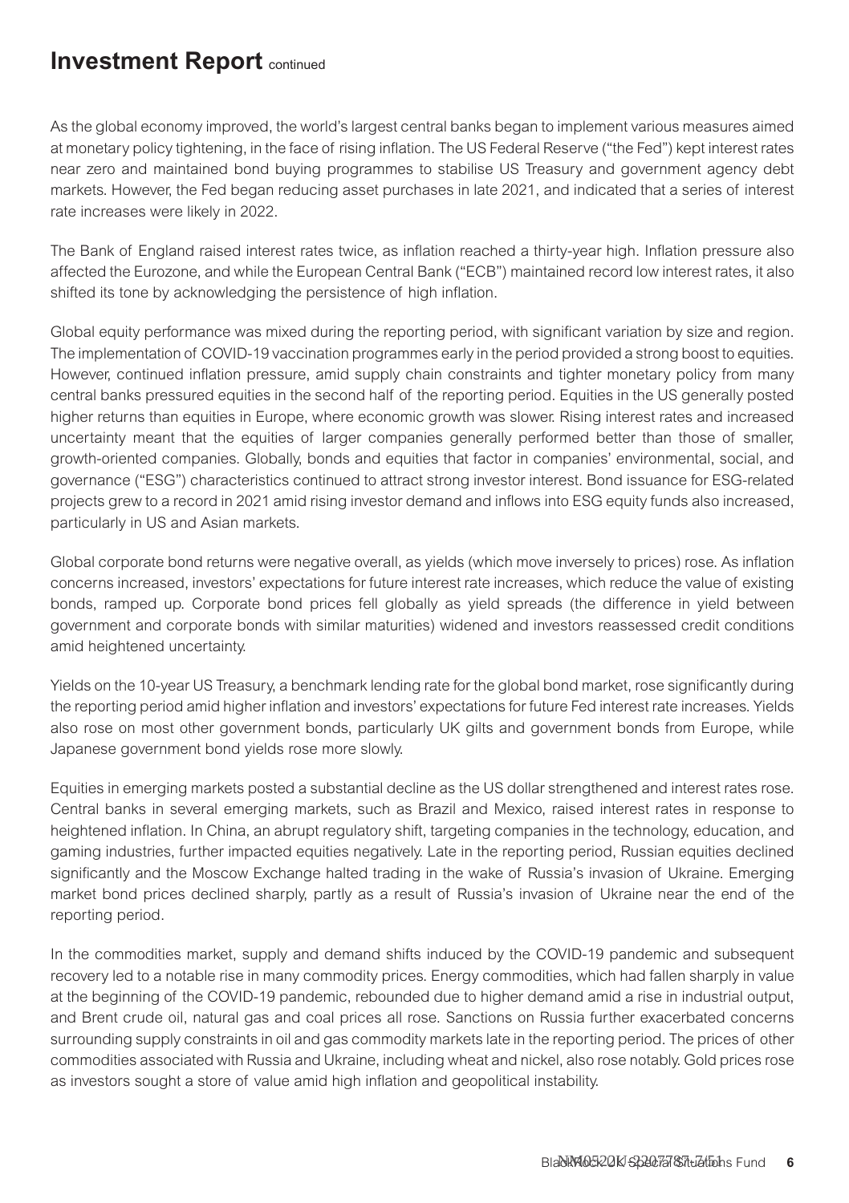# Investment Report continued

As the global economy improved, the world's largest central banks began to implement various measures aimed at monetary policy tightening, in the face of rising inflation. The US Federal Reserve ("the Fed") kept interest rates near zero and maintained bond buying programmes to stabilise US Treasury and government agency debt markets. However, the Fed began reducing asset purchases in late 2021, and indicated that a series of interest rate increases were likely in 2022.

The Bank of England raised interest rates twice, as inflation reached a thirty-year high. Inflation pressure also affected the Eurozone, and while the European Central Bank ("ECB") maintained record low interest rates, it also shifted its tone by acknowledging the persistence of high inflation.

Global equity performance was mixed during the reporting period, with significant variation by size and region. The implementation of COVID-19 vaccination programmes early in the period provided a strong boost to equities. However, continued inflation pressure, amid supply chain constraints and tighter monetary policy from many central banks pressured equities in the second half of the reporting period. Equities in the US generally posted higher returns than equities in Europe, where economic growth was slower. Rising interest rates and increased uncertainty meant that the equities of larger companies generally performed better than those of smaller, growth-oriented companies. Globally, bonds and equities that factor in companies' environmental, social, and governance ("ESG") characteristics continued to attract strong investor interest. Bond issuance for ESG-related projects grew to a record in 2021 amid rising investor demand and inflows into ESG equity funds also increased, particularly in US and Asian markets.

Global corporate bond returns were negative overall, as yields (which move inversely to prices) rose. As inflation concerns increased, investors' expectations for future interest rate increases, which reduce the value of existing bonds, ramped up. Corporate bond prices fell globally as yield spreads (the difference in yield between government and corporate bonds with similar maturities) widened and investors reassessed credit conditions amid heightened uncertainty.

Yields on the 10-year US Treasury, a benchmark lending rate for the global bond market, rose significantly during the reporting period amid higher inflation and investors' expectations for future Fed interest rate increases. Yields also rose on most other government bonds, particularly UK gilts and government bonds from Europe, while Japanese government bond yields rose more slowly.

Equities in emerging markets posted a substantial decline as the US dollar strengthened and interest rates rose. Central banks in several emerging markets, such as Brazil and Mexico, raised interest rates in response to heightened inflation. In China, an abrupt regulatory shift, targeting companies in the technology, education, and gaming industries, further impacted equities negatively. Late in the reporting period, Russian equities declined significantly and the Moscow Exchange halted trading in the wake of Russia's invasion of Ukraine. Emerging market bond prices declined sharply, partly as a result of Russia's invasion of Ukraine near the end of the reporting period.

In the commodities market, supply and demand shifts induced by the COVID-19 pandemic and subsequent recovery led to a notable rise in many commodity prices. Energy commodities, which had fallen sharply in value at the beginning of the COVID-19 pandemic, rebounded due to higher demand amid a rise in industrial output, and Brent crude oil, natural gas and coal prices all rose. Sanctions on Russia further exacerbated concerns surrounding supply constraints in oil and gas commodity markets late in the reporting period. The prices of other commodities associated with Russia and Ukraine, including wheat and nickel, also rose notably. Gold prices rose as investors sought a store of value amid high inflation and geopolitical instability.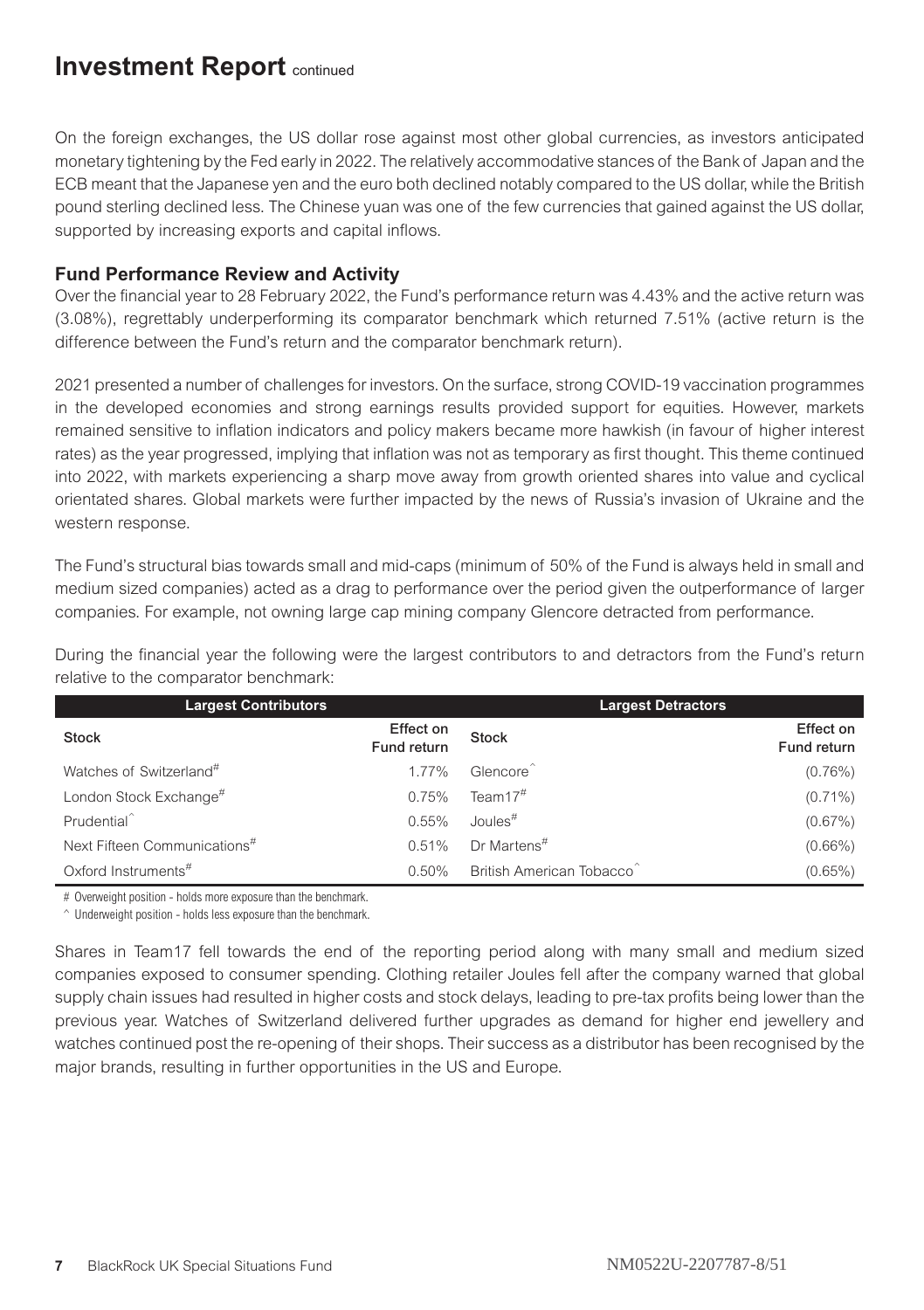# Investment Report continued

On the foreign exchanges, the US dollar rose against most other global currencies, as investors anticipated monetary tightening by the Fed early in 2022. The relatively accommodative stances of the Bank of Japan and the ECB meant that the Japanese yen and the euro both declined notably compared to the US dollar, while the British pound sterling declined less. The Chinese yuan was one of the few currencies that gained against the US dollar, supported by increasing exports and capital inflows.

## Fund Performance Review and Activity

Over the financial year to 28 February 2022, the Fund's performance return was 4.43% and the active return was (3.08%), regrettably underperforming its comparator benchmark which returned 7.51% (active return is the difference between the Fund's return and the comparator benchmark return).

2021 presented a number of challenges for investors. On the surface, strong COVID-19 vaccination programmes in the developed economies and strong earnings results provided support for equities. However, markets remained sensitive to inflation indicators and policy makers became more hawkish (in favour of higher interest rates) as the year progressed, implying that inflation was not as temporary as first thought. This theme continued into 2022, with markets experiencing a sharp move away from growth oriented shares into value and cyclical orientated shares. Global markets were further impacted by the news of Russia's invasion of Ukraine and the western response.

The Fund's structural bias towards small and mid-caps (minimum of 50% of the Fund is always held in small and medium sized companies) acted as a drag to performance over the period given the outperformance of larger companies. For example, not owning large cap mining company Glencore detracted from performance.

During the financial year the following were the largest contributors to and detractors from the Fund's return relative to the comparator benchmark:

| Largest Contributors | | Largest Detractors | |
|---|---|---|---|
| Stock | Effect on Fund return | Stock | Effect on Fund return |
| Watches of Switzerland# | 1.77% | Glencore^ | (0.76%) |
| London Stock Exchange# | 0.75% | Team17# | (0.71%) |
| Prudential^ | 0.55% | Joules# | (0.67%) |
| Next Fifteen Communications# | 0.51% | Dr Martens# | (0.66%) |
| Oxford Instruments# | 0.50% | British American Tobacco^ | (0.65%) |

# Overweight position - holds more exposure than the benchmark.

^ Underweight position - holds less exposure than the benchmark.

Shares in Team17 fell towards the end of the reporting period along with many small and medium sized companies exposed to consumer spending. Clothing retailer Joules fell after the company warned that global supply chain issues had resulted in higher costs and stock delays, leading to pre-tax profits being lower than the previous year. Watches of Switzerland delivered further upgrades as demand for higher end jewellery and watches continued post the re-opening of their shops. Their success as a distributor has been recognised by the major brands, resulting in further opportunities in the US and Europe.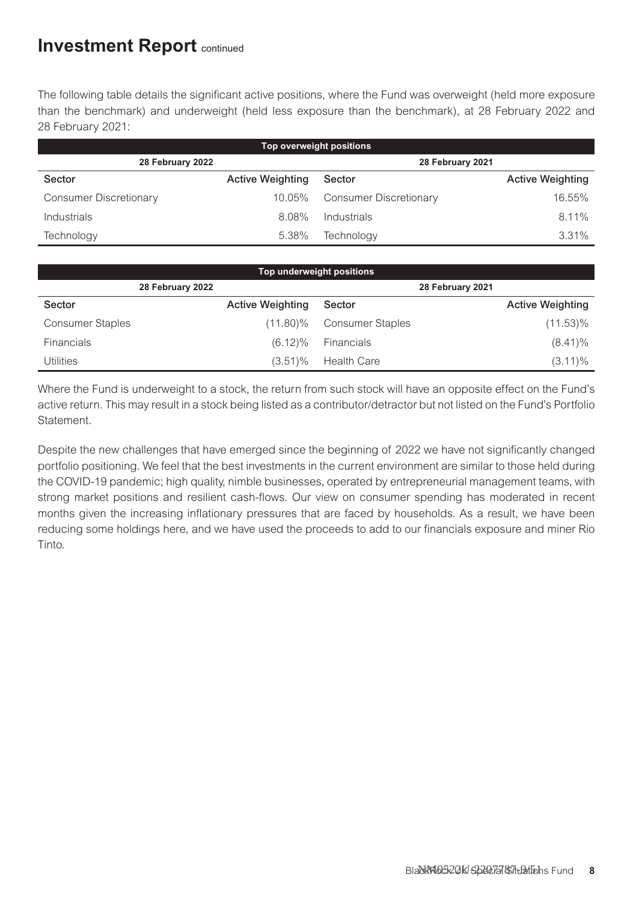# Investment Report continued

The following table details the significant active positions, where the Fund was overweight (held more exposure than the benchmark) and underweight (held less exposure than the benchmark), at 28 February 2022 and 28 February 2021:

| Top overweight positions | | | |
|---|---|---|---|
| **28 February 2022** | | **28 February 2021** | |
| **Sector** | **Active Weighting** | **Sector** | **Active Weighting** |
| Consumer Discretionary | 10.05% | Consumer Discretionary | 16.55% |
| Industrials | 8.08% | Industrials | 8.11% |
| Technology | 5.38% | Technology | 3.31% |

| Top underweight positions | | | |
|---|---|---|---|
| **28 February 2022** | | **28 February 2021** | |
| **Sector** | **Active Weighting** | **Sector** | **Active Weighting** |
| Consumer Staples | (11.80)% | Consumer Staples | (11.53)% |
| Financials | (6.12)% | Financials | (8.41)% |
| Utilities | (3.51)% | Health Care | (3.11)% |

Where the Fund is underweight to a stock, the return from such stock will have an opposite effect on the Fund's active return. This may result in a stock being listed as a contributor/detractor but not listed on the Fund's Portfolio Statement.

Despite the new challenges that have emerged since the beginning of 2022 we have not significantly changed portfolio positioning. We feel that the best investments in the current environment are similar to those held during the COVID-19 pandemic; high quality, nimble businesses, operated by entrepreneurial management teams, with strong market positions and resilient cash-flows. Our view on consumer spending has moderated in recent months given the increasing inflationary pressures that are faced by households. As a result, we have been reducing some holdings here, and we have used the proceeds to add to our financials exposure and miner Rio Tinto.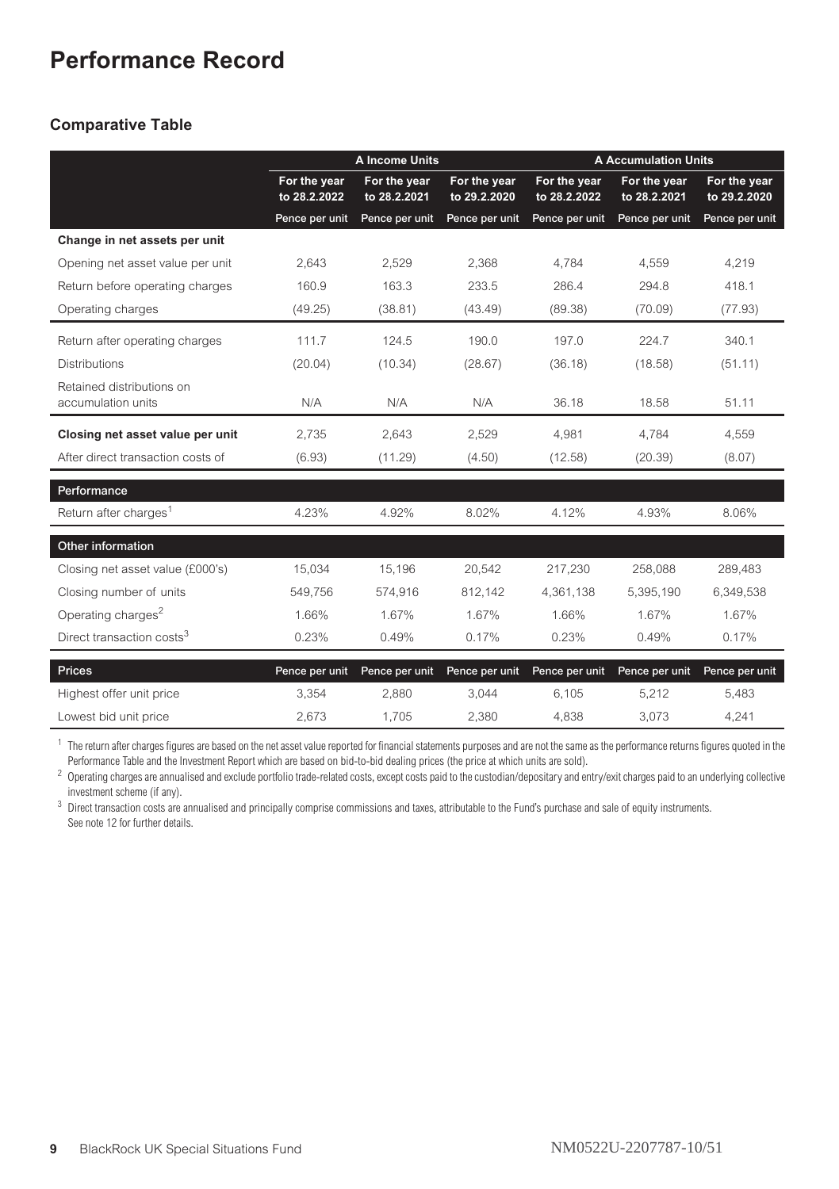# Performance Record

## Comparative Table

| | A Income Units | | | A Accumulation Units | | |
|---|---|---|---|---|---|---|
| | For the year to 28.2.2022 | For the year to 28.2.2021 | For the year to 29.2.2020 | For the year to 28.2.2022 | For the year to 28.2.2021 | For the year to 29.2.2020 |
| | Pence per unit | Pence per unit | Pence per unit | Pence per unit | Pence per unit | Pence per unit |
| **Change in net assets per unit** | | | | | | |
| Opening net asset value per unit | 2,643 | 2,529 | 2,368 | 4,784 | 4,559 | 4,219 |
| Return before operating charges | 160.9 | 163.3 | 233.5 | 286.4 | 294.8 | 418.1 |
| Operating charges | (49.25) | (38.81) | (43.49) | (89.38) | (70.09) | (77.93) |
| Return after operating charges | 111.7 | 124.5 | 190.0 | 197.0 | 224.7 | 340.1 |
| Distributions | (20.04) | (10.34) | (28.67) | (36.18) | (18.58) | (51.11) |
| Retained distributions on accumulation units | N/A | N/A | N/A | 36.18 | 18.58 | 51.11 |
| **Closing net asset value per unit** | 2,735 | 2,643 | 2,529 | 4,981 | 4,784 | 4,559 |
| After direct transaction costs of | (6.93) | (11.29) | (4.50) | (12.58) | (20.39) | (8.07) |
| **Performance** | | | | | | |
| Return after charges[1] | 4.23% | 4.92% | 8.02% | 4.12% | 4.93% | 8.06% |
| **Other information** | | | | | | |
| Closing net asset value (£000's) | 15,034 | 15,196 | 20,542 | 217,230 | 258,088 | 289,483 |
| Closing number of units | 549,756 | 574,916 | 812,142 | 4,361,138 | 5,395,190 | 6,349,538 |
| Operating charges[2] | 1.66% | 1.67% | 1.67% | 1.66% | 1.67% | 1.67% |
| Direct transaction costs[3] | 0.23% | 0.49% | 0.17% | 0.23% | 0.49% | 0.17% |
| **Prices** | Pence per unit | Pence per unit | Pence per unit | Pence per unit | Pence per unit | Pence per unit |
| Highest offer unit price | 3,354 | 2,880 | 3,044 | 6,105 | 5,212 | 5,483 |
| Lowest bid unit price | 2,673 | 1,705 | 2,380 | 4,838 | 3,073 | 4,241 |

[1] The return after charges figures are based on the net asset value reported for financial statements purposes and are not the same as the performance returns figures quoted in the Performance Table and the Investment Report which are based on bid-to-bid dealing prices (the price at which units are sold).

[2] Operating charges are annualised and exclude portfolio trade-related costs, except costs paid to the custodian/depositary and entry/exit charges paid to an underlying collective investment scheme (if any).

[3] Direct transaction costs are annualised and principally comprise commissions and taxes, attributable to the Fund's purchase and sale of equity instruments. See note 12 for further details.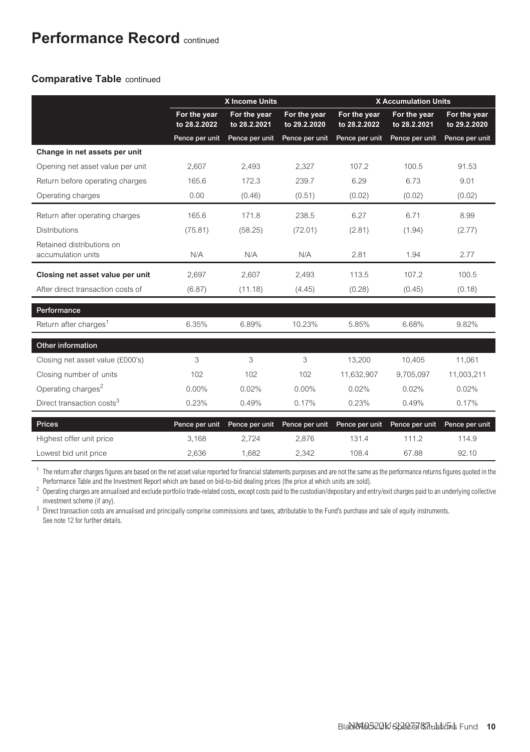# Performance Record continued

## Comparative Table continued

| | X Income Units | | | X Accumulation Units | | |
|---|---|---|---|---|---|---|
| | For the year to 28.2.2022 | For the year to 28.2.2021 | For the year to 29.2.2020 | For the year to 28.2.2022 | For the year to 28.2.2021 | For the year to 29.2.2020 |
| | Pence per unit | Pence per unit | Pence per unit | Pence per unit | Pence per unit | Pence per unit |
| **Change in net assets per unit** | | | | | | |
| Opening net asset value per unit | 2,607 | 2,493 | 2,327 | 107.2 | 100.5 | 91.53 |
| Return before operating charges | 165.6 | 172.3 | 239.7 | 6.29 | 6.73 | 9.01 |
| Operating charges | 0.00 | (0.46) | (0.51) | (0.02) | (0.02) | (0.02) |
| Return after operating charges | 165.6 | 171.8 | 238.5 | 6.27 | 6.71 | 8.99 |
| Distributions | (75.81) | (58.25) | (72.01) | (2.81) | (1.94) | (2.77) |
| Retained distributions on accumulation units | N/A | N/A | N/A | 2.81 | 1.94 | 2.77 |
| **Closing net asset value per unit** | 2,697 | 2,607 | 2,493 | 113.5 | 107.2 | 100.5 |
| After direct transaction costs of | (6.87) | (11.18) | (4.45) | (0.28) | (0.45) | (0.18) |
| **Performance** | | | | | | |
| Return after charges[1] | 6.35% | 6.89% | 10.23% | 5.85% | 6.68% | 9.82% |
| **Other information** | | | | | | |
| Closing net asset value (£000's) | 3 | 3 | 3 | 13,200 | 10,405 | 11,061 |
| Closing number of units | 102 | 102 | 102 | 11,632,907 | 9,705,097 | 11,003,211 |
| Operating charges[2] | 0.00% | 0.02% | 0.00% | 0.02% | 0.02% | 0.02% |
| Direct transaction costs[3] | 0.23% | 0.49% | 0.17% | 0.23% | 0.49% | 0.17% |
| **Prices** | Pence per unit | Pence per unit | Pence per unit | Pence per unit | Pence per unit | Pence per unit |
| Highest offer unit price | 3,168 | 2,724 | 2,876 | 131.4 | 111.2 | 114.9 |
| Lowest bid unit price | 2,636 | 1,682 | 2,342 | 108.4 | 67.88 | 92.10 |

[1] The return after charges figures are based on the net asset value reported for financial statements purposes and are not the same as the performance returns figures quoted in the Performance Table and the Investment Report which are based on bid-to-bid dealing prices (the price at which units are sold).

[2] Operating charges are annualised and exclude portfolio trade-related costs, except costs paid to the custodian/depositary and entry/exit charges paid to an underlying collective investment scheme (if any).

[3] Direct transaction costs are annualised and principally comprise commissions and taxes, attributable to the Fund's purchase and sale of equity instruments. See note 12 for further details.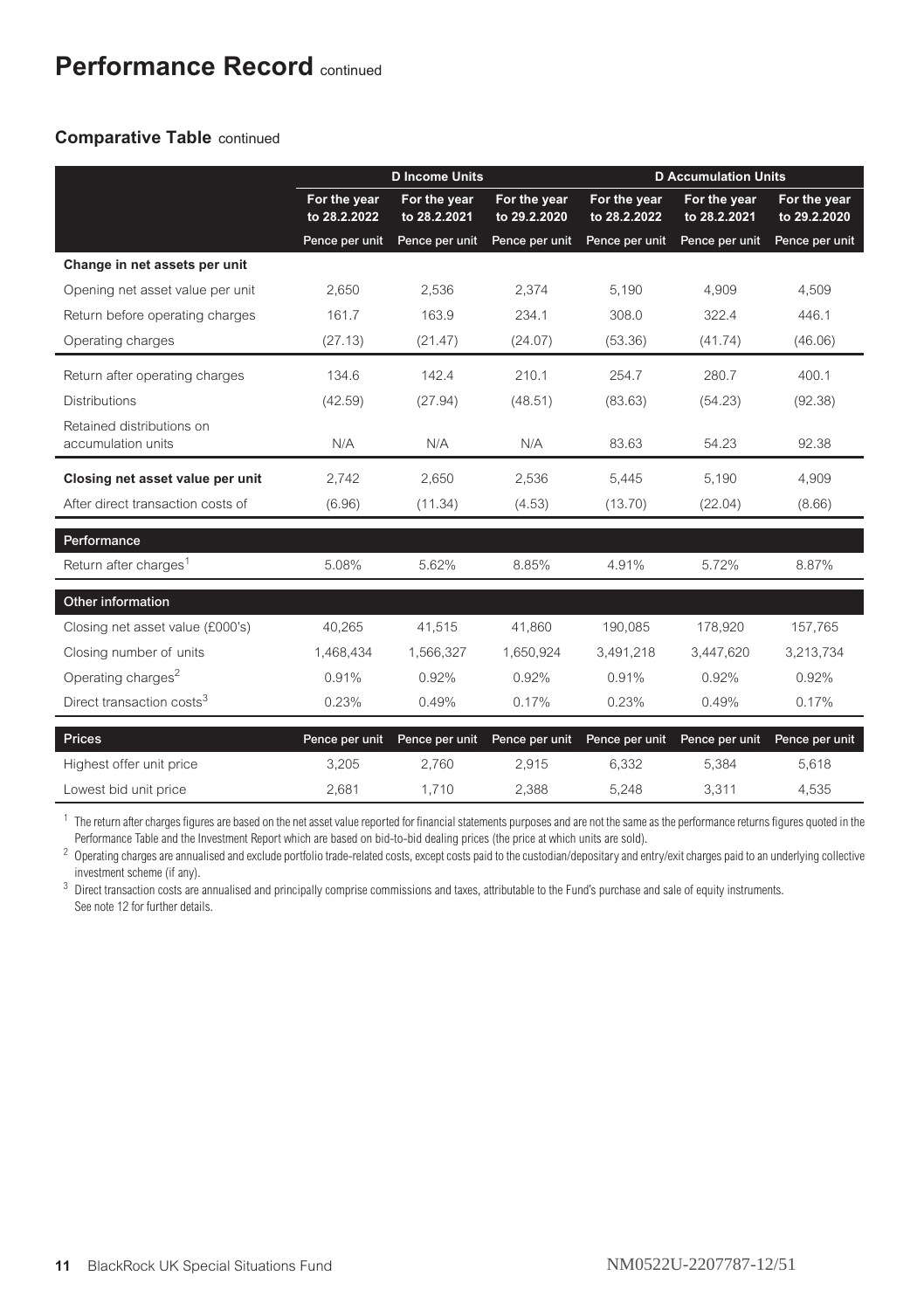# Performance Record continued

## Comparative Table continued

| | D Income Units | | | D Accumulation Units | | |
|---|---|---|---|---|---|---|
| | For the year to 28.2.2022 | For the year to 28.2.2021 | For the year to 29.2.2020 | For the year to 28.2.2022 | For the year to 28.2.2021 | For the year to 29.2.2020 |
| | Pence per unit | Pence per unit | Pence per unit | Pence per unit | Pence per unit | Pence per unit |
| **Change in net assets per unit** | | | | | | |
| Opening net asset value per unit | 2,650 | 2,536 | 2,374 | 5,190 | 4,909 | 4,509 |
| Return before operating charges | 161.7 | 163.9 | 234.1 | 308.0 | 322.4 | 446.1 |
| Operating charges | (27.13) | (21.47) | (24.07) | (53.36) | (41.74) | (46.06) |
| Return after operating charges | 134.6 | 142.4 | 210.1 | 254.7 | 280.7 | 400.1 |
| Distributions | (42.59) | (27.94) | (48.51) | (83.63) | (54.23) | (92.38) |
| Retained distributions on accumulation units | N/A | N/A | N/A | 83.63 | 54.23 | 92.38 |
| **Closing net asset value per unit** | 2,742 | 2,650 | 2,536 | 5,445 | 5,190 | 4,909 |
| After direct transaction costs of | (6.96) | (11.34) | (4.53) | (13.70) | (22.04) | (8.66) |
| **Performance** | | | | | | |
| Return after charges[1] | 5.08% | 5.62% | 8.85% | 4.91% | 5.72% | 8.87% |
| **Other information** | | | | | | |
| Closing net asset value (£000's) | 40,265 | 41,515 | 41,860 | 190,085 | 178,920 | 157,765 |
| Closing number of units | 1,468,434 | 1,566,327 | 1,650,924 | 3,491,218 | 3,447,620 | 3,213,734 |
| Operating charges[2] | 0.91% | 0.92% | 0.92% | 0.91% | 0.92% | 0.92% |
| Direct transaction costs[3] | 0.23% | 0.49% | 0.17% | 0.23% | 0.49% | 0.17% |
| **Prices** | Pence per unit | Pence per unit | Pence per unit | Pence per unit | Pence per unit | Pence per unit |
| Highest offer unit price | 3,205 | 2,760 | 2,915 | 6,332 | 5,384 | 5,618 |
| Lowest bid unit price | 2,681 | 1,710 | 2,388 | 5,248 | 3,311 | 4,535 |

[1] The return after charges figures are based on the net asset value reported for financial statements purposes and are not the same as the performance returns figures quoted in the Performance Table and the Investment Report which are based on bid-to-bid dealing prices (the price at which units are sold).

[2] Operating charges are annualised and exclude portfolio trade-related costs, except costs paid to the custodian/depositary and entry/exit charges paid to an underlying collective investment scheme (if any).

[3] Direct transaction costs are annualised and principally comprise commissions and taxes, attributable to the Fund's purchase and sale of equity instruments. See note 12 for further details.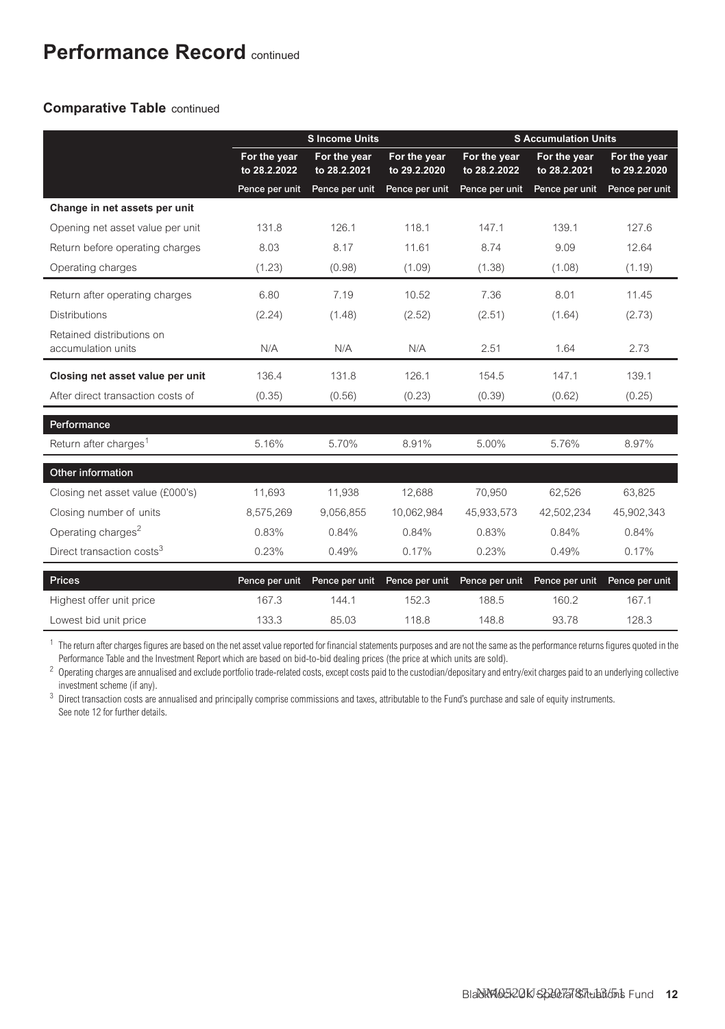# Performance Record continued

## Comparative Table continued

| | S Income Units | | | S Accumulation Units | | |
|---|---|---|---|---|---|---|
| | For the year to 28.2.2022 | For the year to 28.2.2021 | For the year to 29.2.2020 | For the year to 28.2.2022 | For the year to 28.2.2021 | For the year to 29.2.2020 |
| | Pence per unit | Pence per unit | Pence per unit | Pence per unit | Pence per unit | Pence per unit |
| **Change in net assets per unit** | | | | | | |
| Opening net asset value per unit | 131.8 | 126.1 | 118.1 | 147.1 | 139.1 | 127.6 |
| Return before operating charges | 8.03 | 8.17 | 11.61 | 8.74 | 9.09 | 12.64 |
| Operating charges | (1.23) | (0.98) | (1.09) | (1.38) | (1.08) | (1.19) |
| Return after operating charges | 6.80 | 7.19 | 10.52 | 7.36 | 8.01 | 11.45 |
| Distributions | (2.24) | (1.48) | (2.52) | (2.51) | (1.64) | (2.73) |
| Retained distributions on accumulation units | N/A | N/A | N/A | 2.51 | 1.64 | 2.73 |
| **Closing net asset value per unit** | 136.4 | 131.8 | 126.1 | 154.5 | 147.1 | 139.1 |
| After direct transaction costs of | (0.35) | (0.56) | (0.23) | (0.39) | (0.62) | (0.25) |
| **Performance** | | | | | | |
| Return after charges[1] | 5.16% | 5.70% | 8.91% | 5.00% | 5.76% | 8.97% |
| **Other information** | | | | | | |
| Closing net asset value (£000's) | 11,693 | 11,938 | 12,688 | 70,950 | 62,526 | 63,825 |
| Closing number of units | 8,575,269 | 9,056,855 | 10,062,984 | 45,933,573 | 42,502,234 | 45,902,343 |
| Operating charges[2] | 0.83% | 0.84% | 0.84% | 0.83% | 0.84% | 0.84% |
| Direct transaction costs[3] | 0.23% | 0.49% | 0.17% | 0.23% | 0.49% | 0.17% |
| **Prices** | Pence per unit | Pence per unit | Pence per unit | Pence per unit | Pence per unit | Pence per unit |
| Highest offer unit price | 167.3 | 144.1 | 152.3 | 188.5 | 160.2 | 167.1 |
| Lowest bid unit price | 133.3 | 85.03 | 118.8 | 148.8 | 93.78 | 128.3 |

[1] The return after charges figures are based on the net asset value reported for financial statements purposes and are not the same as the performance returns figures quoted in the Performance Table and the Investment Report which are based on bid-to-bid dealing prices (the price at which units are sold).

[2] Operating charges are annualised and exclude portfolio trade-related costs, except costs paid to the custodian/depositary and entry/exit charges paid to an underlying collective investment scheme (if any).

[3] Direct transaction costs are annualised and principally comprise commissions and taxes, attributable to the Fund's purchase and sale of equity instruments. See note 12 for further details.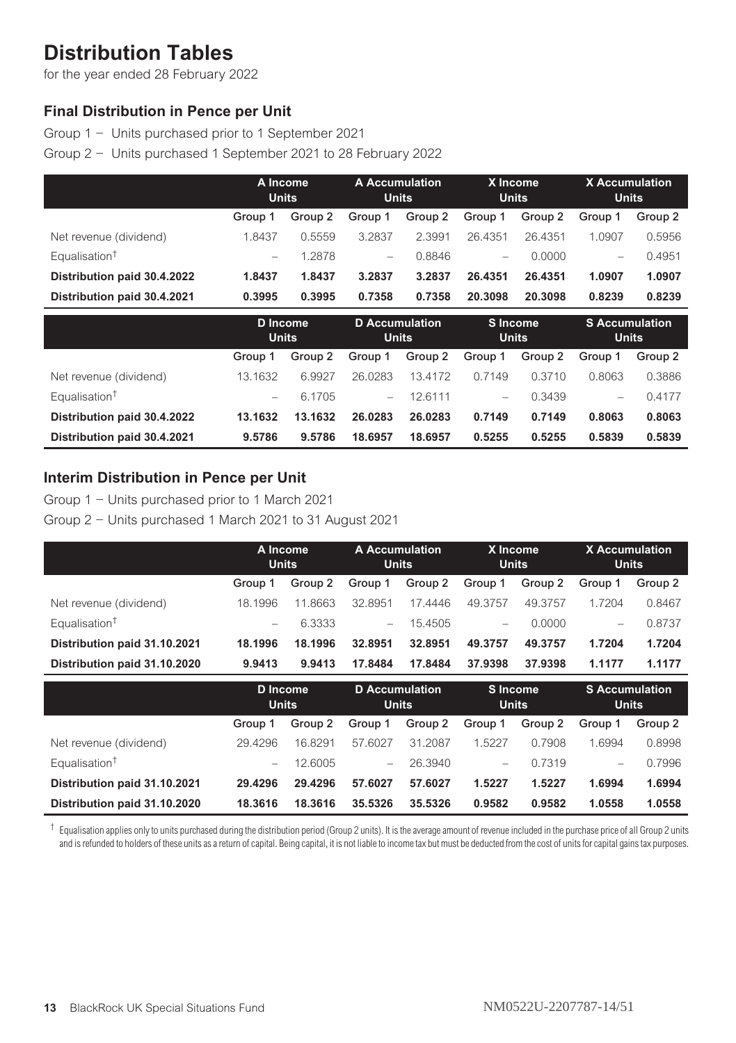# Distribution Tables

for the year ended 28 February 2022

## Final Distribution in Pence per Unit

Group 1 – Units purchased prior to 1 September 2021

Group 2 – Units purchased 1 September 2021 to 28 February 2022

| | A Income Units | | A Accumulation Units | | X Income Units | | X Accumulation Units | |
|---|---|---|---|---|---|---|---|---|
| | Group 1 | Group 2 | Group 1 | Group 2 | Group 1 | Group 2 | Group 1 | Group 2 |
| Net revenue (dividend) | 1.8437 | 0.5559 | 3.2837 | 2.3991 | 26.4351 | 26.4351 | 1.0907 | 0.5956 |
| Equalisation† | – | 1.2878 | – | 0.8846 | – | 0.0000 | – | 0.4951 |
| **Distribution paid 30.4.2022** | **1.8437** | **1.8437** | **3.2837** | **3.2837** | **26.4351** | **26.4351** | **1.0907** | **1.0907** |
| **Distribution paid 30.4.2021** | **0.3995** | **0.3995** | **0.7358** | **0.7358** | **20.3098** | **20.3098** | **0.8239** | **0.8239** |

| | D Income Units | | D Accumulation Units | | S Income Units | | S Accumulation Units | |
|---|---|---|---|---|---|---|---|---|
| | Group 1 | Group 2 | Group 1 | Group 2 | Group 1 | Group 2 | Group 1 | Group 2 |
| Net revenue (dividend) | 13.1632 | 6.9927 | 26.0283 | 13.4172 | 0.7149 | 0.3710 | 0.8063 | 0.3886 |
| Equalisation† | – | 6.1705 | – | 12.6111 | – | 0.3439 | – | 0.4177 |
| **Distribution paid 30.4.2022** | **13.1632** | **13.1632** | **26.0283** | **26.0283** | **0.7149** | **0.7149** | **0.8063** | **0.8063** |
| **Distribution paid 30.4.2021** | **9.5786** | **9.5786** | **18.6957** | **18.6957** | **0.5255** | **0.5255** | **0.5839** | **0.5839** |

## Interim Distribution in Pence per Unit

Group 1 – Units purchased prior to 1 March 2021

Group 2 – Units purchased 1 March 2021 to 31 August 2021

| | A Income Units | | A Accumulation Units | | X Income Units | | X Accumulation Units | |
|---|---|---|---|---|---|---|---|---|
| | Group 1 | Group 2 | Group 1 | Group 2 | Group 1 | Group 2 | Group 1 | Group 2 |
| Net revenue (dividend) | 18.1996 | 11.8663 | 32.8951 | 17.4446 | 49.3757 | 49.3757 | 1.7204 | 0.8467 |
| Equalisation† | – | 6.3333 | – | 15.4505 | – | 0.0000 | – | 0.8737 |
| **Distribution paid 31.10.2021** | **18.1996** | **18.1996** | **32.8951** | **32.8951** | **49.3757** | **49.3757** | **1.7204** | **1.7204** |
| **Distribution paid 31.10.2020** | **9.9413** | **9.9413** | **17.8484** | **17.8484** | **37.9398** | **37.9398** | **1.1177** | **1.1177** |

| | D Income Units | | D Accumulation Units | | S Income Units | | S Accumulation Units | |
|---|---|---|---|---|---|---|---|---|
| | Group 1 | Group 2 | Group 1 | Group 2 | Group 1 | Group 2 | Group 1 | Group 2 |
| Net revenue (dividend) | 29.4296 | 16.8291 | 57.6027 | 31.2087 | 1.5227 | 0.7908 | 1.6994 | 0.8998 |
| Equalisation† | – | 12.6005 | – | 26.3940 | – | 0.7319 | – | 0.7996 |
| **Distribution paid 31.10.2021** | **29.4296** | **29.4296** | **57.6027** | **57.6027** | **1.5227** | **1.5227** | **1.6994** | **1.6994** |
| **Distribution paid 31.10.2020** | **18.3616** | **18.3616** | **35.5326** | **35.5326** | **0.9582** | **0.9582** | **1.0558** | **1.0558** |

† Equalisation applies only to units purchased during the distribution period (Group 2 units). It is the average amount of revenue included in the purchase price of all Group 2 units and is refunded to holders of these units as a return of capital. Being capital, it is not liable to income tax but must be deducted from the cost of units for capital gains tax purposes.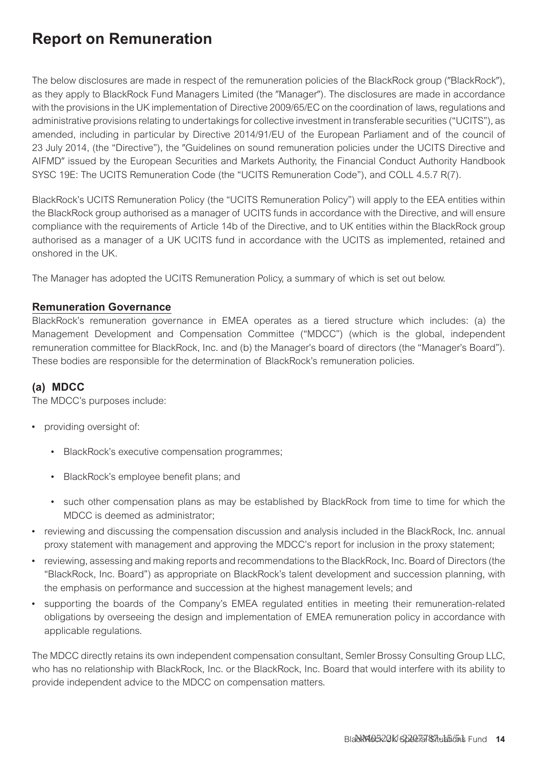# Report on Remuneration

The below disclosures are made in respect of the remuneration policies of the BlackRock group ("BlackRock"), as they apply to BlackRock Fund Managers Limited (the "Manager"). The disclosures are made in accordance with the provisions in the UK implementation of Directive 2009/65/EC on the coordination of laws, regulations and administrative provisions relating to undertakings for collective investment in transferable securities ("UCITS"), as amended, including in particular by Directive 2014/91/EU of the European Parliament and of the council of 23 July 2014, (the "Directive"), the "Guidelines on sound remuneration policies under the UCITS Directive and AIFMD" issued by the European Securities and Markets Authority, the Financial Conduct Authority Handbook SYSC 19E: The UCITS Remuneration Code (the "UCITS Remuneration Code"), and COLL 4.5.7 R(7).

BlackRock's UCITS Remuneration Policy (the "UCITS Remuneration Policy") will apply to the EEA entities within the BlackRock group authorised as a manager of UCITS funds in accordance with the Directive, and will ensure compliance with the requirements of Article 14b of the Directive, and to UK entities within the BlackRock group authorised as a manager of a UK UCITS fund in accordance with the UCITS as implemented, retained and onshored in the UK.

The Manager has adopted the UCITS Remuneration Policy, a summary of which is set out below.

## Remuneration Governance

BlackRock's remuneration governance in EMEA operates as a tiered structure which includes: (a) the Management Development and Compensation Committee ("MDCC") (which is the global, independent remuneration committee for BlackRock, Inc. and (b) the Manager's board of directors (the "Manager's Board"). These bodies are responsible for the determination of BlackRock's remuneration policies.

### (a) MDCC

The MDCC's purposes include:

- providing oversight of:
  - BlackRock's executive compensation programmes;
  - BlackRock's employee benefit plans; and
  - such other compensation plans as may be established by BlackRock from time to time for which the MDCC is deemed as administrator;
- reviewing and discussing the compensation discussion and analysis included in the BlackRock, Inc. annual proxy statement with management and approving the MDCC's report for inclusion in the proxy statement;
- reviewing, assessing and making reports and recommendations to the BlackRock, Inc. Board of Directors (the "BlackRock, Inc. Board") as appropriate on BlackRock's talent development and succession planning, with the emphasis on performance and succession at the highest management levels; and
- supporting the boards of the Company's EMEA regulated entities in meeting their remuneration-related obligations by overseeing the design and implementation of EMEA remuneration policy in accordance with applicable regulations.

The MDCC directly retains its own independent compensation consultant, Semler Brossy Consulting Group LLC, who has no relationship with BlackRock, Inc. or the BlackRock, Inc. Board that would interfere with its ability to provide independent advice to the MDCC on compensation matters.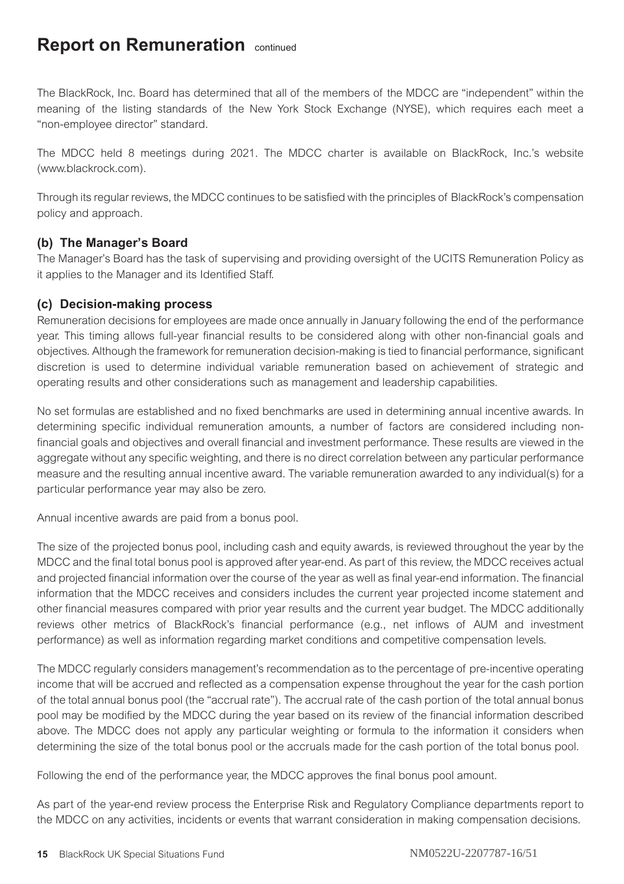# Report on Remuneration continued

The BlackRock, Inc. Board has determined that all of the members of the MDCC are "independent" within the meaning of the listing standards of the New York Stock Exchange (NYSE), which requires each meet a "non-employee director" standard.

The MDCC held 8 meetings during 2021. The MDCC charter is available on BlackRock, Inc.'s website (www.blackrock.com).

Through its regular reviews, the MDCC continues to be satisfied with the principles of BlackRock's compensation policy and approach.

### (b) The Manager's Board

The Manager's Board has the task of supervising and providing oversight of the UCITS Remuneration Policy as it applies to the Manager and its Identified Staff.

### (c) Decision-making process

Remuneration decisions for employees are made once annually in January following the end of the performance year. This timing allows full-year financial results to be considered along with other non-financial goals and objectives. Although the framework for remuneration decision-making is tied to financial performance, significant discretion is used to determine individual variable remuneration based on achievement of strategic and operating results and other considerations such as management and leadership capabilities.

No set formulas are established and no fixed benchmarks are used in determining annual incentive awards. In determining specific individual remuneration amounts, a number of factors are considered including non-financial goals and objectives and overall financial and investment performance. These results are viewed in the aggregate without any specific weighting, and there is no direct correlation between any particular performance measure and the resulting annual incentive award. The variable remuneration awarded to any individual(s) for a particular performance year may also be zero.

Annual incentive awards are paid from a bonus pool.

The size of the projected bonus pool, including cash and equity awards, is reviewed throughout the year by the MDCC and the final total bonus pool is approved after year-end. As part of this review, the MDCC receives actual and projected financial information over the course of the year as well as final year-end information. The financial information that the MDCC receives and considers includes the current year projected income statement and other financial measures compared with prior year results and the current year budget. The MDCC additionally reviews other metrics of BlackRock's financial performance (e.g., net inflows of AUM and investment performance) as well as information regarding market conditions and competitive compensation levels.

The MDCC regularly considers management's recommendation as to the percentage of pre-incentive operating income that will be accrued and reflected as a compensation expense throughout the year for the cash portion of the total annual bonus pool (the "accrual rate"). The accrual rate of the cash portion of the total annual bonus pool may be modified by the MDCC during the year based on its review of the financial information described above. The MDCC does not apply any particular weighting or formula to the information it considers when determining the size of the total bonus pool or the accruals made for the cash portion of the total bonus pool.

Following the end of the performance year, the MDCC approves the final bonus pool amount.

As part of the year-end review process the Enterprise Risk and Regulatory Compliance departments report to the MDCC on any activities, incidents or events that warrant consideration in making compensation decisions.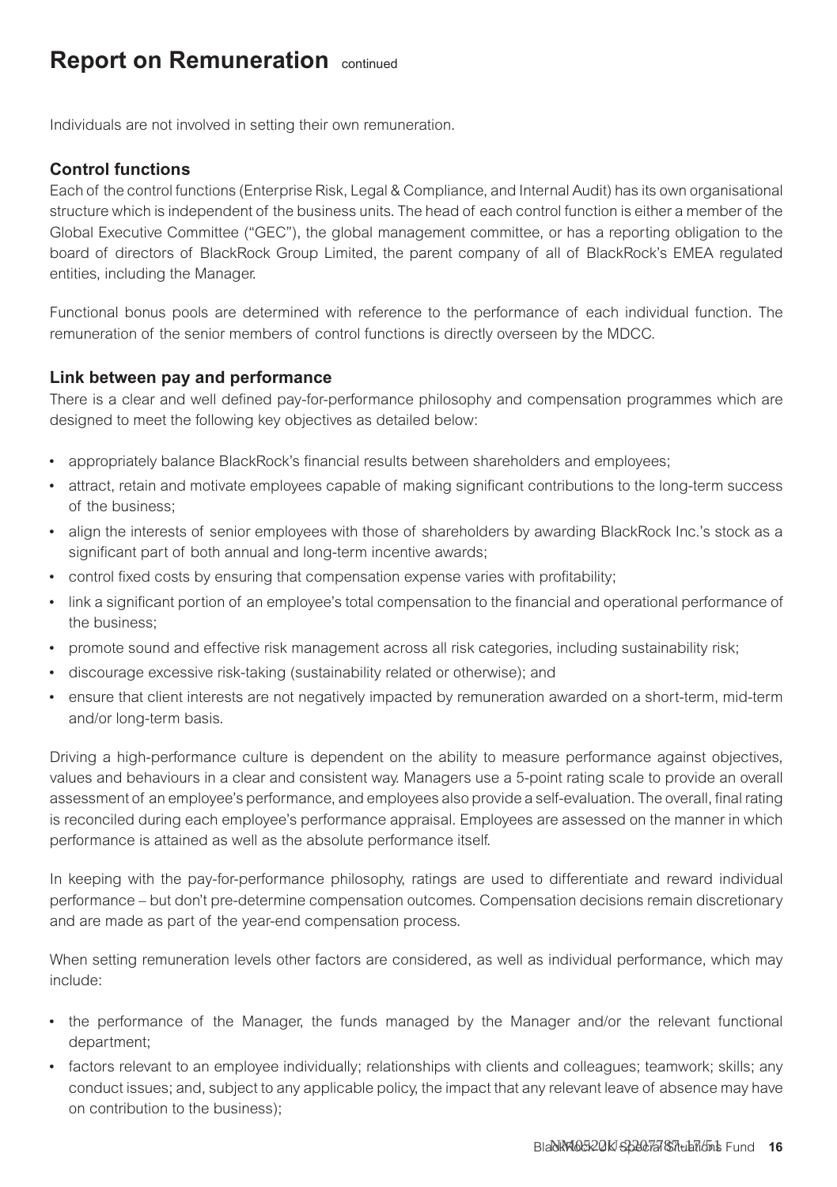# Report on Remuneration continued

Individuals are not involved in setting their own remuneration.

### Control functions

Each of the control functions (Enterprise Risk, Legal & Compliance, and Internal Audit) has its own organisational structure which is independent of the business units. The head of each control function is either a member of the Global Executive Committee ("GEC"), the global management committee, or has a reporting obligation to the board of directors of BlackRock Group Limited, the parent company of all of BlackRock's EMEA regulated entities, including the Manager.

Functional bonus pools are determined with reference to the performance of each individual function. The remuneration of the senior members of control functions is directly overseen by the MDCC.

### Link between pay and performance

There is a clear and well defined pay-for-performance philosophy and compensation programmes which are designed to meet the following key objectives as detailed below:

- appropriately balance BlackRock's financial results between shareholders and employees;
- attract, retain and motivate employees capable of making significant contributions to the long-term success of the business;
- align the interests of senior employees with those of shareholders by awarding BlackRock Inc.'s stock as a significant part of both annual and long-term incentive awards;
- control fixed costs by ensuring that compensation expense varies with profitability;
- link a significant portion of an employee's total compensation to the financial and operational performance of the business;
- promote sound and effective risk management across all risk categories, including sustainability risk;
- discourage excessive risk-taking (sustainability related or otherwise); and
- ensure that client interests are not negatively impacted by remuneration awarded on a short-term, mid-term and/or long-term basis.

Driving a high-performance culture is dependent on the ability to measure performance against objectives, values and behaviours in a clear and consistent way. Managers use a 5-point rating scale to provide an overall assessment of an employee's performance, and employees also provide a self-evaluation. The overall, final rating is reconciled during each employee's performance appraisal. Employees are assessed on the manner in which performance is attained as well as the absolute performance itself.

In keeping with the pay-for-performance philosophy, ratings are used to differentiate and reward individual performance – but don't pre-determine compensation outcomes. Compensation decisions remain discretionary and are made as part of the year-end compensation process.

When setting remuneration levels other factors are considered, as well as individual performance, which may include:

- the performance of the Manager, the funds managed by the Manager and/or the relevant functional department;
- factors relevant to an employee individually; relationships with clients and colleagues; teamwork; skills; any conduct issues; and, subject to any applicable policy, the impact that any relevant leave of absence may have on contribution to the business);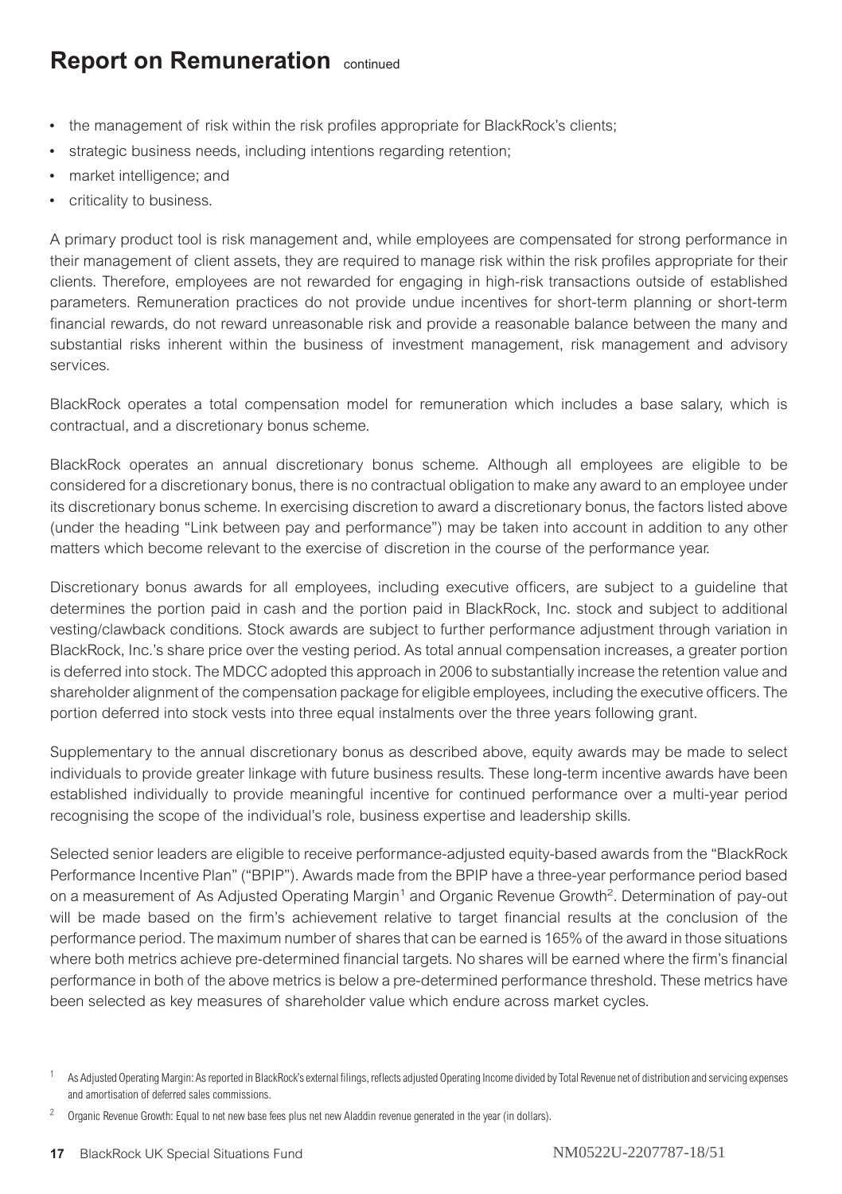# Report on Remuneration continued

- the management of risk within the risk profiles appropriate for BlackRock's clients;
- strategic business needs, including intentions regarding retention;
- market intelligence; and
- criticality to business.

A primary product tool is risk management and, while employees are compensated for strong performance in their management of client assets, they are required to manage risk within the risk profiles appropriate for their clients. Therefore, employees are not rewarded for engaging in high-risk transactions outside of established parameters. Remuneration practices do not provide undue incentives for short-term planning or short-term financial rewards, do not reward unreasonable risk and provide a reasonable balance between the many and substantial risks inherent within the business of investment management, risk management and advisory services.

BlackRock operates a total compensation model for remuneration which includes a base salary, which is contractual, and a discretionary bonus scheme.

BlackRock operates an annual discretionary bonus scheme. Although all employees are eligible to be considered for a discretionary bonus, there is no contractual obligation to make any award to an employee under its discretionary bonus scheme. In exercising discretion to award a discretionary bonus, the factors listed above (under the heading "Link between pay and performance") may be taken into account in addition to any other matters which become relevant to the exercise of discretion in the course of the performance year.

Discretionary bonus awards for all employees, including executive officers, are subject to a guideline that determines the portion paid in cash and the portion paid in BlackRock, Inc. stock and subject to additional vesting/clawback conditions. Stock awards are subject to further performance adjustment through variation in BlackRock, Inc.'s share price over the vesting period. As total annual compensation increases, a greater portion is deferred into stock. The MDCC adopted this approach in 2006 to substantially increase the retention value and shareholder alignment of the compensation package for eligible employees, including the executive officers. The portion deferred into stock vests into three equal instalments over the three years following grant.

Supplementary to the annual discretionary bonus as described above, equity awards may be made to select individuals to provide greater linkage with future business results. These long-term incentive awards have been established individually to provide meaningful incentive for continued performance over a multi-year period recognising the scope of the individual's role, business expertise and leadership skills.

Selected senior leaders are eligible to receive performance-adjusted equity-based awards from the "BlackRock Performance Incentive Plan" ("BPIP"). Awards made from the BPIP have a three-year performance period based on a measurement of As Adjusted Operating Margin[1] and Organic Revenue Growth[2]. Determination of pay-out will be made based on the firm's achievement relative to target financial results at the conclusion of the performance period. The maximum number of shares that can be earned is 165% of the award in those situations where both metrics achieve pre-determined financial targets. No shares will be earned where the firm's financial performance in both of the above metrics is below a pre-determined performance threshold. These metrics have been selected as key measures of shareholder value which endure across market cycles.

[1] As Adjusted Operating Margin: As reported in BlackRock's external filings, reflects adjusted Operating Income divided by Total Revenue net of distribution and servicing expenses and amortisation of deferred sales commissions.

[2] Organic Revenue Growth: Equal to net new base fees plus net new Aladdin revenue generated in the year (in dollars).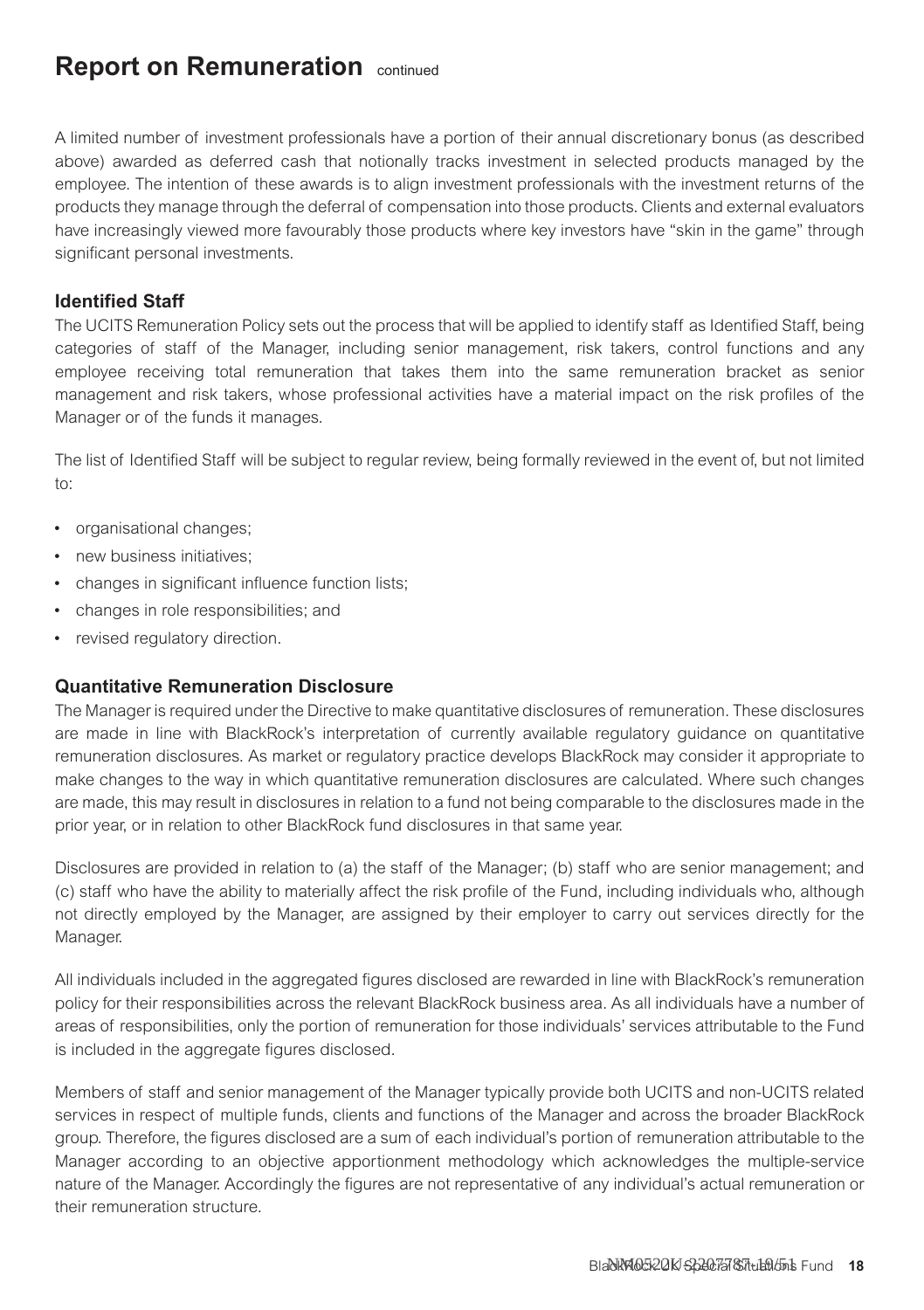# Report on Remuneration continued

A limited number of investment professionals have a portion of their annual discretionary bonus (as described above) awarded as deferred cash that notionally tracks investment in selected products managed by the employee. The intention of these awards is to align investment professionals with the investment returns of the products they manage through the deferral of compensation into those products. Clients and external evaluators have increasingly viewed more favourably those products where key investors have "skin in the game" through significant personal investments.

### Identified Staff

The UCITS Remuneration Policy sets out the process that will be applied to identify staff as Identified Staff, being categories of staff of the Manager, including senior management, risk takers, control functions and any employee receiving total remuneration that takes them into the same remuneration bracket as senior management and risk takers, whose professional activities have a material impact on the risk profiles of the Manager or of the funds it manages.

The list of Identified Staff will be subject to regular review, being formally reviewed in the event of, but not limited to:

- organisational changes;
- new business initiatives;
- changes in significant influence function lists;
- changes in role responsibilities; and
- revised regulatory direction.

### Quantitative Remuneration Disclosure

The Manager is required under the Directive to make quantitative disclosures of remuneration. These disclosures are made in line with BlackRock's interpretation of currently available regulatory guidance on quantitative remuneration disclosures. As market or regulatory practice develops BlackRock may consider it appropriate to make changes to the way in which quantitative remuneration disclosures are calculated. Where such changes are made, this may result in disclosures in relation to a fund not being comparable to the disclosures made in the prior year, or in relation to other BlackRock fund disclosures in that same year.

Disclosures are provided in relation to (a) the staff of the Manager; (b) staff who are senior management; and (c) staff who have the ability to materially affect the risk profile of the Fund, including individuals who, although not directly employed by the Manager, are assigned by their employer to carry out services directly for the Manager.

All individuals included in the aggregated figures disclosed are rewarded in line with BlackRock's remuneration policy for their responsibilities across the relevant BlackRock business area. As all individuals have a number of areas of responsibilities, only the portion of remuneration for those individuals' services attributable to the Fund is included in the aggregate figures disclosed.

Members of staff and senior management of the Manager typically provide both UCITS and non-UCITS related services in respect of multiple funds, clients and functions of the Manager and across the broader BlackRock group. Therefore, the figures disclosed are a sum of each individual's portion of remuneration attributable to the Manager according to an objective apportionment methodology which acknowledges the multiple-service nature of the Manager. Accordingly the figures are not representative of any individual's actual remuneration or their remuneration structure.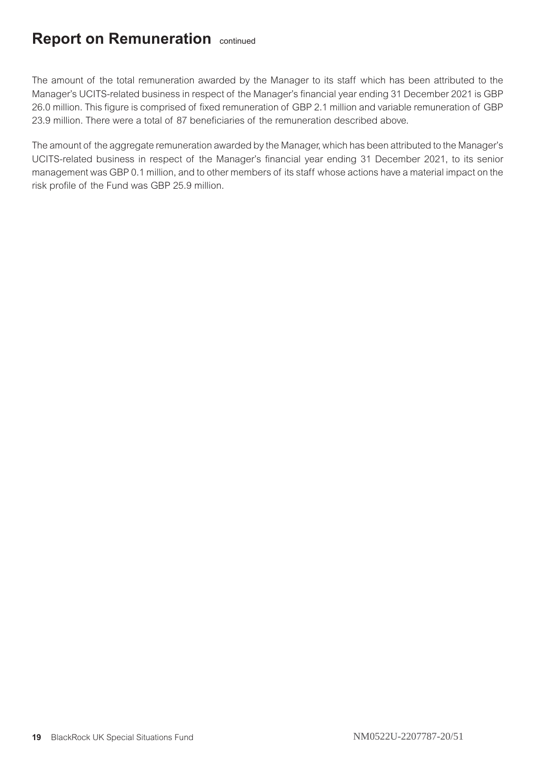# Report on Remuneration continued

The amount of the total remuneration awarded by the Manager to its staff which has been attributed to the Manager's UCITS-related business in respect of the Manager's financial year ending 31 December 2021 is GBP 26.0 million. This figure is comprised of fixed remuneration of GBP 2.1 million and variable remuneration of GBP 23.9 million. There were a total of 87 beneficiaries of the remuneration described above.

The amount of the aggregate remuneration awarded by the Manager, which has been attributed to the Manager's UCITS-related business in respect of the Manager's financial year ending 31 December 2021, to its senior management was GBP 0.1 million, and to other members of its staff whose actions have a material impact on the risk profile of the Fund was GBP 25.9 million.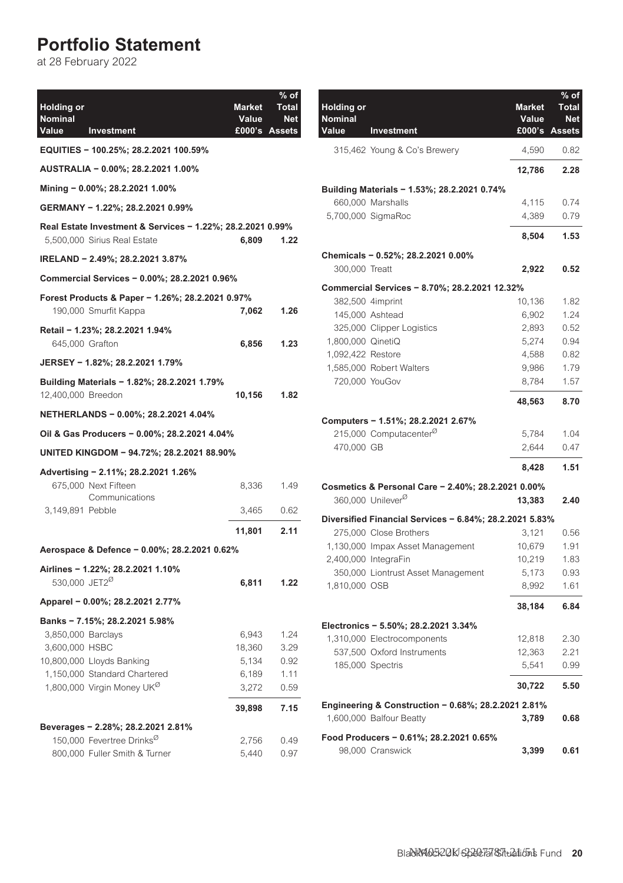# Portfolio Statement

at 28 February 2022

| Holding or Nominal Value | Investment | Market Value £000's | % of Total Net Assets |
|---|---|---|---|
| | **EQUITIES – 100.25%; 28.2.2021 100.59%** | | |
| | **AUSTRALIA – 0.00%; 28.2.2021 1.00%** | | |
| | **Mining – 0.00%; 28.2.2021 1.00%** | | |
| | **GERMANY – 1.22%; 28.2.2021 0.99%** | | |
| | **Real Estate Investment & Services – 1.22%; 28.2.2021 0.99%** | | |
| 5,500,000 | Sirius Real Estate | **6,809** | **1.22** |
| | **IRELAND – 2.49%; 28.2.2021 3.87%** | | |
| | **Commercial Services – 0.00%; 28.2.2021 0.96%** | | |
| | **Forest Products & Paper – 1.26%; 28.2.2021 0.97%** | | |
| 190,000 | Smurfit Kappa | **7,062** | **1.26** |
| | **Retail – 1.23%; 28.2.2021 1.94%** | | |
| 645,000 | Grafton | **6,856** | **1.23** |
| | **JERSEY – 1.82%; 28.2.2021 1.79%** | | |
| | **Building Materials – 1.82%; 28.2.2021 1.79%** | | |
| 12,400,000 | Breedon | **10,156** | **1.82** |
| | **NETHERLANDS – 0.00%; 28.2.2021 4.04%** | | |
| | **Oil & Gas Producers – 0.00%; 28.2.2021 4.04%** | | |
| | **UNITED KINGDOM – 94.72%; 28.2.2021 88.90%** | | |
| | **Advertising – 2.11%; 28.2.2021 1.26%** | | |
| 675,000 | Next Fifteen Communications | 8,336 | 1.49 |
| 3,149,891 | Pebble | 3,465 | 0.62 |
| | | **11,801** | **2.11** |
| | **Aerospace & Defence – 0.00%; 28.2.2021 0.62%** | | |
| | **Airlines – 1.22%; 28.2.2021 1.10%** | | |
| 530,000 | JET2[Ø] | **6,811** | **1.22** |
| | **Apparel – 0.00%; 28.2.2021 2.77%** | | |
| | **Banks – 7.15%; 28.2.2021 5.98%** | | |
| 3,850,000 | Barclays | 6,943 | 1.24 |
| 3,600,000 | HSBC | 18,360 | 3.29 |
| 10,800,000 | Lloyds Banking | 5,134 | 0.92 |
| 1,150,000 | Standard Chartered | 6,189 | 1.11 |
| 1,800,000 | Virgin Money UK[Ø] | 3,272 | 0.59 |
| | | **39,898** | **7.15** |
| | **Beverages – 2.28%; 28.2.2021 2.81%** | | |
| 150,000 | Fevertree Drinks[Ø] | 2,756 | 0.49 |
| 800,000 | Fuller Smith & Turner | 5,440 | 0.97 |
| 315,462 | Young & Co's Brewery | 4,590 | 0.82 |
| | | **12,786** | **2.28** |
| | **Building Materials – 1.53%; 28.2.2021 0.74%** | | |
| 660,000 | Marshalls | 4,115 | 0.74 |
| 5,700,000 | SigmaRoc | 4,389 | 0.79 |
| | | **8,504** | **1.53** |
| | **Chemicals – 0.52%; 28.2.2021 0.00%** | | |
| 300,000 | Treatt | **2,922** | **0.52** |
| | **Commercial Services – 8.70%; 28.2.2021 12.32%** | | |
| 382,500 | 4imprint | 10,136 | 1.82 |
| 145,000 | Ashtead | 6,902 | 1.24 |
| 325,000 | Clipper Logistics | 2,893 | 0.52 |
| 1,800,000 | QinetiQ | 5,274 | 0.94 |
| 1,092,422 | Restore | 4,588 | 0.82 |
| 1,585,000 | Robert Walters | 9,986 | 1.79 |
| 720,000 | YouGov | 8,784 | 1.57 |
| | | **48,563** | **8.70** |
| | **Computers – 1.51%; 28.2.2021 2.67%** | | |
| 215,000 | Computacenter[Ø] | 5,784 | 1.04 |
| 470,000 | GB | 2,644 | 0.47 |
| | | **8,428** | **1.51** |
| | **Cosmetics & Personal Care – 2.40%; 28.2.2021 0.00%** | | |
| 360,000 | Unilever[Ø] | **13,383** | **2.40** |
| | **Diversified Financial Services – 6.84%; 28.2.2021 5.83%** | | |
| 275,000 | Close Brothers | 3,121 | 0.56 |
| 1,130,000 | Impax Asset Management | 10,679 | 1.91 |
| 2,400,000 | IntegraFin | 10,219 | 1.83 |
| 350,000 | Liontrust Asset Management | 5,173 | 0.93 |
| 1,810,000 | OSB | 8,992 | 1.61 |
| | | **38,184** | **6.84** |
| | **Electronics – 5.50%; 28.2.2021 3.34%** | | |
| 1,310,000 | Electrocomponents | 12,818 | 2.30 |
| 537,500 | Oxford Instruments | 12,363 | 2.21 |
| 185,000 | Spectris | 5,541 | 0.99 |
| | | **30,722** | **5.50** |
| | **Engineering & Construction – 0.68%; 28.2.2021 2.81%** | | |
| 1,600,000 | Balfour Beatty | **3,789** | **0.68** |
| | **Food Producers – 0.61%; 28.2.2021 0.65%** | | |
| 98,000 | Cranswick | **3,399** | **0.61** |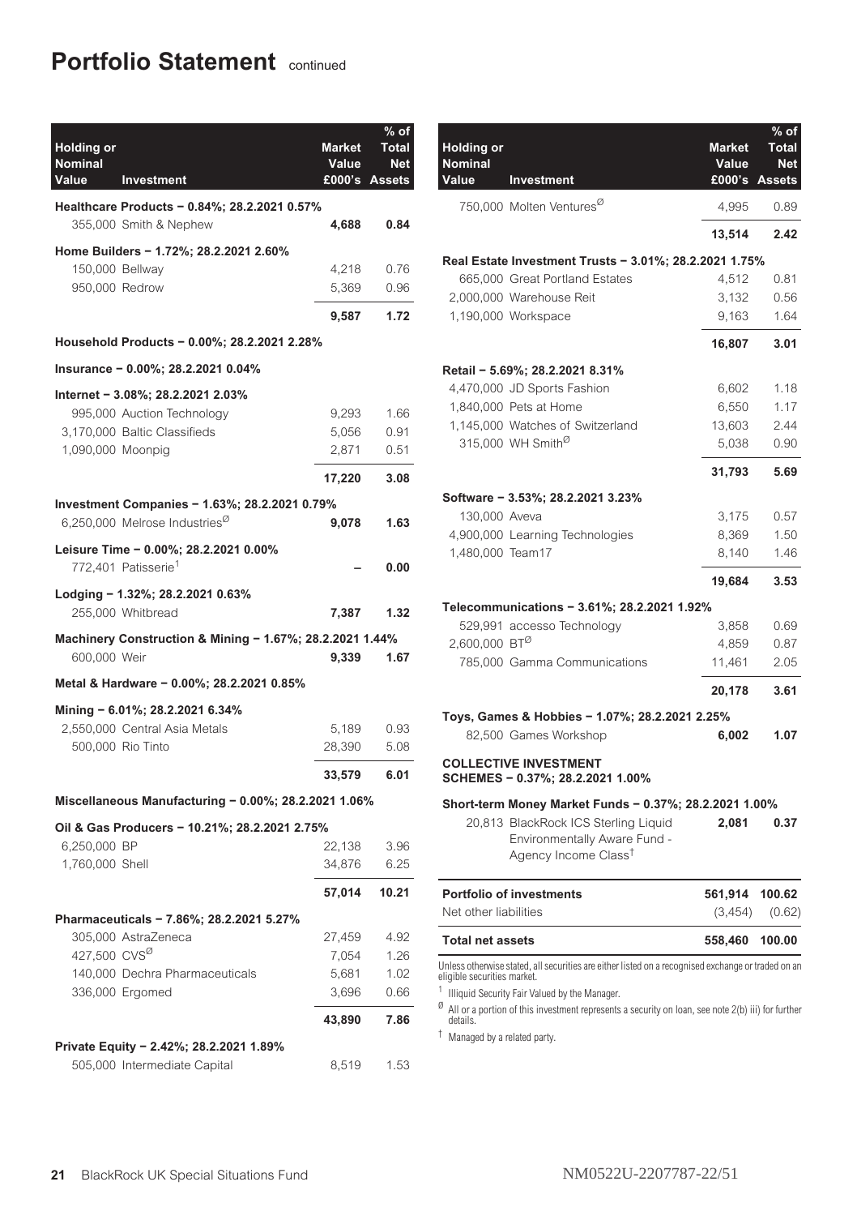# Portfolio Statement continued

| Holding or Nominal Value | Investment | Market Value £000's | % of Total Net Assets |
|---|---|---|---|
| | **Healthcare Products – 0.84%; 28.2.2021 0.57%** | | |
| 355,000 | Smith & Nephew | **4,688** | **0.84** |
| | **Home Builders – 1.72%; 28.2.2021 2.60%** | | |
| 150,000 | Bellway | 4,218 | 0.76 |
| 950,000 | Redrow | 5,369 | 0.96 |
| | | **9,587** | **1.72** |
| | **Household Products – 0.00%; 28.2.2021 2.28%** | | |
| | **Insurance – 0.00%; 28.2.2021 0.04%** | | |
| | **Internet – 3.08%; 28.2.2021 2.03%** | | |
| 995,000 | Auction Technology | 9,293 | 1.66 |
| 3,170,000 | Baltic Classifieds | 5,056 | 0.91 |
| 1,090,000 | Moonpig | 2,871 | 0.51 |
| | | **17,220** | **3.08** |
| | **Investment Companies – 1.63%; 28.2.2021 0.79%** | | |
| 6,250,000 | Melrose Industries[Ø] | **9,078** | **1.63** |
| | **Leisure Time – 0.00%; 28.2.2021 0.00%** | | |
| 772,401 | Patisserie[1] | **–** | **0.00** |
| | **Lodging – 1.32%; 28.2.2021 0.63%** | | |
| 255,000 | Whitbread | **7,387** | **1.32** |
| | **Machinery Construction & Mining – 1.67%; 28.2.2021 1.44%** | | |
| 600,000 | Weir | **9,339** | **1.67** |
| | **Metal & Hardware – 0.00%; 28.2.2021 0.85%** | | |
| | **Mining – 6.01%; 28.2.2021 6.34%** | | |
| 2,550,000 | Central Asia Metals | 5,189 | 0.93 |
| 500,000 | Rio Tinto | 28,390 | 5.08 |
| | | **33,579** | **6.01** |
| | **Miscellaneous Manufacturing – 0.00%; 28.2.2021 1.06%** | | |
| | **Oil & Gas Producers – 10.21%; 28.2.2021 2.75%** | | |
| 6,250,000 | BP | 22,138 | 3.96 |
| 1,760,000 | Shell | 34,876 | 6.25 |
| | | **57,014** | **10.21** |
| | **Pharmaceuticals – 7.86%; 28.2.2021 5.27%** | | |
| 305,000 | AstraZeneca | 27,459 | 4.92 |
| 427,500 | CVS[Ø] | 7,054 | 1.26 |
| 140,000 | Dechra Pharmaceuticals | 5,681 | 1.02 |
| 336,000 | Ergomed | 3,696 | 0.66 |
| | | **43,890** | **7.86** |
| | **Private Equity – 2.42%; 28.2.2021 1.89%** | | |
| 505,000 | Intermediate Capital | 8,519 | 1.53 |
| 750,000 | Molten Ventures[Ø] | 4,995 | 0.89 |
| | | **13,514** | **2.42** |
| | **Real Estate Investment Trusts – 3.01%; 28.2.2021 1.75%** | | |
| 665,000 | Great Portland Estates | 4,512 | 0.81 |
| 2,000,000 | Warehouse Reit | 3,132 | 0.56 |
| 1,190,000 | Workspace | 9,163 | 1.64 |
| | | **16,807** | **3.01** |
| | **Retail – 5.69%; 28.2.2021 8.31%** | | |
| 4,470,000 | JD Sports Fashion | 6,602 | 1.18 |
| 1,840,000 | Pets at Home | 6,550 | 1.17 |
| 1,145,000 | Watches of Switzerland | 13,603 | 2.44 |
| 315,000 | WH Smith[Ø] | 5,038 | 0.90 |
| | | **31,793** | **5.69** |
| | **Software – 3.53%; 28.2.2021 3.23%** | | |
| 130,000 | Aveva | 3,175 | 0.57 |
| 4,900,000 | Learning Technologies | 8,369 | 1.50 |
| 1,480,000 | Team17 | 8,140 | 1.46 |
| | | **19,684** | **3.53** |
| | **Telecommunications – 3.61%; 28.2.2021 1.92%** | | |
| 529,991 | accesso Technology | 3,858 | 0.69 |
| 2,600,000 | BT[Ø] | 4,859 | 0.87 |
| 785,000 | Gamma Communications | 11,461 | 2.05 |
| | | **20,178** | **3.61** |
| | **Toys, Games & Hobbies – 1.07%; 28.2.2021 2.25%** | | |
| 82,500 | Games Workshop | **6,002** | **1.07** |
| | **COLLECTIVE INVESTMENT SCHEMES – 0.37%; 28.2.2021 1.00%** | | |
| | **Short-term Money Market Funds – 0.37%; 28.2.2021 1.00%** | | |
| 20,813 | BlackRock ICS Sterling Liquid Environmentally Aware Fund - Agency Income Class[†] | **2,081** | **0.37** |
| | **Portfolio of investments** | **561,914** | **100.62** |
| | Net other liabilities | (3,454) | (0.62) |
| | **Total net assets** | **558,460** | **100.00** |

Unless otherwise stated, all securities are either listed on a recognised exchange or traded on an eligible securities market.

[1] Illiquid Security Fair Valued by the Manager.

[Ø] All or a portion of this investment represents a security on loan, see note 2(b) iii) for further details.

[†] Managed by a related party.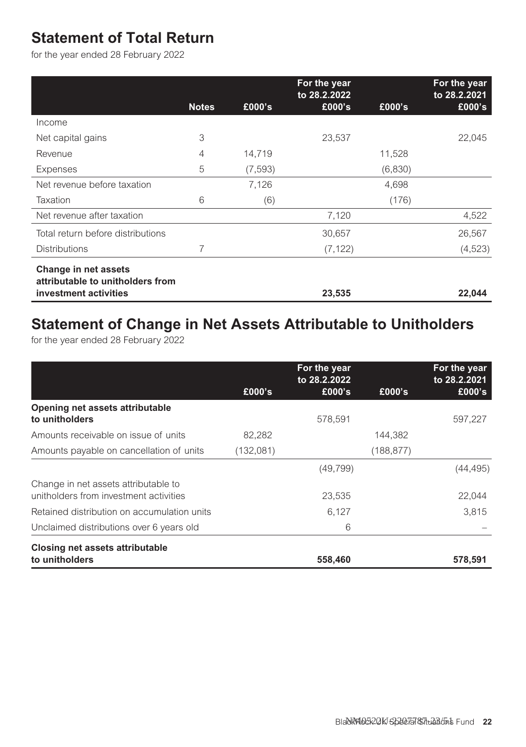## Statement of Total Return

for the year ended 28 February 2022

| | Notes | £000's | For the year to 28.2.2022 £000's | £000's | For the year to 28.2.2021 £000's |
|---|---|---|---|---|---|
| Income | | | | | |
| Net capital gains | 3 | | 23,537 | | 22,045 |
| Revenue | 4 | 14,719 | | 11,528 | |
| Expenses | 5 | (7,593) | | (6,830) | |
| Net revenue before taxation | | 7,126 | | 4,698 | |
| Taxation | 6 | (6) | | (176) | |
| Net revenue after taxation | | | 7,120 | | 4,522 |
| Total return before distributions | | | 30,657 | | 26,567 |
| Distributions | 7 | | (7,122) | | (4,523) |
| **Change in net assets attributable to unitholders from investment activities** | | | **23,535** | | **22,044** |

## Statement of Change in Net Assets Attributable to Unitholders

for the year ended 28 February 2022

| | £000's | For the year to 28.2.2022 £000's | £000's | For the year to 28.2.2021 £000's |
|---|---|---|---|---|
| **Opening net assets attributable to unitholders** | | 578,591 | | 597,227 |
| Amounts receivable on issue of units | 82,282 | | 144,382 | |
| Amounts payable on cancellation of units | (132,081) | | (188,877) | |
| | | (49,799) | | (44,495) |
| Change in net assets attributable to unitholders from investment activities | | 23,535 | | 22,044 |
| Retained distribution on accumulation units | | 6,127 | | 3,815 |
| Unclaimed distributions over 6 years old | | 6 | | – |
| **Closing net assets attributable to unitholders** | | **558,460** | | **578,591** |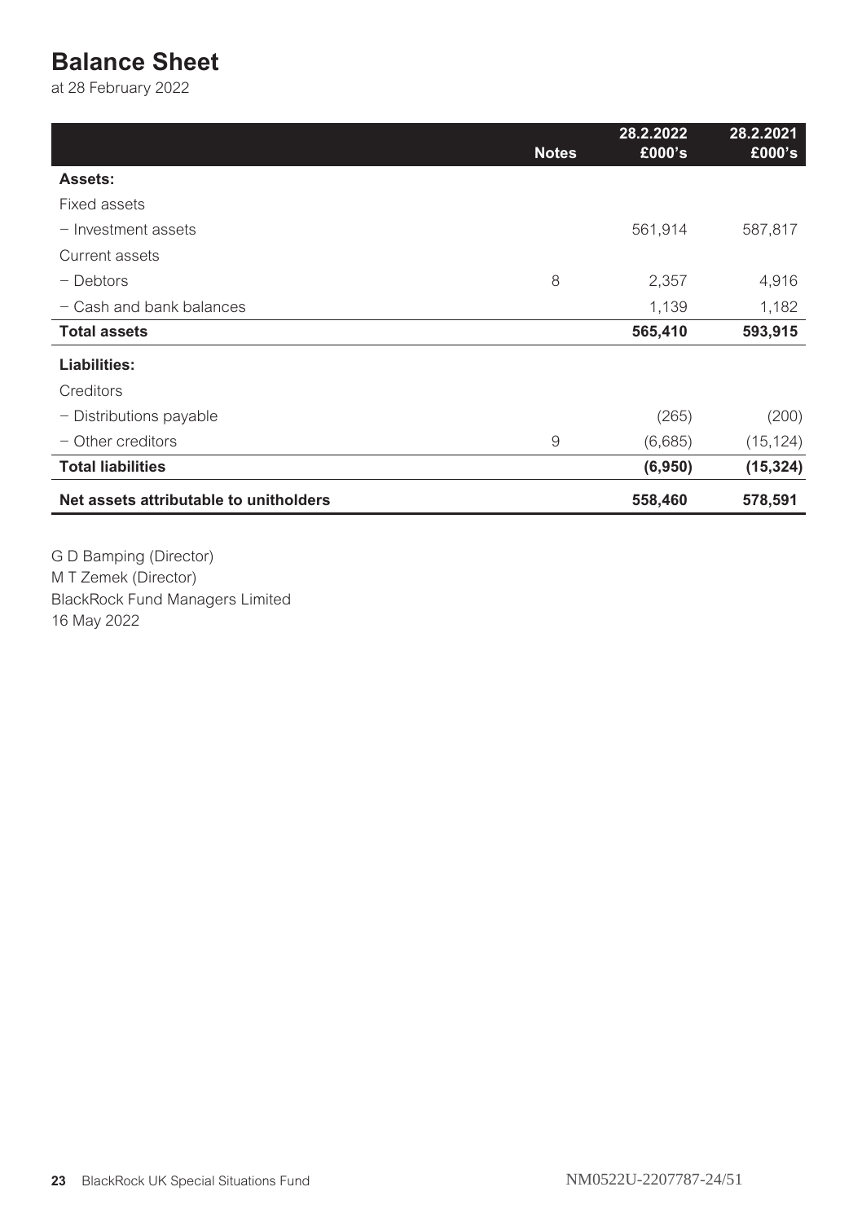# Balance Sheet

at 28 February 2022

| | Notes | 28.2.2022 £000's | 28.2.2021 £000's |
|---|---|---|---|
| **Assets:** | | | |
| Fixed assets | | | |
| – Investment assets | | 561,914 | 587,817 |
| Current assets | | | |
| – Debtors | 8 | 2,357 | 4,916 |
| – Cash and bank balances | | 1,139 | 1,182 |
| **Total assets** | | **565,410** | **593,915** |
| **Liabilities:** | | | |
| Creditors | | | |
| – Distributions payable | | (265) | (200) |
| – Other creditors | 9 | (6,685) | (15,124) |
| **Total liabilities** | | **(6,950)** | **(15,324)** |
| **Net assets attributable to unitholders** | | **558,460** | **578,591** |

G D Bamping (Director)
M T Zemek (Director)
BlackRock Fund Managers Limited
16 May 2022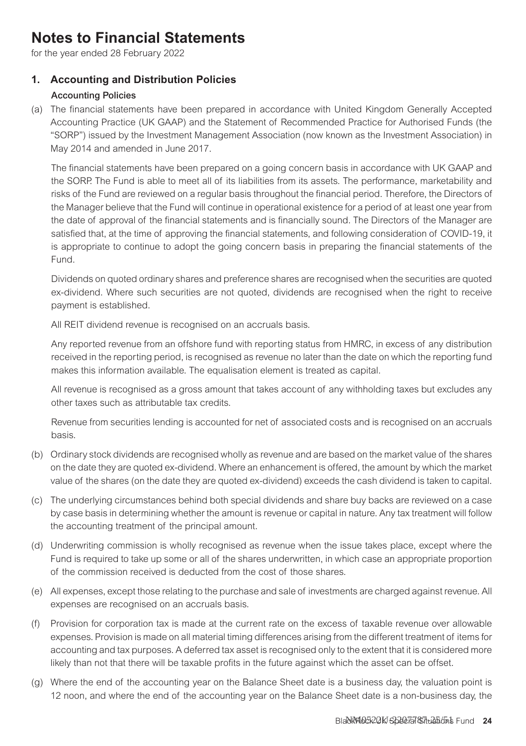# Notes to Financial Statements

for the year ended 28 February 2022

## 1. Accounting and Distribution Policies

### Accounting Policies

(a) The financial statements have been prepared in accordance with United Kingdom Generally Accepted Accounting Practice (UK GAAP) and the Statement of Recommended Practice for Authorised Funds (the "SORP") issued by the Investment Management Association (now known as the Investment Association) in May 2014 and amended in June 2017.

The financial statements have been prepared on a going concern basis in accordance with UK GAAP and the SORP. The Fund is able to meet all of its liabilities from its assets. The performance, marketability and risks of the Fund are reviewed on a regular basis throughout the financial period. Therefore, the Directors of the Manager believe that the Fund will continue in operational existence for a period of at least one year from the date of approval of the financial statements and is financially sound. The Directors of the Manager are satisfied that, at the time of approving the financial statements, and following consideration of COVID-19, it is appropriate to continue to adopt the going concern basis in preparing the financial statements of the Fund.

Dividends on quoted ordinary shares and preference shares are recognised when the securities are quoted ex-dividend. Where such securities are not quoted, dividends are recognised when the right to receive payment is established.

All REIT dividend revenue is recognised on an accruals basis.

Any reported revenue from an offshore fund with reporting status from HMRC, in excess of any distribution received in the reporting period, is recognised as revenue no later than the date on which the reporting fund makes this information available. The equalisation element is treated as capital.

All revenue is recognised as a gross amount that takes account of any withholding taxes but excludes any other taxes such as attributable tax credits.

Revenue from securities lending is accounted for net of associated costs and is recognised on an accruals basis.

(b) Ordinary stock dividends are recognised wholly as revenue and are based on the market value of the shares on the date they are quoted ex-dividend. Where an enhancement is offered, the amount by which the market value of the shares (on the date they are quoted ex-dividend) exceeds the cash dividend is taken to capital.

(c) The underlying circumstances behind both special dividends and share buy backs are reviewed on a case by case basis in determining whether the amount is revenue or capital in nature. Any tax treatment will follow the accounting treatment of the principal amount.

(d) Underwriting commission is wholly recognised as revenue when the issue takes place, except where the Fund is required to take up some or all of the shares underwritten, in which case an appropriate proportion of the commission received is deducted from the cost of those shares.

(e) All expenses, except those relating to the purchase and sale of investments are charged against revenue. All expenses are recognised on an accruals basis.

(f) Provision for corporation tax is made at the current rate on the excess of taxable revenue over allowable expenses. Provision is made on all material timing differences arising from the different treatment of items for accounting and tax purposes. A deferred tax asset is recognised only to the extent that it is considered more likely than not that there will be taxable profits in the future against which the asset can be offset.

(g) Where the end of the accounting year on the Balance Sheet date is a business day, the valuation point is 12 noon, and where the end of the accounting year on the Balance Sheet date is a non-business day, the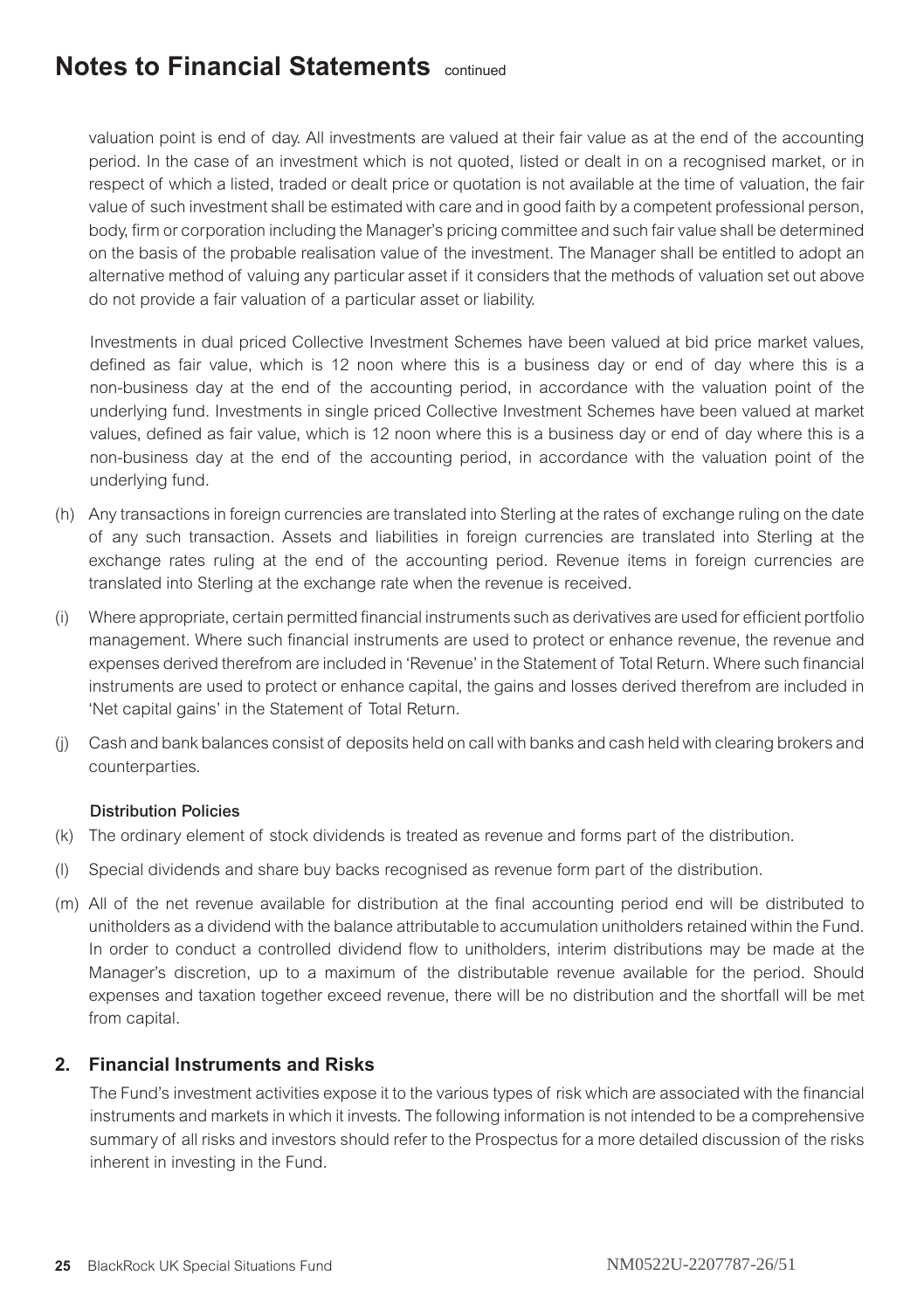valuation point is end of day. All investments are valued at their fair value as at the end of the accounting period. In the case of an investment which is not quoted, listed or dealt in on a recognised market, or in respect of which a listed, traded or dealt price or quotation is not available at the time of valuation, the fair value of such investment shall be estimated with care and in good faith by a competent professional person, body, firm or corporation including the Manager's pricing committee and such fair value shall be determined on the basis of the probable realisation value of the investment. The Manager shall be entitled to adopt an alternative method of valuing any particular asset if it considers that the methods of valuation set out above do not provide a fair valuation of a particular asset or liability.

Investments in dual priced Collective Investment Schemes have been valued at bid price market values, defined as fair value, which is 12 noon where this is a business day or end of day where this is a non-business day at the end of the accounting period, in accordance with the valuation point of the underlying fund. Investments in single priced Collective Investment Schemes have been valued at market values, defined as fair value, which is 12 noon where this is a business day or end of day where this is a non-business day at the end of the accounting period, in accordance with the valuation point of the underlying fund.

(h) Any transactions in foreign currencies are translated into Sterling at the rates of exchange ruling on the date of any such transaction. Assets and liabilities in foreign currencies are translated into Sterling at the exchange rates ruling at the end of the accounting period. Revenue items in foreign currencies are translated into Sterling at the exchange rate when the revenue is received.

(i) Where appropriate, certain permitted financial instruments such as derivatives are used for efficient portfolio management. Where such financial instruments are used to protect or enhance revenue, the revenue and expenses derived therefrom are included in 'Revenue' in the Statement of Total Return. Where such financial instruments are used to protect or enhance capital, the gains and losses derived therefrom are included in 'Net capital gains' in the Statement of Total Return.

(j) Cash and bank balances consist of deposits held on call with banks and cash held with clearing brokers and counterparties.

**Distribution Policies**

(k) The ordinary element of stock dividends is treated as revenue and forms part of the distribution.

(l) Special dividends and share buy backs recognised as revenue form part of the distribution.

(m) All of the net revenue available for distribution at the final accounting period end will be distributed to unitholders as a dividend with the balance attributable to accumulation unitholders retained within the Fund. In order to conduct a controlled dividend flow to unitholders, interim distributions may be made at the Manager's discretion, up to a maximum of the distributable revenue available for the period. Should expenses and taxation together exceed revenue, there will be no distribution and the shortfall will be met from capital.

## 2. Financial Instruments and Risks

The Fund's investment activities expose it to the various types of risk which are associated with the financial instruments and markets in which it invests. The following information is not intended to be a comprehensive summary of all risks and investors should refer to the Prospectus for a more detailed discussion of the risks inherent in investing in the Fund.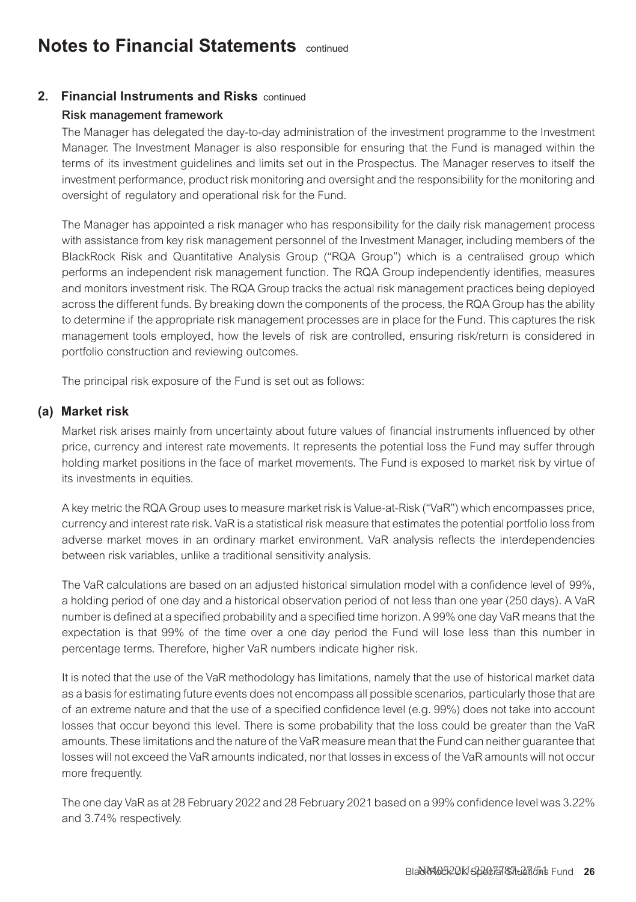# Notes to Financial Statements continued

## 2. Financial Instruments and Risks continued

### Risk management framework

The Manager has delegated the day-to-day administration of the investment programme to the Investment Manager. The Investment Manager is also responsible for ensuring that the Fund is managed within the terms of its investment guidelines and limits set out in the Prospectus. The Manager reserves to itself the investment performance, product risk monitoring and oversight and the responsibility for the monitoring and oversight of regulatory and operational risk for the Fund.

The Manager has appointed a risk manager who has responsibility for the daily risk management process with assistance from key risk management personnel of the Investment Manager, including members of the BlackRock Risk and Quantitative Analysis Group ("RQA Group") which is a centralised group which performs an independent risk management function. The RQA Group independently identifies, measures and monitors investment risk. The RQA Group tracks the actual risk management practices being deployed across the different funds. By breaking down the components of the process, the RQA Group has the ability to determine if the appropriate risk management processes are in place for the Fund. This captures the risk management tools employed, how the levels of risk are controlled, ensuring risk/return is considered in portfolio construction and reviewing outcomes.

The principal risk exposure of the Fund is set out as follows:

### (a) Market risk

Market risk arises mainly from uncertainty about future values of financial instruments influenced by other price, currency and interest rate movements. It represents the potential loss the Fund may suffer through holding market positions in the face of market movements. The Fund is exposed to market risk by virtue of its investments in equities.

A key metric the RQA Group uses to measure market risk is Value-at-Risk ("VaR") which encompasses price, currency and interest rate risk. VaR is a statistical risk measure that estimates the potential portfolio loss from adverse market moves in an ordinary market environment. VaR analysis reflects the interdependencies between risk variables, unlike a traditional sensitivity analysis.

The VaR calculations are based on an adjusted historical simulation model with a confidence level of 99%, a holding period of one day and a historical observation period of not less than one year (250 days). A VaR number is defined at a specified probability and a specified time horizon. A 99% one day VaR means that the expectation is that 99% of the time over a one day period the Fund will lose less than this number in percentage terms. Therefore, higher VaR numbers indicate higher risk.

It is noted that the use of the VaR methodology has limitations, namely that the use of historical market data as a basis for estimating future events does not encompass all possible scenarios, particularly those that are of an extreme nature and that the use of a specified confidence level (e.g. 99%) does not take into account losses that occur beyond this level. There is some probability that the loss could be greater than the VaR amounts. These limitations and the nature of the VaR measure mean that the Fund can neither guarantee that losses will not exceed the VaR amounts indicated, nor that losses in excess of the VaR amounts will not occur more frequently.

The one day VaR as at 28 February 2022 and 28 February 2021 based on a 99% confidence level was 3.22% and 3.74% respectively.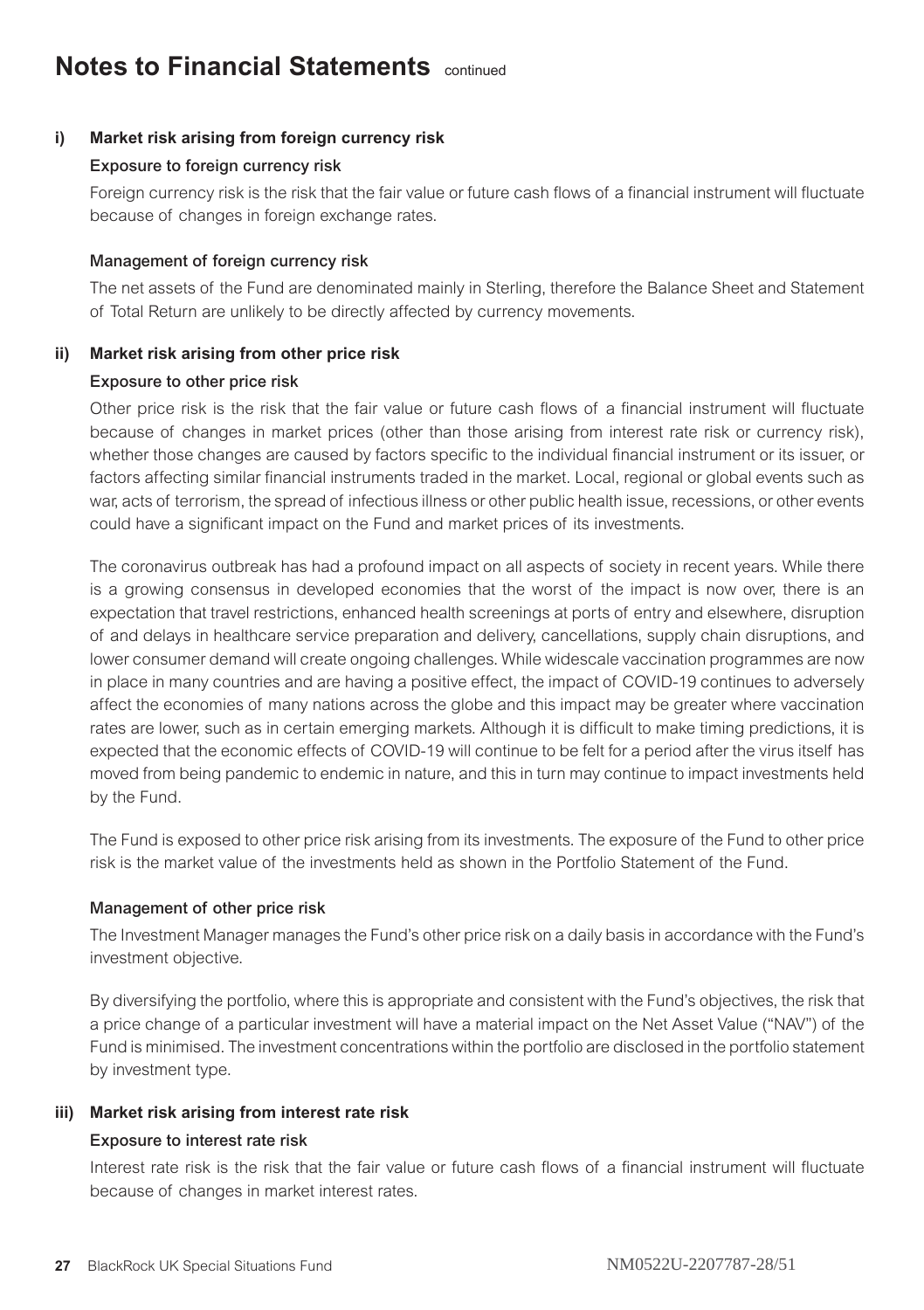# Notes to Financial Statements continued

## i) Market risk arising from foreign currency risk

### Exposure to foreign currency risk

Foreign currency risk is the risk that the fair value or future cash flows of a financial instrument will fluctuate because of changes in foreign exchange rates.

### Management of foreign currency risk

The net assets of the Fund are denominated mainly in Sterling, therefore the Balance Sheet and Statement of Total Return are unlikely to be directly affected by currency movements.

## ii) Market risk arising from other price risk

### Exposure to other price risk

Other price risk is the risk that the fair value or future cash flows of a financial instrument will fluctuate because of changes in market prices (other than those arising from interest rate risk or currency risk), whether those changes are caused by factors specific to the individual financial instrument or its issuer, or factors affecting similar financial instruments traded in the market. Local, regional or global events such as war, acts of terrorism, the spread of infectious illness or other public health issue, recessions, or other events could have a significant impact on the Fund and market prices of its investments.

The coronavirus outbreak has had a profound impact on all aspects of society in recent years. While there is a growing consensus in developed economies that the worst of the impact is now over, there is an expectation that travel restrictions, enhanced health screenings at ports of entry and elsewhere, disruption of and delays in healthcare service preparation and delivery, cancellations, supply chain disruptions, and lower consumer demand will create ongoing challenges. While widescale vaccination programmes are now in place in many countries and are having a positive effect, the impact of COVID-19 continues to adversely affect the economies of many nations across the globe and this impact may be greater where vaccination rates are lower, such as in certain emerging markets. Although it is difficult to make timing predictions, it is expected that the economic effects of COVID-19 will continue to be felt for a period after the virus itself has moved from being pandemic to endemic in nature, and this in turn may continue to impact investments held by the Fund.

The Fund is exposed to other price risk arising from its investments. The exposure of the Fund to other price risk is the market value of the investments held as shown in the Portfolio Statement of the Fund.

### Management of other price risk

The Investment Manager manages the Fund's other price risk on a daily basis in accordance with the Fund's investment objective.

By diversifying the portfolio, where this is appropriate and consistent with the Fund's objectives, the risk that a price change of a particular investment will have a material impact on the Net Asset Value ("NAV") of the Fund is minimised. The investment concentrations within the portfolio are disclosed in the portfolio statement by investment type.

## iii) Market risk arising from interest rate risk

### Exposure to interest rate risk

Interest rate risk is the risk that the fair value or future cash flows of a financial instrument will fluctuate because of changes in market interest rates.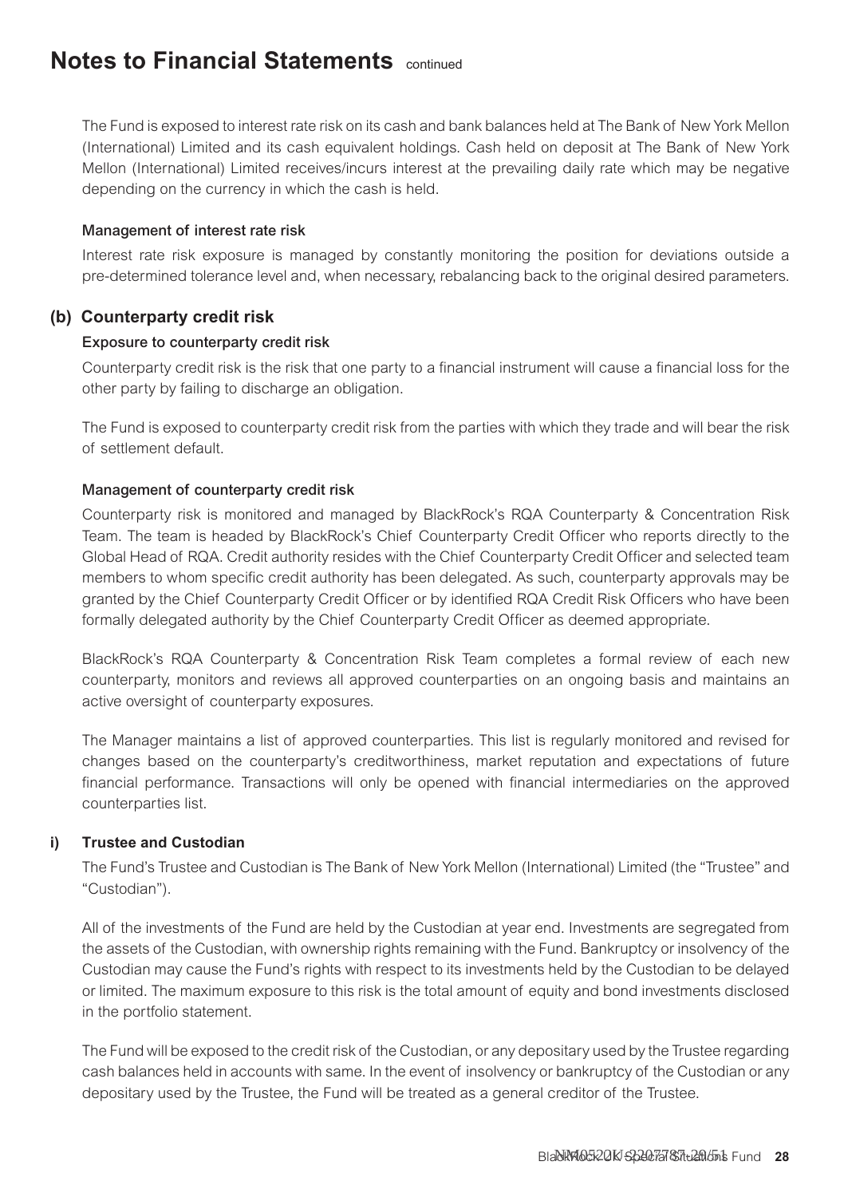# Notes to Financial Statements continued

The Fund is exposed to interest rate risk on its cash and bank balances held at The Bank of New York Mellon (International) Limited and its cash equivalent holdings. Cash held on deposit at The Bank of New York Mellon (International) Limited receives/incurs interest at the prevailing daily rate which may be negative depending on the currency in which the cash is held.

#### Management of interest rate risk

Interest rate risk exposure is managed by constantly monitoring the position for deviations outside a pre-determined tolerance level and, when necessary, rebalancing back to the original desired parameters.

### (b) Counterparty credit risk

#### Exposure to counterparty credit risk

Counterparty credit risk is the risk that one party to a financial instrument will cause a financial loss for the other party by failing to discharge an obligation.

The Fund is exposed to counterparty credit risk from the parties with which they trade and will bear the risk of settlement default.

#### Management of counterparty credit risk

Counterparty risk is monitored and managed by BlackRock's RQA Counterparty & Concentration Risk Team. The team is headed by BlackRock's Chief Counterparty Credit Officer who reports directly to the Global Head of RQA. Credit authority resides with the Chief Counterparty Credit Officer and selected team members to whom specific credit authority has been delegated. As such, counterparty approvals may be granted by the Chief Counterparty Credit Officer or by identified RQA Credit Risk Officers who have been formally delegated authority by the Chief Counterparty Credit Officer as deemed appropriate.

BlackRock's RQA Counterparty & Concentration Risk Team completes a formal review of each new counterparty, monitors and reviews all approved counterparties on an ongoing basis and maintains an active oversight of counterparty exposures.

The Manager maintains a list of approved counterparties. This list is regularly monitored and revised for changes based on the counterparty's creditworthiness, market reputation and expectations of future financial performance. Transactions will only be opened with financial intermediaries on the approved counterparties list.

#### i) Trustee and Custodian

The Fund's Trustee and Custodian is The Bank of New York Mellon (International) Limited (the "Trustee" and "Custodian").

All of the investments of the Fund are held by the Custodian at year end. Investments are segregated from the assets of the Custodian, with ownership rights remaining with the Fund. Bankruptcy or insolvency of the Custodian may cause the Fund's rights with respect to its investments held by the Custodian to be delayed or limited. The maximum exposure to this risk is the total amount of equity and bond investments disclosed in the portfolio statement.

The Fund will be exposed to the credit risk of the Custodian, or any depositary used by the Trustee regarding cash balances held in accounts with same. In the event of insolvency or bankruptcy of the Custodian or any depositary used by the Trustee, the Fund will be treated as a general creditor of the Trustee.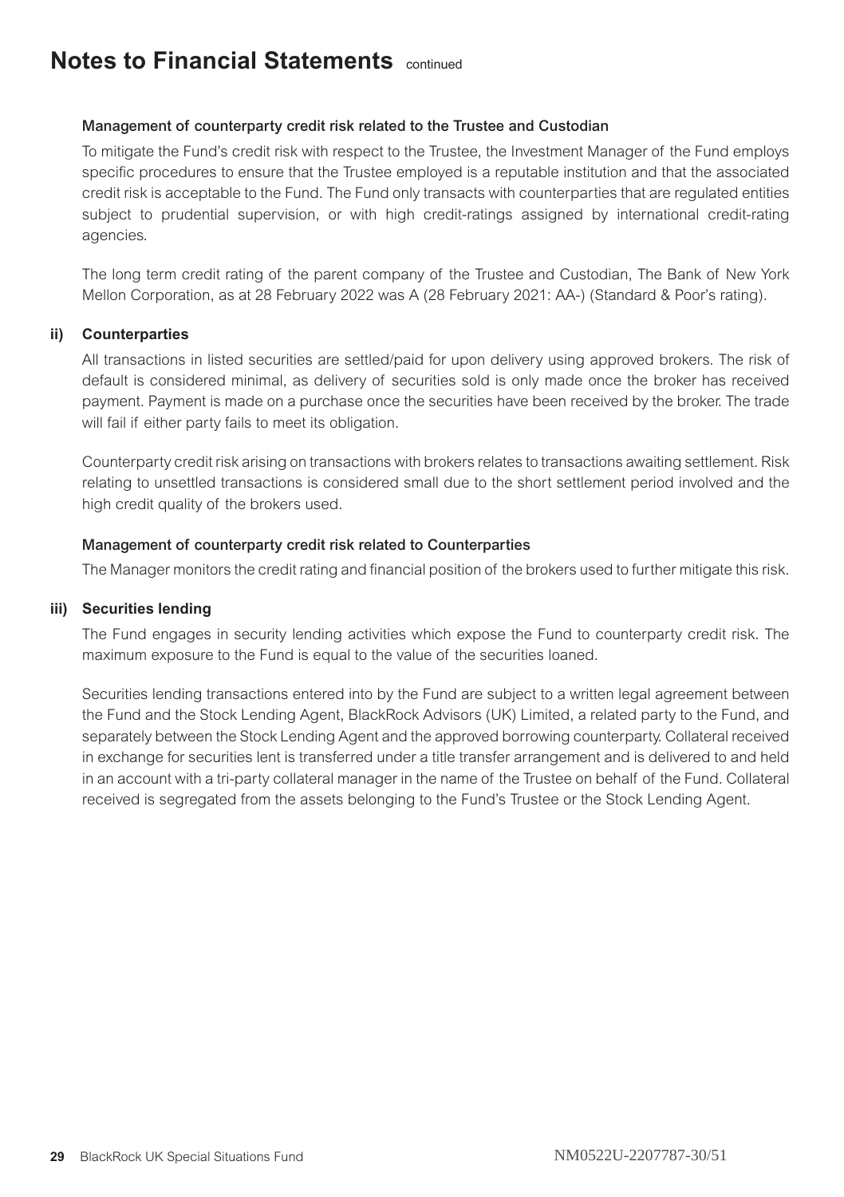# Notes to Financial Statements continued

#### Management of counterparty credit risk related to the Trustee and Custodian

To mitigate the Fund's credit risk with respect to the Trustee, the Investment Manager of the Fund employs specific procedures to ensure that the Trustee employed is a reputable institution and that the associated credit risk is acceptable to the Fund. The Fund only transacts with counterparties that are regulated entities subject to prudential supervision, or with high credit-ratings assigned by international credit-rating agencies.

The long term credit rating of the parent company of the Trustee and Custodian, The Bank of New York Mellon Corporation, as at 28 February 2022 was A (28 February 2021: AA-) (Standard & Poor's rating).

### ii) Counterparties

All transactions in listed securities are settled/paid for upon delivery using approved brokers. The risk of default is considered minimal, as delivery of securities sold is only made once the broker has received payment. Payment is made on a purchase once the securities have been received by the broker. The trade will fail if either party fails to meet its obligation.

Counterparty credit risk arising on transactions with brokers relates to transactions awaiting settlement. Risk relating to unsettled transactions is considered small due to the short settlement period involved and the high credit quality of the brokers used.

#### Management of counterparty credit risk related to Counterparties

The Manager monitors the credit rating and financial position of the brokers used to further mitigate this risk.

### iii) Securities lending

The Fund engages in security lending activities which expose the Fund to counterparty credit risk. The maximum exposure to the Fund is equal to the value of the securities loaned.

Securities lending transactions entered into by the Fund are subject to a written legal agreement between the Fund and the Stock Lending Agent, BlackRock Advisors (UK) Limited, a related party to the Fund, and separately between the Stock Lending Agent and the approved borrowing counterparty. Collateral received in exchange for securities lent is transferred under a title transfer arrangement and is delivered to and held in an account with a tri-party collateral manager in the name of the Trustee on behalf of the Fund. Collateral received is segregated from the assets belonging to the Fund's Trustee or the Stock Lending Agent.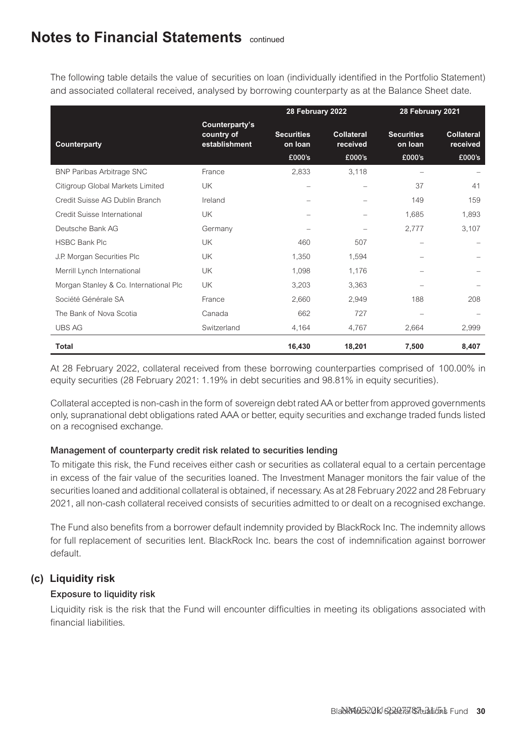## Notes to Financial Statements continued

The following table details the value of securities on loan (individually identified in the Portfolio Statement) and associated collateral received, analysed by borrowing counterparty as at the Balance Sheet date.

| | | 28 February 2022 | | 28 February 2021 | |
|---|---|---|---|---|---|
| Counterparty | Counterparty's country of establishment | Securities on loan £000's | Collateral received £000's | Securities on loan £000's | Collateral received £000's |
| BNP Paribas Arbitrage SNC | France | 2,833 | 3,118 | – | – |
| Citigroup Global Markets Limited | UK | – | – | 37 | 41 |
| Credit Suisse AG Dublin Branch | Ireland | – | – | 149 | 159 |
| Credit Suisse International | UK | – | – | 1,685 | 1,893 |
| Deutsche Bank AG | Germany | – | – | 2,777 | 3,107 |
| HSBC Bank Plc | UK | 460 | 507 | – | – |
| J.P. Morgan Securities Plc | UK | 1,350 | 1,594 | – | – |
| Merrill Lynch International | UK | 1,098 | 1,176 | – | – |
| Morgan Stanley & Co. International Plc | UK | 3,203 | 3,363 | – | – |
| Société Générale SA | France | 2,660 | 2,949 | 188 | 208 |
| The Bank of Nova Scotia | Canada | 662 | 727 | – | – |
| UBS AG | Switzerland | 4,164 | 4,767 | 2,664 | 2,999 |
| **Total** | | **16,430** | **18,201** | **7,500** | **8,407** |

At 28 February 2022, collateral received from these borrowing counterparties comprised of 100.00% in equity securities (28 February 2021: 1.19% in debt securities and 98.81% in equity securities).

Collateral accepted is non-cash in the form of sovereign debt rated AA or better from approved governments only, supranational debt obligations rated AAA or better, equity securities and exchange traded funds listed on a recognised exchange.

#### Management of counterparty credit risk related to securities lending

To mitigate this risk, the Fund receives either cash or securities as collateral equal to a certain percentage in excess of the fair value of the securities loaned. The Investment Manager monitors the fair value of the securities loaned and additional collateral is obtained, if necessary. As at 28 February 2022 and 28 February 2021, all non-cash collateral received consists of securities admitted to or dealt on a recognised exchange.

The Fund also benefits from a borrower default indemnity provided by BlackRock Inc. The indemnity allows for full replacement of securities lent. BlackRock Inc. bears the cost of indemnification against borrower default.

### (c) Liquidity risk

#### Exposure to liquidity risk

Liquidity risk is the risk that the Fund will encounter difficulties in meeting its obligations associated with financial liabilities.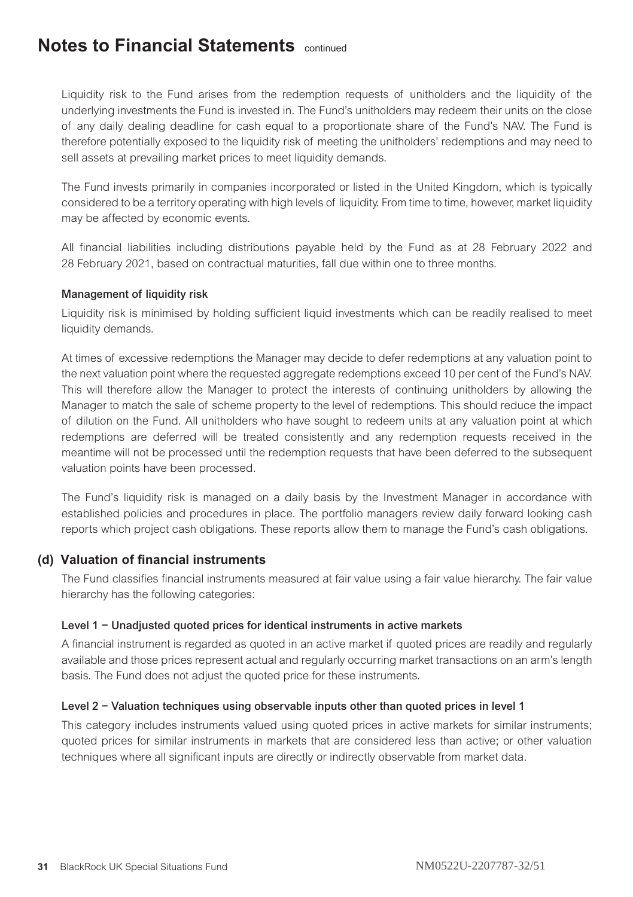Liquidity risk to the Fund arises from the redemption requests of unitholders and the liquidity of the underlying investments the Fund is invested in. The Fund's unitholders may redeem their units on the close of any daily dealing deadline for cash equal to a proportionate share of the Fund's NAV. The Fund is therefore potentially exposed to the liquidity risk of meeting the unitholders' redemptions and may need to sell assets at prevailing market prices to meet liquidity demands.

The Fund invests primarily in companies incorporated or listed in the United Kingdom, which is typically considered to be a territory operating with high levels of liquidity. From time to time, however, market liquidity may be affected by economic events.

All financial liabilities including distributions payable held by the Fund as at 28 February 2022 and 28 February 2021, based on contractual maturities, fall due within one to three months.

#### Management of liquidity risk

Liquidity risk is minimised by holding sufficient liquid investments which can be readily realised to meet liquidity demands.

At times of excessive redemptions the Manager may decide to defer redemptions at any valuation point to the next valuation point where the requested aggregate redemptions exceed 10 per cent of the Fund's NAV. This will therefore allow the Manager to protect the interests of continuing unitholders by allowing the Manager to match the sale of scheme property to the level of redemptions. This should reduce the impact of dilution on the Fund. All unitholders who have sought to redeem units at any valuation point at which redemptions are deferred will be treated consistently and any redemption requests received in the meantime will not be processed until the redemption requests that have been deferred to the subsequent valuation points have been processed.

The Fund's liquidity risk is managed on a daily basis by the Investment Manager in accordance with established policies and procedures in place. The portfolio managers review daily forward looking cash reports which project cash obligations. These reports allow them to manage the Fund's cash obligations.

### (d) Valuation of financial instruments

The Fund classifies financial instruments measured at fair value using a fair value hierarchy. The fair value hierarchy has the following categories:

#### Level 1 − Unadjusted quoted prices for identical instruments in active markets

A financial instrument is regarded as quoted in an active market if quoted prices are readily and regularly available and those prices represent actual and regularly occurring market transactions on an arm's length basis. The Fund does not adjust the quoted price for these instruments.

#### Level 2 − Valuation techniques using observable inputs other than quoted prices in level 1

This category includes instruments valued using quoted prices in active markets for similar instruments; quoted prices for similar instruments in markets that are considered less than active; or other valuation techniques where all significant inputs are directly or indirectly observable from market data.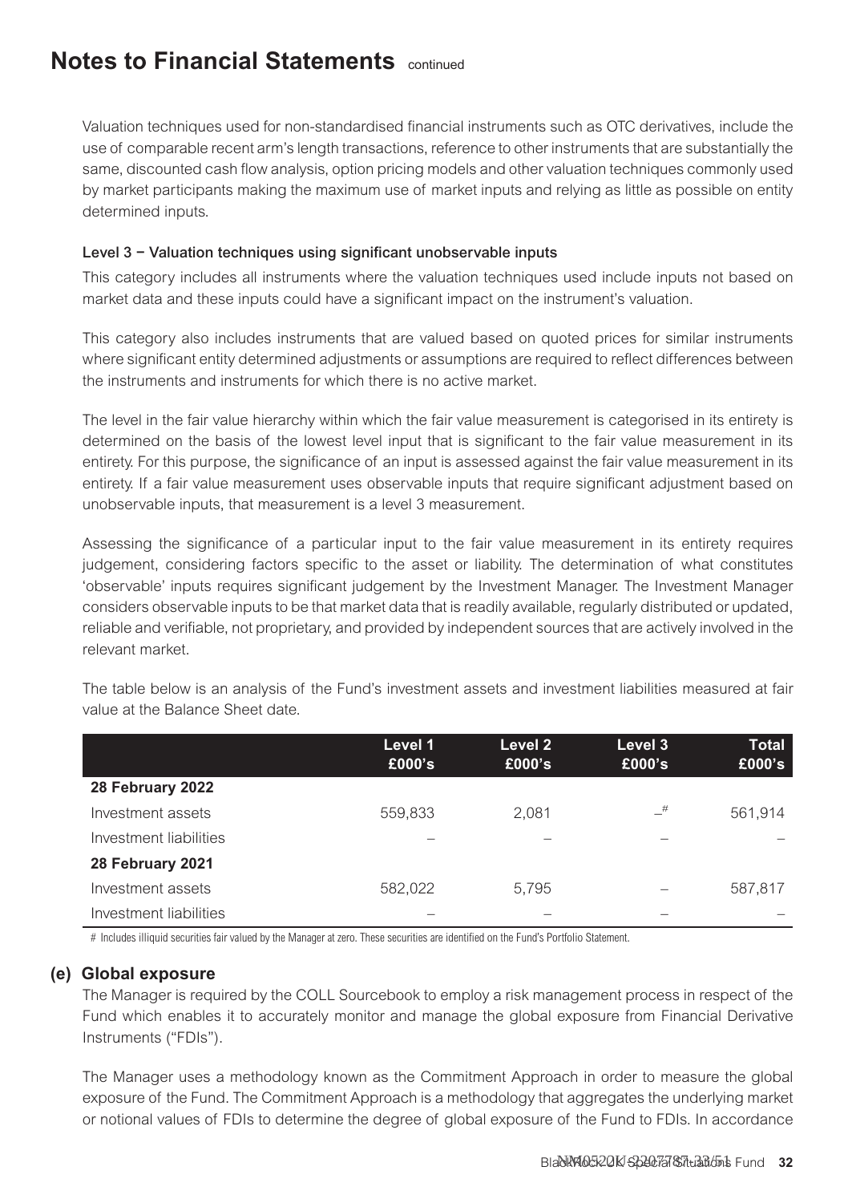Valuation techniques used for non-standardised financial instruments such as OTC derivatives, include the use of comparable recent arm's length transactions, reference to other instruments that are substantially the same, discounted cash flow analysis, option pricing models and other valuation techniques commonly used by market participants making the maximum use of market inputs and relying as little as possible on entity determined inputs.

#### Level 3 – Valuation techniques using significant unobservable inputs

This category includes all instruments where the valuation techniques used include inputs not based on market data and these inputs could have a significant impact on the instrument's valuation.

This category also includes instruments that are valued based on quoted prices for similar instruments where significant entity determined adjustments or assumptions are required to reflect differences between the instruments and instruments for which there is no active market.

The level in the fair value hierarchy within which the fair value measurement is categorised in its entirety is determined on the basis of the lowest level input that is significant to the fair value measurement in its entirety. For this purpose, the significance of an input is assessed against the fair value measurement in its entirety. If a fair value measurement uses observable inputs that require significant adjustment based on unobservable inputs, that measurement is a level 3 measurement.

Assessing the significance of a particular input to the fair value measurement in its entirety requires judgement, considering factors specific to the asset or liability. The determination of what constitutes 'observable' inputs requires significant judgement by the Investment Manager. The Investment Manager considers observable inputs to be that market data that is readily available, regularly distributed or updated, reliable and verifiable, not proprietary, and provided by independent sources that are actively involved in the relevant market.

The table below is an analysis of the Fund's investment assets and investment liabilities measured at fair value at the Balance Sheet date.

| | Level 1 £000's | Level 2 £000's | Level 3 £000's | Total £000's |
|---|---|---|---|---|
| **28 February 2022** | | | | |
| Investment assets | 559,833 | 2,081 | –# | 561,914 |
| Investment liabilities | – | – | – | – |
| **28 February 2021** | | | | |
| Investment assets | 582,022 | 5,795 | – | 587,817 |
| Investment liabilities | – | – | – | – |

# Includes illiquid securities fair valued by the Manager at zero. These securities are identified on the Fund's Portfolio Statement.

### (e) Global exposure

The Manager is required by the COLL Sourcebook to employ a risk management process in respect of the Fund which enables it to accurately monitor and manage the global exposure from Financial Derivative Instruments ("FDIs").

The Manager uses a methodology known as the Commitment Approach in order to measure the global exposure of the Fund. The Commitment Approach is a methodology that aggregates the underlying market or notional values of FDIs to determine the degree of global exposure of the Fund to FDIs. In accordance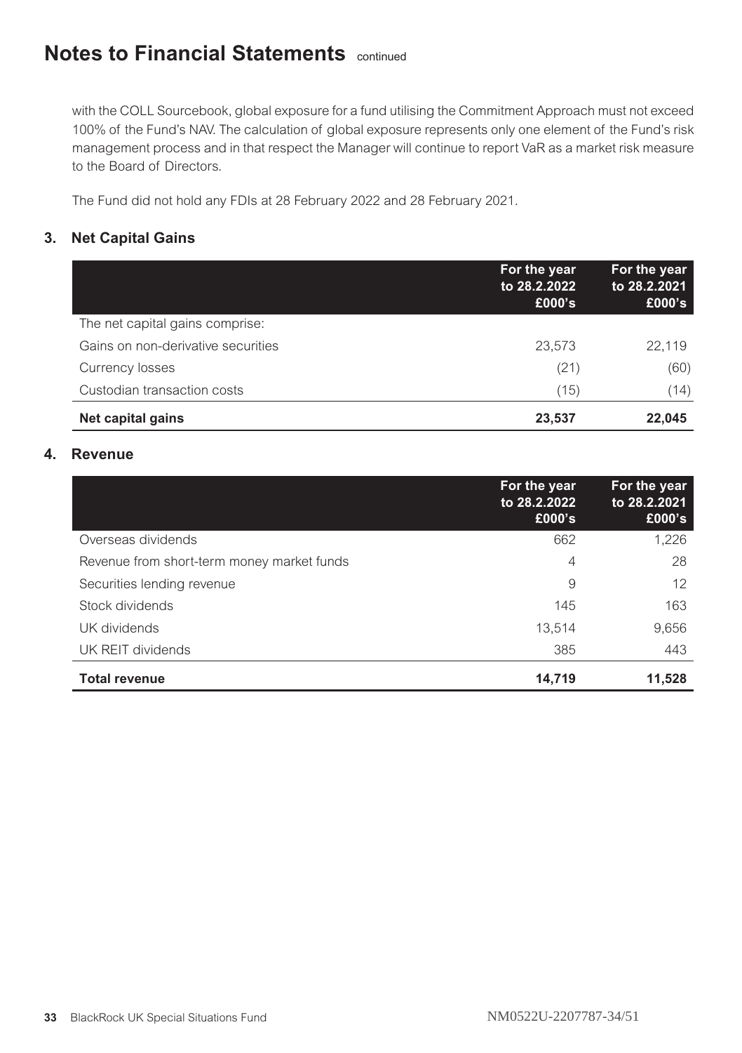# Notes to Financial Statements continued

with the COLL Sourcebook, global exposure for a fund utilising the Commitment Approach must not exceed 100% of the Fund's NAV. The calculation of global exposure represents only one element of the Fund's risk management process and in that respect the Manager will continue to report VaR as a market risk measure to the Board of Directors.

The Fund did not hold any FDIs at 28 February 2022 and 28 February 2021.

## 3. Net Capital Gains

| | For the year to 28.2.2022 £000's | For the year to 28.2.2021 £000's |
|---|---|---|
| The net capital gains comprise: | | |
| Gains on non-derivative securities | 23,573 | 22,119 |
| Currency losses | (21) | (60) |
| Custodian transaction costs | (15) | (14) |
| **Net capital gains** | **23,537** | **22,045** |

## 4. Revenue

| | For the year to 28.2.2022 £000's | For the year to 28.2.2021 £000's |
|---|---|---|
| Overseas dividends | 662 | 1,226 |
| Revenue from short-term money market funds | 4 | 28 |
| Securities lending revenue | 9 | 12 |
| Stock dividends | 145 | 163 |
| UK dividends | 13,514 | 9,656 |
| UK REIT dividends | 385 | 443 |
| **Total revenue** | **14,719** | **11,528** |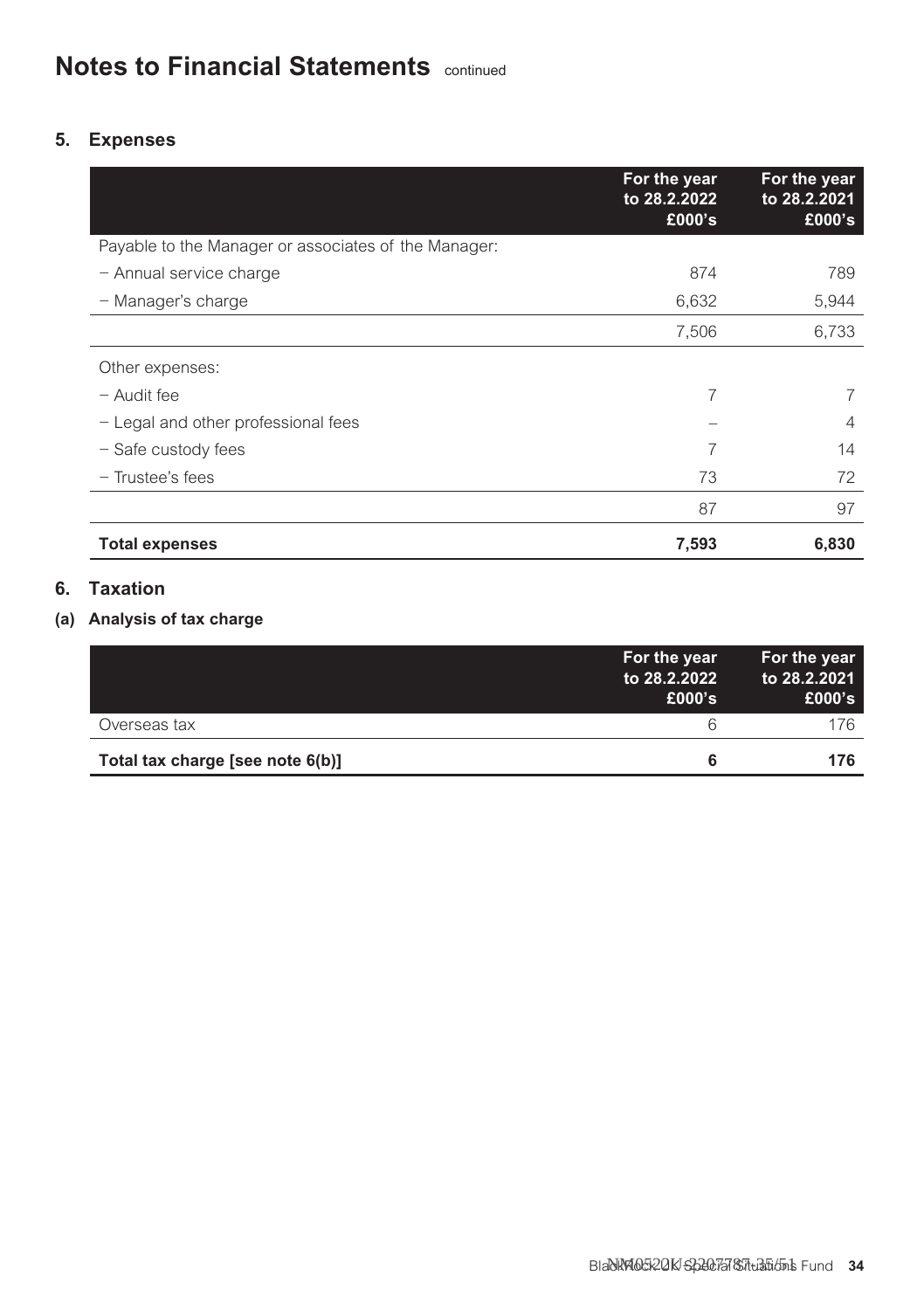# Notes to Financial Statements continued

## 5. Expenses

| | For the year to 28.2.2022 £000's | For the year to 28.2.2021 £000's |
|---|---|---|
| Payable to the Manager or associates of the Manager: | | |
| – Annual service charge | 874 | 789 |
| – Manager's charge | 6,632 | 5,944 |
| | 7,506 | 6,733 |
| Other expenses: | | |
| – Audit fee | 7 | 7 |
| – Legal and other professional fees | – | 4 |
| – Safe custody fees | 7 | 14 |
| – Trustee's fees | 73 | 72 |
| | 87 | 97 |
| **Total expenses** | **7,593** | **6,830** |

## 6. Taxation

### (a) Analysis of tax charge

| | For the year to 28.2.2022 £000's | For the year to 28.2.2021 £000's |
|---|---|---|
| Overseas tax | 6 | 176 |
| **Total tax charge [see note 6(b)]** | **6** | **176** |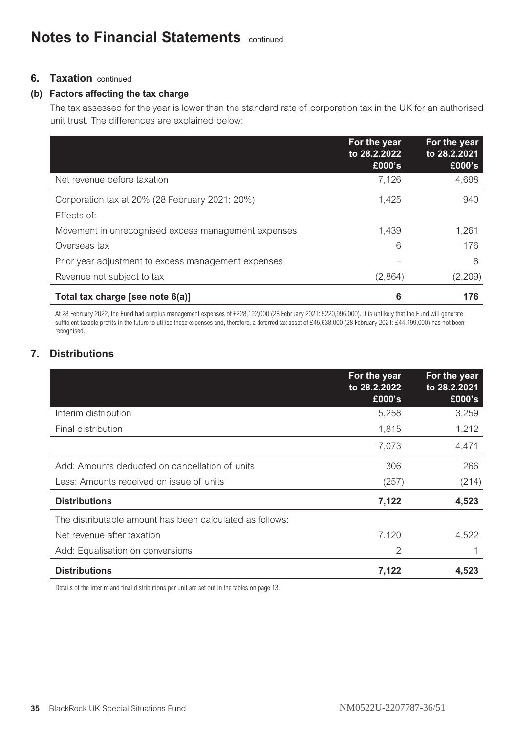# Notes to Financial Statements continued

## 6. Taxation continued

### (b) Factors affecting the tax charge

The tax assessed for the year is lower than the standard rate of corporation tax in the UK for an authorised unit trust. The differences are explained below:

| | For the year to 28.2.2022 £000's | For the year to 28.2.2021 £000's |
|---|---|---|
| Net revenue before taxation | 7,126 | 4,698 |
| Corporation tax at 20% (28 February 2021: 20%) | 1,425 | 940 |
| Effects of: | | |
| Movement in unrecognised excess management expenses | 1,439 | 1,261 |
| Overseas tax | 6 | 176 |
| Prior year adjustment to excess management expenses | – | 8 |
| Revenue not subject to tax | (2,864) | (2,209) |
| **Total tax charge [see note 6(a)]** | **6** | **176** |

At 28 February 2022, the Fund had surplus management expenses of £228,192,000 (28 February 2021: £220,996,000). It is unlikely that the Fund will generate sufficient taxable profits in the future to utilise these expenses and, therefore, a deferred tax asset of £45,638,000 (28 February 2021: £44,199,000) has not been recognised.

## 7. Distributions

| | For the year to 28.2.2022 £000's | For the year to 28.2.2021 £000's |
|---|---|---|
| Interim distribution | 5,258 | 3,259 |
| Final distribution | 1,815 | 1,212 |
| | 7,073 | 4,471 |
| Add: Amounts deducted on cancellation of units | 306 | 266 |
| Less: Amounts received on issue of units | (257) | (214) |
| **Distributions** | **7,122** | **4,523** |
| The distributable amount has been calculated as follows: | | |
| Net revenue after taxation | 7,120 | 4,522 |
| Add: Equalisation on conversions | 2 | 1 |
| **Distributions** | **7,122** | **4,523** |

Details of the interim and final distributions per unit are set out in the tables on page 13.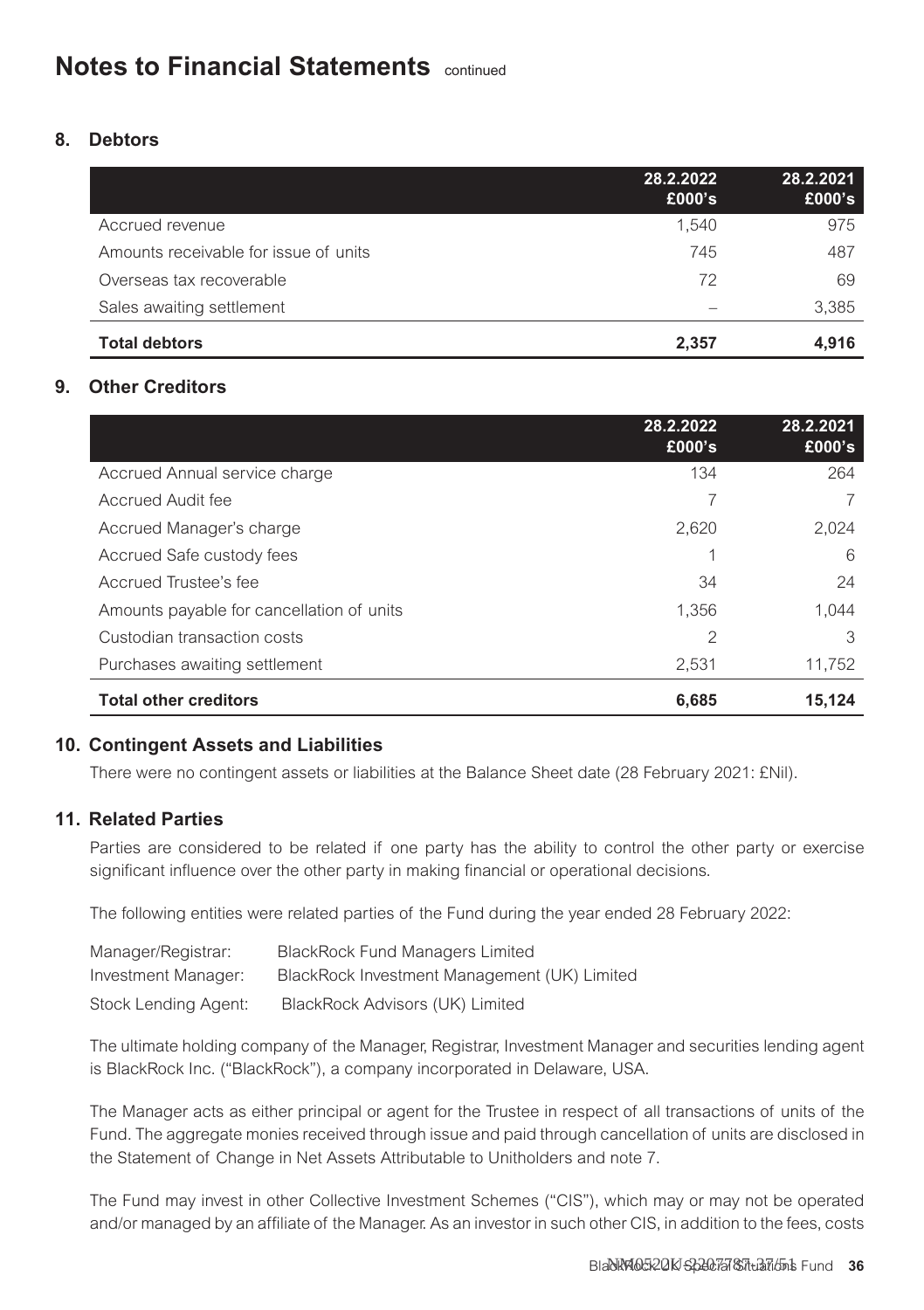# Notes to Financial Statements continued

## 8. Debtors

| | 28.2.2022 £000's | 28.2.2021 £000's |
|---|---|---|
| Accrued revenue | 1,540 | 975 |
| Amounts receivable for issue of units | 745 | 487 |
| Overseas tax recoverable | 72 | 69 |
| Sales awaiting settlement | – | 3,385 |
| **Total debtors** | **2,357** | **4,916** |

## 9. Other Creditors

| | 28.2.2022 £000's | 28.2.2021 £000's |
|---|---|---|
| Accrued Annual service charge | 134 | 264 |
| Accrued Audit fee | 7 | 7 |
| Accrued Manager's charge | 2,620 | 2,024 |
| Accrued Safe custody fees | 1 | 6 |
| Accrued Trustee's fee | 34 | 24 |
| Amounts payable for cancellation of units | 1,356 | 1,044 |
| Custodian transaction costs | 2 | 3 |
| Purchases awaiting settlement | 2,531 | 11,752 |
| **Total other creditors** | **6,685** | **15,124** |

## 10. Contingent Assets and Liabilities

There were no contingent assets or liabilities at the Balance Sheet date (28 February 2021: £Nil).

## 11. Related Parties

Parties are considered to be related if one party has the ability to control the other party or exercise significant influence over the other party in making financial or operational decisions.

The following entities were related parties of the Fund during the year ended 28 February 2022:

| | |
|---|---|
| Manager/Registrar: | BlackRock Fund Managers Limited |
| Investment Manager: | BlackRock Investment Management (UK) Limited |
| Stock Lending Agent: | BlackRock Advisors (UK) Limited |

The ultimate holding company of the Manager, Registrar, Investment Manager and securities lending agent is BlackRock Inc. ("BlackRock"), a company incorporated in Delaware, USA.

The Manager acts as either principal or agent for the Trustee in respect of all transactions of units of the Fund. The aggregate monies received through issue and paid through cancellation of units are disclosed in the Statement of Change in Net Assets Attributable to Unitholders and note 7.

The Fund may invest in other Collective Investment Schemes ("CIS"), which may or may not be operated and/or managed by an affiliate of the Manager. As an investor in such other CIS, in addition to the fees, costs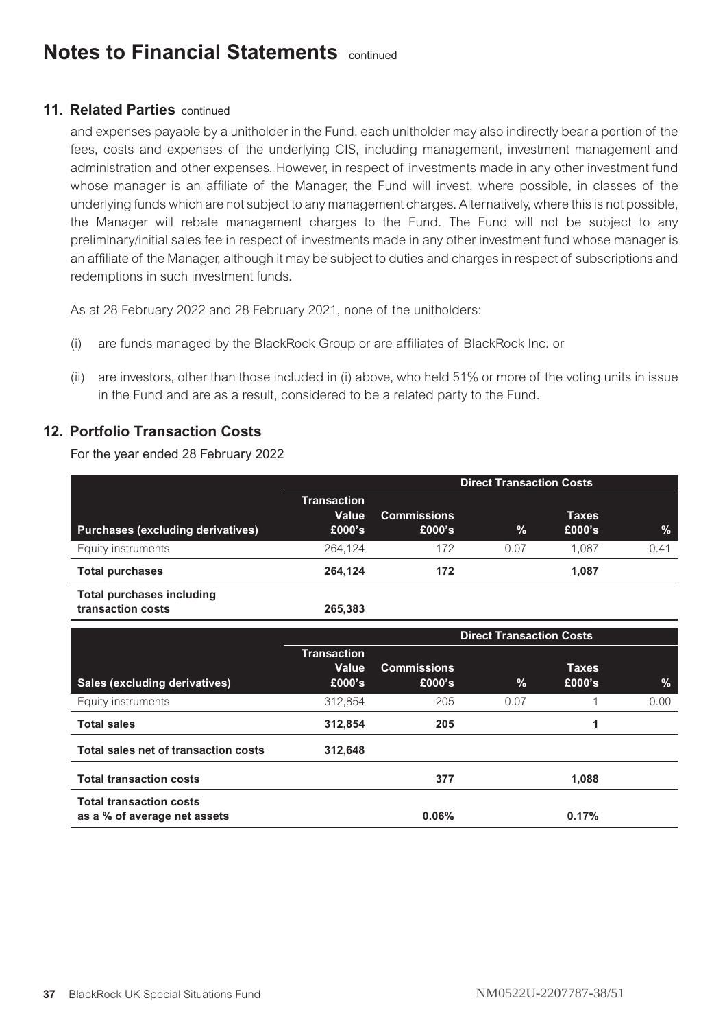# Notes to Financial Statements continued

## 11. Related Parties continued

and expenses payable by a unitholder in the Fund, each unitholder may also indirectly bear a portion of the fees, costs and expenses of the underlying CIS, including management, investment management and administration and other expenses. However, in respect of investments made in any other investment fund whose manager is an affiliate of the Manager, the Fund will invest, where possible, in classes of the underlying funds which are not subject to any management charges. Alternatively, where this is not possible, the Manager will rebate management charges to the Fund. The Fund will not be subject to any preliminary/initial sales fee in respect of investments made in any other investment fund whose manager is an affiliate of the Manager, although it may be subject to duties and charges in respect of subscriptions and redemptions in such investment funds.

As at 28 February 2022 and 28 February 2021, none of the unitholders:

(i) are funds managed by the BlackRock Group or are affiliates of BlackRock Inc. or

(ii) are investors, other than those included in (i) above, who held 51% or more of the voting units in issue in the Fund and are as a result, considered to be a related party to the Fund.

## 12. Portfolio Transaction Costs

For the year ended 28 February 2022

| | | Direct Transaction Costs | | | |
|---|---|---|---|---|---|
| **Purchases (excluding derivatives)** | **Transaction Value £000's** | **Commissions £000's** | **%** | **Taxes £000's** | **%** |
| Equity instruments | 264,124 | 172 | 0.07 | 1,087 | 0.41 |
| **Total purchases** | **264,124** | **172** | | **1,087** | |
| **Total purchases including transaction costs** | **265,383** | | | | |

| | | Direct Transaction Costs | | | |
|---|---|---|---|---|---|
| **Sales (excluding derivatives)** | **Transaction Value £000's** | **Commissions £000's** | **%** | **Taxes £000's** | **%** |
| Equity instruments | 312,854 | 205 | 0.07 | 1 | 0.00 |
| **Total sales** | **312,854** | **205** | | **1** | |
| **Total sales net of transaction costs** | **312,648** | | | | |
| **Total transaction costs** | | **377** | | **1,088** | |
| **Total transaction costs as a % of average net assets** | | **0.06%** | | **0.17%** | |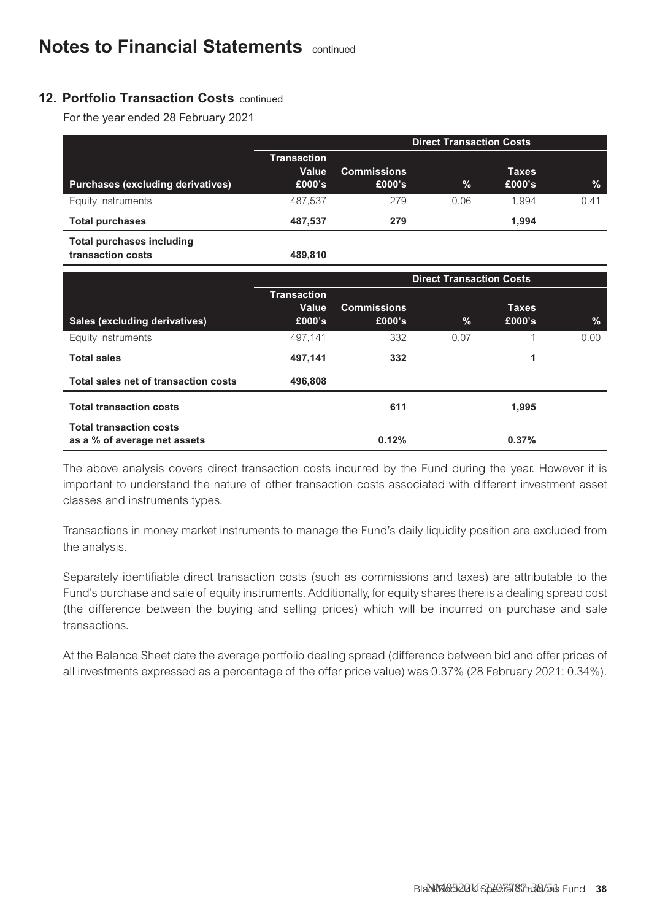# Notes to Financial Statements continued

## 12. Portfolio Transaction Costs continued

For the year ended 28 February 2021

| | | Direct Transaction Costs | | | |
|---|---|---|---|---|---|
| **Purchases (excluding derivatives)** | **Transaction Value £000's** | **Commissions £000's** | **%** | **Taxes £000's** | **%** |
| Equity instruments | 487,537 | 279 | 0.06 | 1,994 | 0.41 |
| **Total purchases** | **487,537** | **279** | | **1,994** | |
| **Total purchases including transaction costs** | **489,810** | | | | |

| | | Direct Transaction Costs | | | |
|---|---|---|---|---|---|
| **Sales (excluding derivatives)** | **Transaction Value £000's** | **Commissions £000's** | **%** | **Taxes £000's** | **%** |
| Equity instruments | 497,141 | 332 | 0.07 | 1 | 0.00 |
| **Total sales** | **497,141** | **332** | | **1** | |
| **Total sales net of transaction costs** | **496,808** | | | | |
| **Total transaction costs** | | **611** | | **1,995** | |
| **Total transaction costs as a % of average net assets** | | **0.12%** | | **0.37%** | |

The above analysis covers direct transaction costs incurred by the Fund during the year. However it is important to understand the nature of other transaction costs associated with different investment asset classes and instruments types.

Transactions in money market instruments to manage the Fund's daily liquidity position are excluded from the analysis.

Separately identifiable direct transaction costs (such as commissions and taxes) are attributable to the Fund's purchase and sale of equity instruments. Additionally, for equity shares there is a dealing spread cost (the difference between the buying and selling prices) which will be incurred on purchase and sale transactions.

At the Balance Sheet date the average portfolio dealing spread (difference between bid and offer prices of all investments expressed as a percentage of the offer price value) was 0.37% (28 February 2021: 0.34%).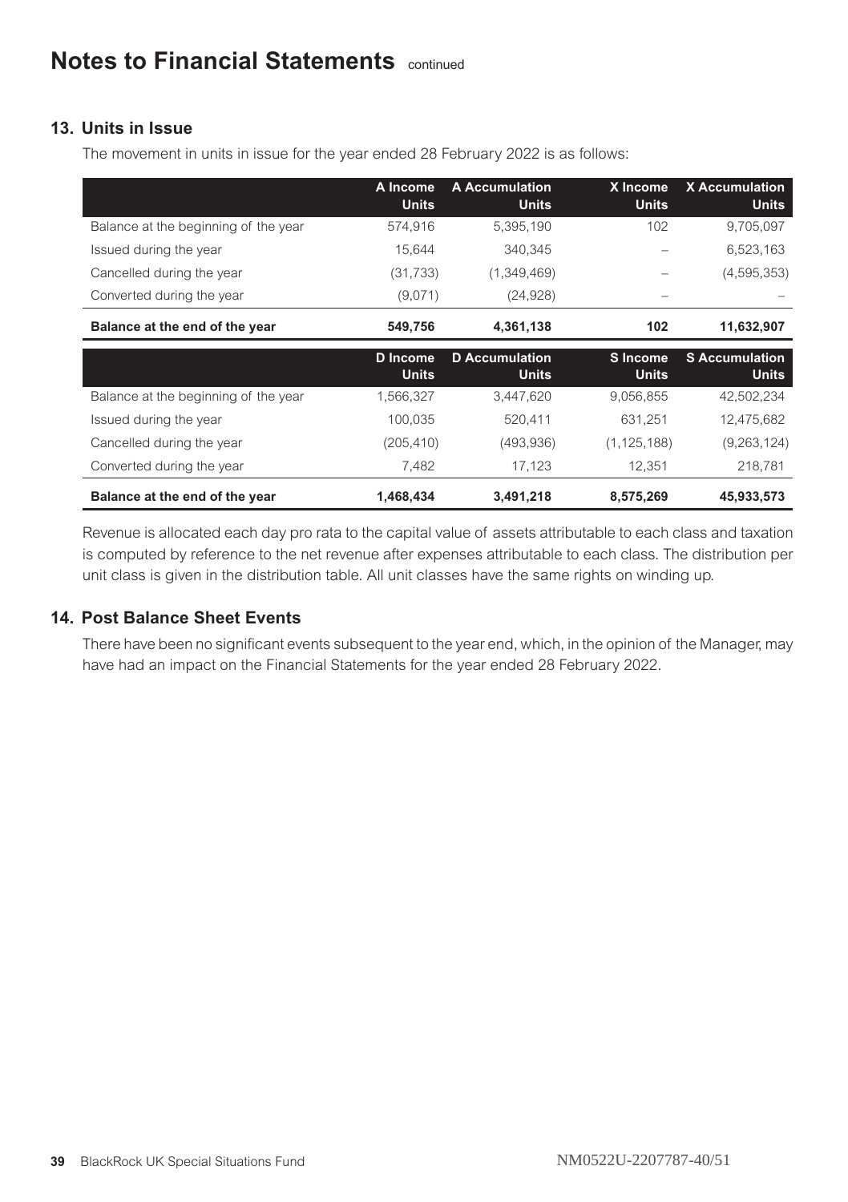# Notes to Financial Statements continued

## 13. Units in Issue

The movement in units in issue for the year ended 28 February 2022 is as follows:

| | A Income Units | A Accumulation Units | X Income Units | X Accumulation Units |
|---|---|---|---|---|
| Balance at the beginning of the year | 574,916 | 5,395,190 | 102 | 9,705,097 |
| Issued during the year | 15,644 | 340,345 | – | 6,523,163 |
| Cancelled during the year | (31,733) | (1,349,469) | – | (4,595,353) |
| Converted during the year | (9,071) | (24,928) | – | – |
| **Balance at the end of the year** | **549,756** | **4,361,138** | **102** | **11,632,907** |

| | D Income Units | D Accumulation Units | S Income Units | S Accumulation Units |
|---|---|---|---|---|
| Balance at the beginning of the year | 1,566,327 | 3,447,620 | 9,056,855 | 42,502,234 |
| Issued during the year | 100,035 | 520,411 | 631,251 | 12,475,682 |
| Cancelled during the year | (205,410) | (493,936) | (1,125,188) | (9,263,124) |
| Converted during the year | 7,482 | 17,123 | 12,351 | 218,781 |
| **Balance at the end of the year** | **1,468,434** | **3,491,218** | **8,575,269** | **45,933,573** |

Revenue is allocated each day pro rata to the capital value of assets attributable to each class and taxation is computed by reference to the net revenue after expenses attributable to each class. The distribution per unit class is given in the distribution table. All unit classes have the same rights on winding up.

## 14. Post Balance Sheet Events

There have been no significant events subsequent to the year end, which, in the opinion of the Manager, may have had an impact on the Financial Statements for the year ended 28 February 2022.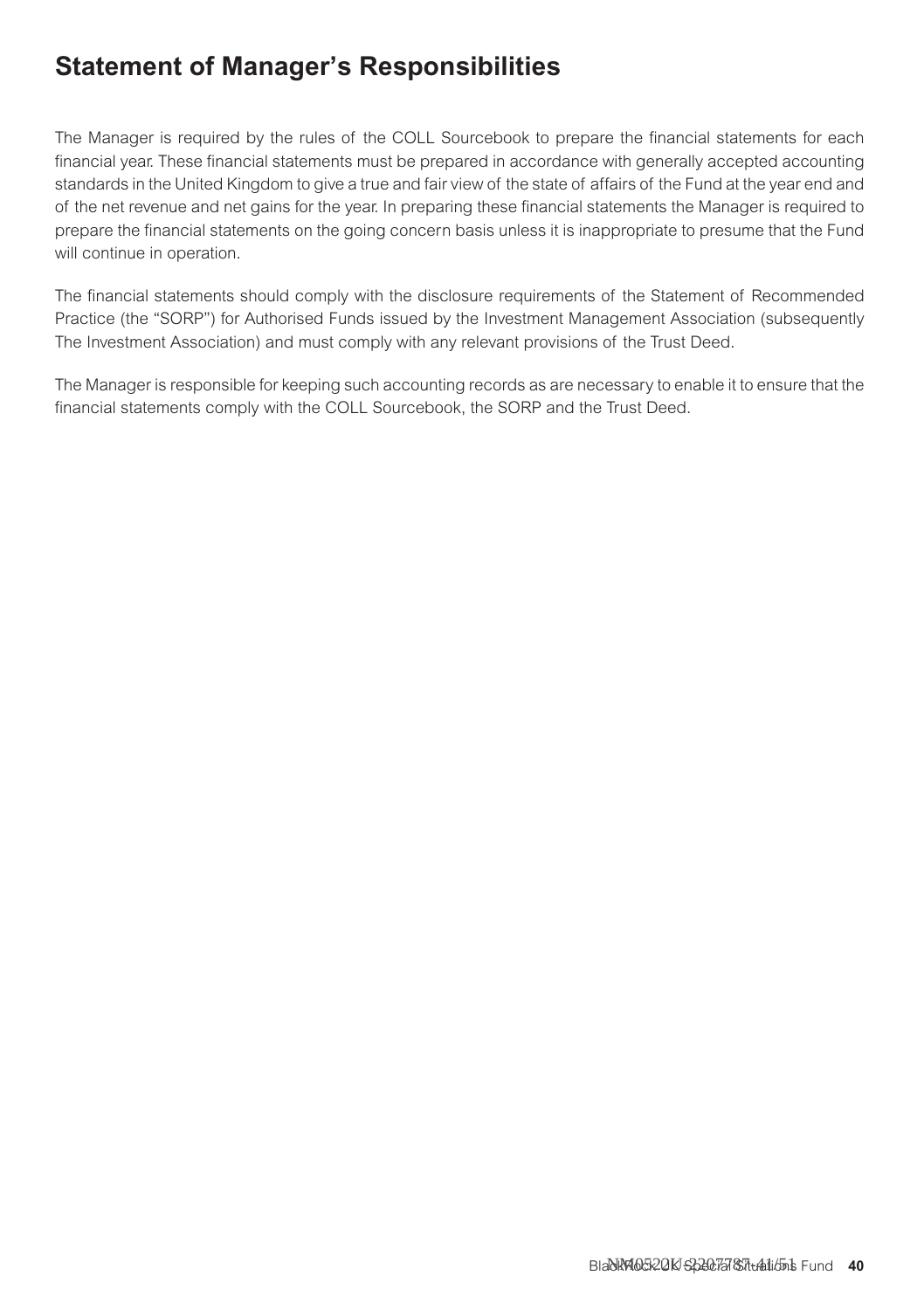# Statement of Manager's Responsibilities

The Manager is required by the rules of the COLL Sourcebook to prepare the financial statements for each financial year. These financial statements must be prepared in accordance with generally accepted accounting standards in the United Kingdom to give a true and fair view of the state of affairs of the Fund at the year end and of the net revenue and net gains for the year. In preparing these financial statements the Manager is required to prepare the financial statements on the going concern basis unless it is inappropriate to presume that the Fund will continue in operation.

The financial statements should comply with the disclosure requirements of the Statement of Recommended Practice (the "SORP") for Authorised Funds issued by the Investment Management Association (subsequently The Investment Association) and must comply with any relevant provisions of the Trust Deed.

The Manager is responsible for keeping such accounting records as are necessary to enable it to ensure that the financial statements comply with the COLL Sourcebook, the SORP and the Trust Deed.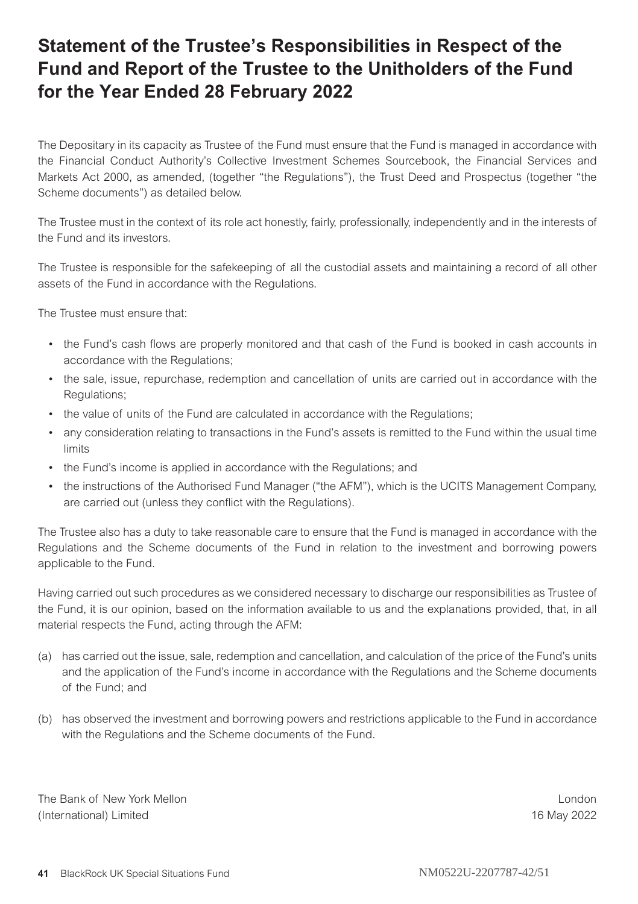# Statement of the Trustee's Responsibilities in Respect of the Fund and Report of the Trustee to the Unitholders of the Fund for the Year Ended 28 February 2022

The Depositary in its capacity as Trustee of the Fund must ensure that the Fund is managed in accordance with the Financial Conduct Authority's Collective Investment Schemes Sourcebook, the Financial Services and Markets Act 2000, as amended, (together "the Regulations"), the Trust Deed and Prospectus (together "the Scheme documents") as detailed below.

The Trustee must in the context of its role act honestly, fairly, professionally, independently and in the interests of the Fund and its investors.

The Trustee is responsible for the safekeeping of all the custodial assets and maintaining a record of all other assets of the Fund in accordance with the Regulations.

The Trustee must ensure that:

- the Fund's cash flows are properly monitored and that cash of the Fund is booked in cash accounts in accordance with the Regulations;
- the sale, issue, repurchase, redemption and cancellation of units are carried out in accordance with the Regulations;
- the value of units of the Fund are calculated in accordance with the Regulations;
- any consideration relating to transactions in the Fund's assets is remitted to the Fund within the usual time limits
- the Fund's income is applied in accordance with the Regulations; and
- the instructions of the Authorised Fund Manager ("the AFM"), which is the UCITS Management Company, are carried out (unless they conflict with the Regulations).

The Trustee also has a duty to take reasonable care to ensure that the Fund is managed in accordance with the Regulations and the Scheme documents of the Fund in relation to the investment and borrowing powers applicable to the Fund.

Having carried out such procedures as we considered necessary to discharge our responsibilities as Trustee of the Fund, it is our opinion, based on the information available to us and the explanations provided, that, in all material respects the Fund, acting through the AFM:

(a) has carried out the issue, sale, redemption and cancellation, and calculation of the price of the Fund's units and the application of the Fund's income in accordance with the Regulations and the Scheme documents of the Fund; and

(b) has observed the investment and borrowing powers and restrictions applicable to the Fund in accordance with the Regulations and the Scheme documents of the Fund.

The Bank of New York Mellon
(International) Limited

London
16 May 2022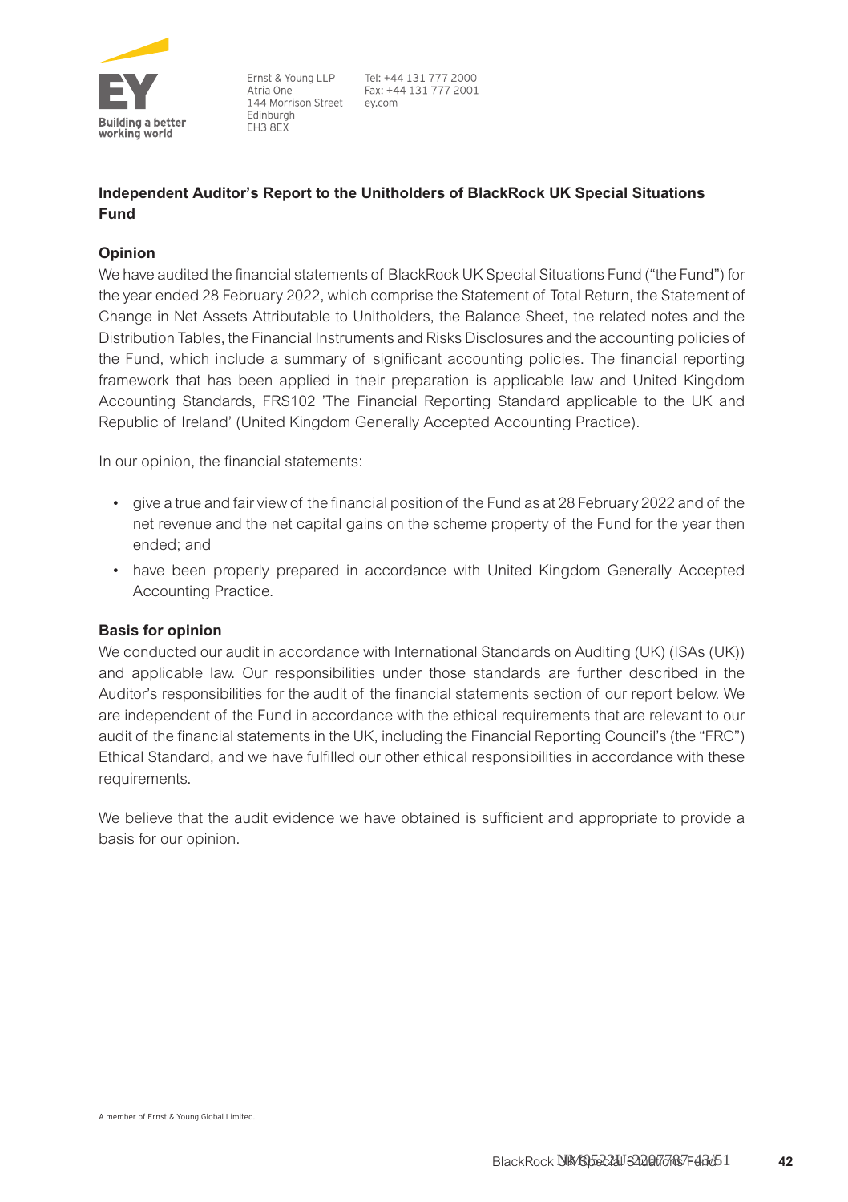Ernst & Young LLP
Atria One
144 Morrison Street
Edinburgh
EH3 8EX

Tel: +44 131 777 2000
Fax: +44 131 777 2001
ey.com

## Independent Auditor's Report to the Unitholders of BlackRock UK Special Situations Fund

### Opinion

We have audited the financial statements of BlackRock UK Special Situations Fund ("the Fund") for the year ended 28 February 2022, which comprise the Statement of Total Return, the Statement of Change in Net Assets Attributable to Unitholders, the Balance Sheet, the related notes and the Distribution Tables, the Financial Instruments and Risks Disclosures and the accounting policies of the Fund, which include a summary of significant accounting policies. The financial reporting framework that has been applied in their preparation is applicable law and United Kingdom Accounting Standards, FRS102 'The Financial Reporting Standard applicable to the UK and Republic of Ireland' (United Kingdom Generally Accepted Accounting Practice).

In our opinion, the financial statements:

- give a true and fair view of the financial position of the Fund as at 28 February 2022 and of the net revenue and the net capital gains on the scheme property of the Fund for the year then ended; and
- have been properly prepared in accordance with United Kingdom Generally Accepted Accounting Practice.

### Basis for opinion

We conducted our audit in accordance with International Standards on Auditing (UK) (ISAs (UK)) and applicable law. Our responsibilities under those standards are further described in the Auditor's responsibilities for the audit of the financial statements section of our report below. We are independent of the Fund in accordance with the ethical requirements that are relevant to our audit of the financial statements in the UK, including the Financial Reporting Council's (the "FRC") Ethical Standard, and we have fulfilled our other ethical responsibilities in accordance with these requirements.

We believe that the audit evidence we have obtained is sufficient and appropriate to provide a basis for our opinion.

A member of Ernst & Young Global Limited.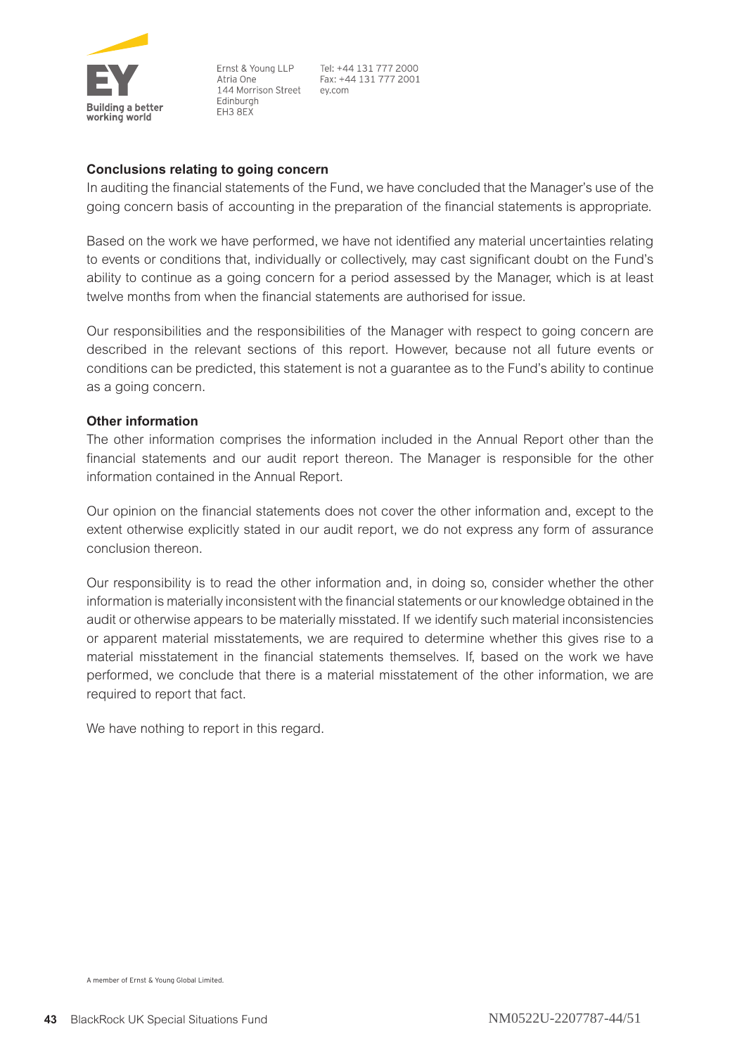Ernst & Young LLP
Atria One
144 Morrison Street
Edinburgh
EH3 8EX

Tel: +44 131 777 2000
Fax: +44 131 777 2001
ey.com

### Conclusions relating to going concern

In auditing the financial statements of the Fund, we have concluded that the Manager's use of the going concern basis of accounting in the preparation of the financial statements is appropriate.

Based on the work we have performed, we have not identified any material uncertainties relating to events or conditions that, individually or collectively, may cast significant doubt on the Fund's ability to continue as a going concern for a period assessed by the Manager, which is at least twelve months from when the financial statements are authorised for issue.

Our responsibilities and the responsibilities of the Manager with respect to going concern are described in the relevant sections of this report. However, because not all future events or conditions can be predicted, this statement is not a guarantee as to the Fund's ability to continue as a going concern.

### Other information

The other information comprises the information included in the Annual Report other than the financial statements and our audit report thereon. The Manager is responsible for the other information contained in the Annual Report.

Our opinion on the financial statements does not cover the other information and, except to the extent otherwise explicitly stated in our audit report, we do not express any form of assurance conclusion thereon.

Our responsibility is to read the other information and, in doing so, consider whether the other information is materially inconsistent with the financial statements or our knowledge obtained in the audit or otherwise appears to be materially misstated. If we identify such material inconsistencies or apparent material misstatements, we are required to determine whether this gives rise to a material misstatement in the financial statements themselves. If, based on the work we have performed, we conclude that there is a material misstatement of the other information, we are required to report that fact.

We have nothing to report in this regard.

A member of Ernst & Young Global Limited.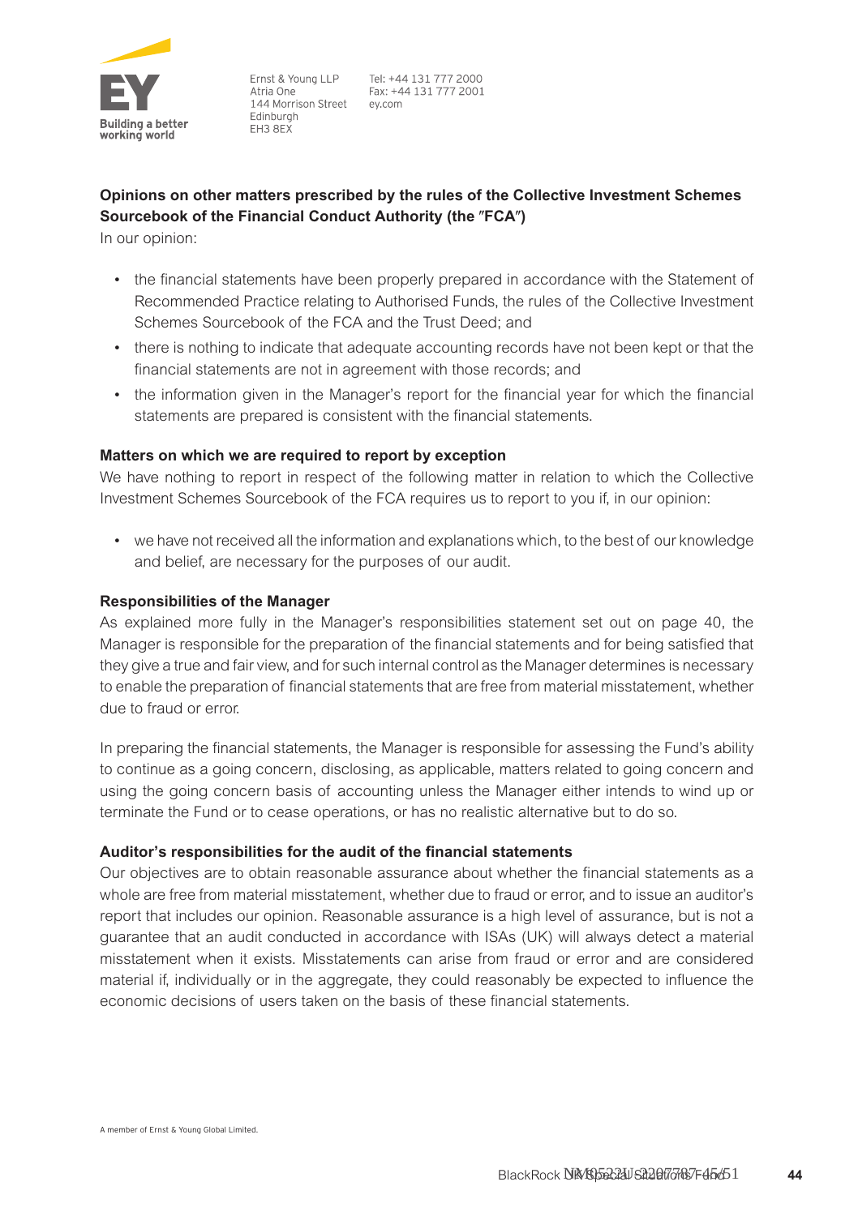Ernst & Young LLP
Atria One
144 Morrison Street
Edinburgh
EH3 8EX

Tel: +44 131 777 2000
Fax: +44 131 777 2001
ey.com

**Opinions on other matters prescribed by the rules of the Collective Investment Schemes Sourcebook of the Financial Conduct Authority (the "FCA")**

In our opinion:

- the financial statements have been properly prepared in accordance with the Statement of Recommended Practice relating to Authorised Funds, the rules of the Collective Investment Schemes Sourcebook of the FCA and the Trust Deed; and
- there is nothing to indicate that adequate accounting records have not been kept or that the financial statements are not in agreement with those records; and
- the information given in the Manager's report for the financial year for which the financial statements are prepared is consistent with the financial statements.

**Matters on which we are required to report by exception**

We have nothing to report in respect of the following matter in relation to which the Collective Investment Schemes Sourcebook of the FCA requires us to report to you if, in our opinion:

- we have not received all the information and explanations which, to the best of our knowledge and belief, are necessary for the purposes of our audit.

**Responsibilities of the Manager**

As explained more fully in the Manager's responsibilities statement set out on page 40, the Manager is responsible for the preparation of the financial statements and for being satisfied that they give a true and fair view, and for such internal control as the Manager determines is necessary to enable the preparation of financial statements that are free from material misstatement, whether due to fraud or error.

In preparing the financial statements, the Manager is responsible for assessing the Fund's ability to continue as a going concern, disclosing, as applicable, matters related to going concern and using the going concern basis of accounting unless the Manager either intends to wind up or terminate the Fund or to cease operations, or has no realistic alternative but to do so.

**Auditor's responsibilities for the audit of the financial statements**

Our objectives are to obtain reasonable assurance about whether the financial statements as a whole are free from material misstatement, whether due to fraud or error, and to issue an auditor's report that includes our opinion. Reasonable assurance is a high level of assurance, but is not a guarantee that an audit conducted in accordance with ISAs (UK) will always detect a material misstatement when it exists. Misstatements can arise from fraud or error and are considered material if, individually or in the aggregate, they could reasonably be expected to influence the economic decisions of users taken on the basis of these financial statements.

A member of Ernst & Young Global Limited.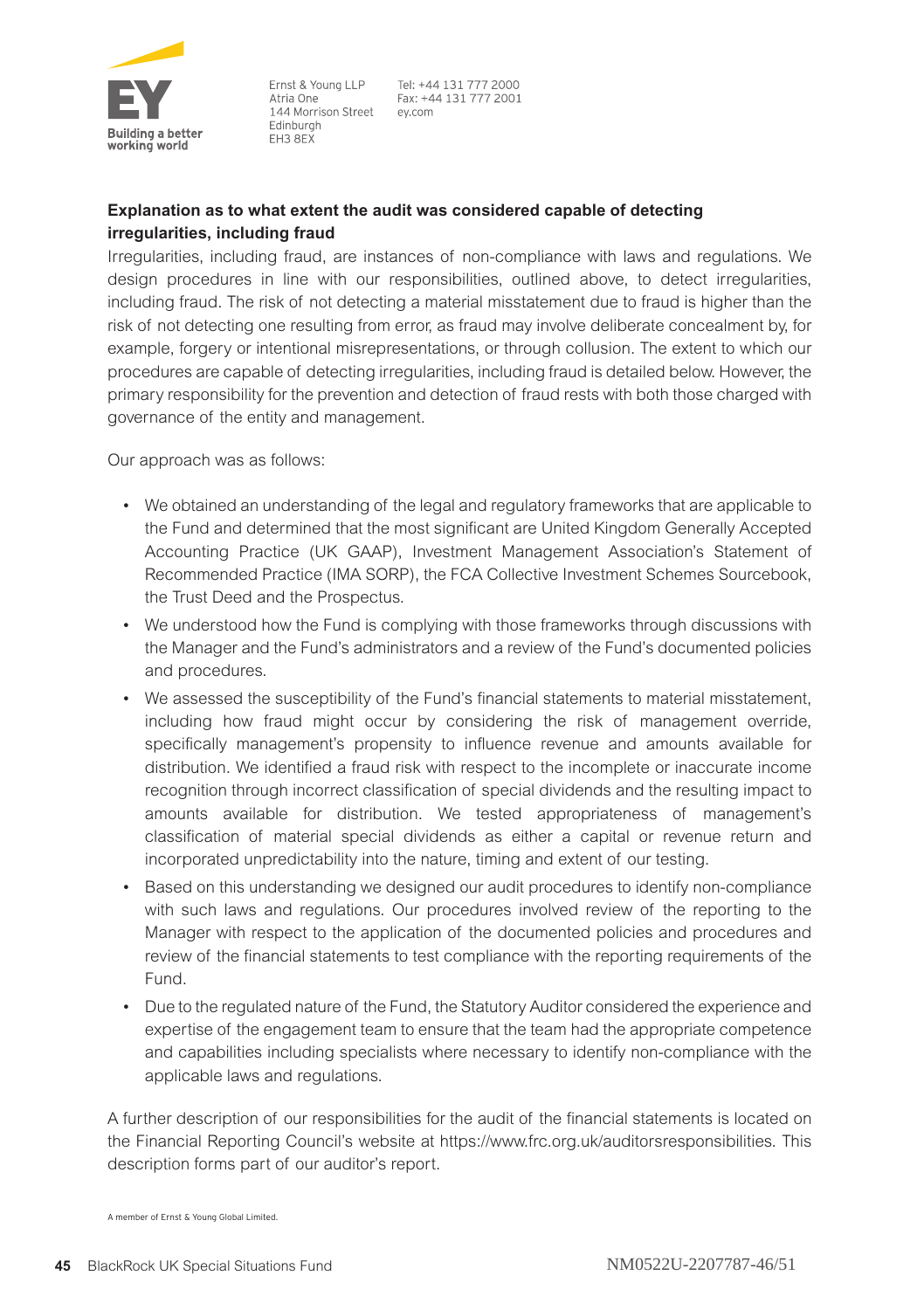Ernst & Young LLP
Atria One
144 Morrison Street
Edinburgh
EH3 8EX

Tel: +44 131 777 2000
Fax: +44 131 777 2001
ey.com

**Explanation as to what extent the audit was considered capable of detecting irregularities, including fraud**

Irregularities, including fraud, are instances of non-compliance with laws and regulations. We design procedures in line with our responsibilities, outlined above, to detect irregularities, including fraud. The risk of not detecting a material misstatement due to fraud is higher than the risk of not detecting one resulting from error, as fraud may involve deliberate concealment by, for example, forgery or intentional misrepresentations, or through collusion. The extent to which our procedures are capable of detecting irregularities, including fraud is detailed below. However, the primary responsibility for the prevention and detection of fraud rests with both those charged with governance of the entity and management.

Our approach was as follows:

- We obtained an understanding of the legal and regulatory frameworks that are applicable to the Fund and determined that the most significant are United Kingdom Generally Accepted Accounting Practice (UK GAAP), Investment Management Association's Statement of Recommended Practice (IMA SORP), the FCA Collective Investment Schemes Sourcebook, the Trust Deed and the Prospectus.
- We understood how the Fund is complying with those frameworks through discussions with the Manager and the Fund's administrators and a review of the Fund's documented policies and procedures.
- We assessed the susceptibility of the Fund's financial statements to material misstatement, including how fraud might occur by considering the risk of management override, specifically management's propensity to influence revenue and amounts available for distribution. We identified a fraud risk with respect to the incomplete or inaccurate income recognition through incorrect classification of special dividends and the resulting impact to amounts available for distribution. We tested appropriateness of management's classification of material special dividends as either a capital or revenue return and incorporated unpredictability into the nature, timing and extent of our testing.
- Based on this understanding we designed our audit procedures to identify non-compliance with such laws and regulations. Our procedures involved review of the reporting to the Manager with respect to the application of the documented policies and procedures and review of the financial statements to test compliance with the reporting requirements of the Fund.
- Due to the regulated nature of the Fund, the Statutory Auditor considered the experience and expertise of the engagement team to ensure that the team had the appropriate competence and capabilities including specialists where necessary to identify non-compliance with the applicable laws and regulations.

A further description of our responsibilities for the audit of the financial statements is located on the Financial Reporting Council's website at https://www.frc.org.uk/auditorsresponsibilities. This description forms part of our auditor's report.

A member of Ernst & Young Global Limited.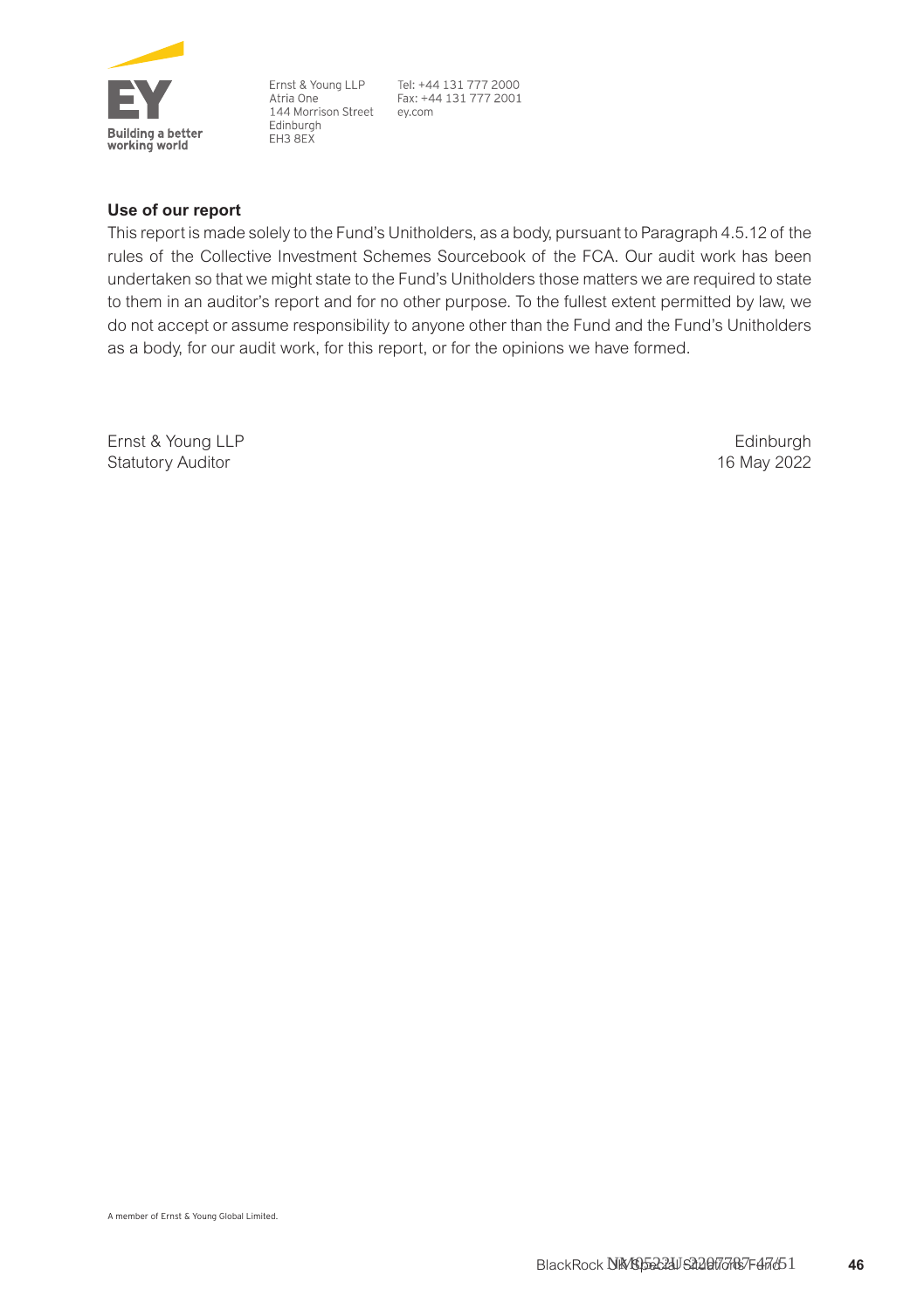Ernst & Young LLP
Atria One
144 Morrison Street
Edinburgh
EH3 8EX

Tel: +44 131 777 2000
Fax: +44 131 777 2001
ey.com

### Use of our report

This report is made solely to the Fund's Unitholders, as a body, pursuant to Paragraph 4.5.12 of the rules of the Collective Investment Schemes Sourcebook of the FCA. Our audit work has been undertaken so that we might state to the Fund's Unitholders those matters we are required to state to them in an auditor's report and for no other purpose. To the fullest extent permitted by law, we do not accept or assume responsibility to anyone other than the Fund and the Fund's Unitholders as a body, for our audit work, for this report, or for the opinions we have formed.

Ernst & Young LLP
Statutory Auditor

Edinburgh
16 May 2022

A member of Ernst & Young Global Limited.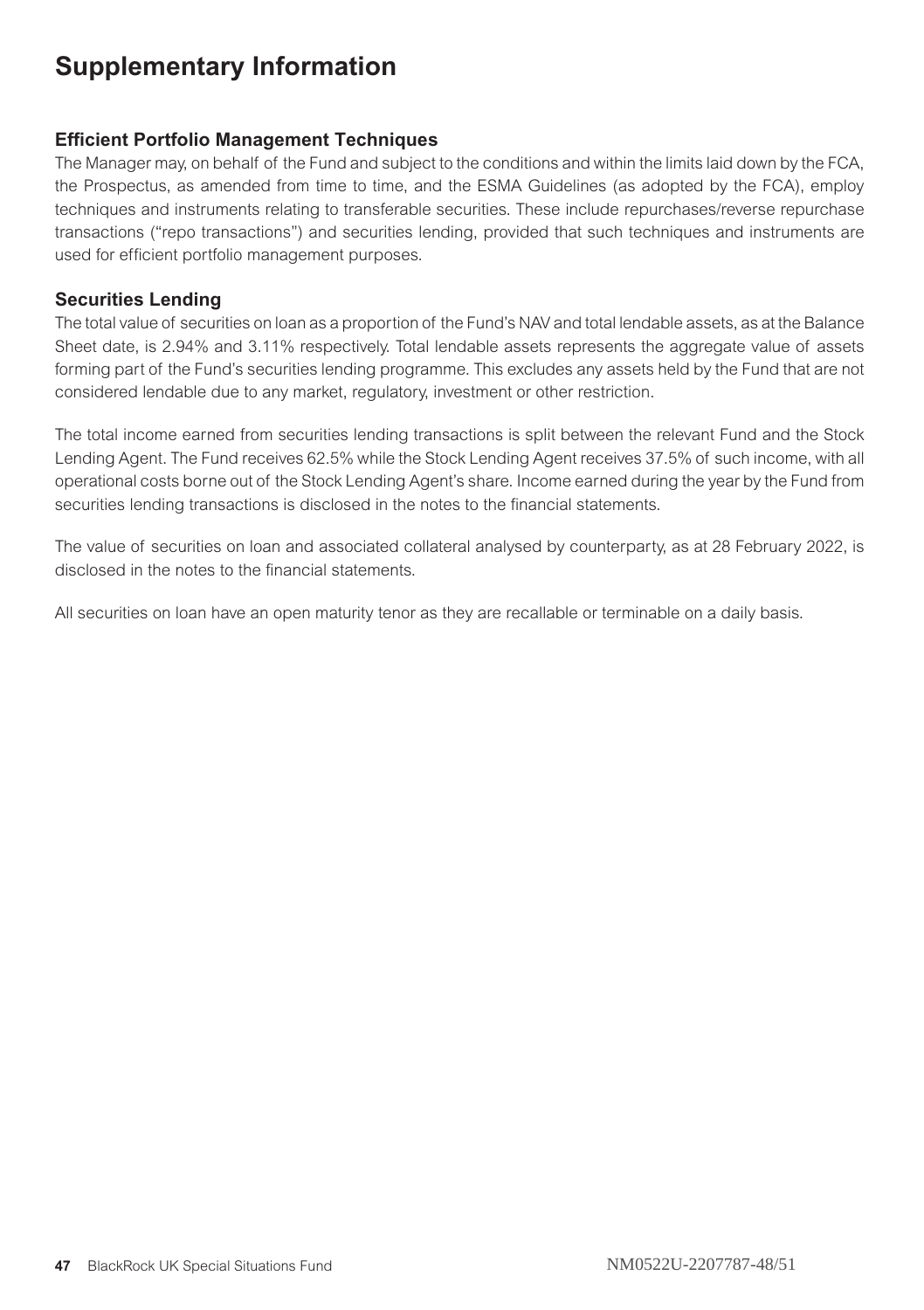# Supplementary Information

## Efficient Portfolio Management Techniques

The Manager may, on behalf of the Fund and subject to the conditions and within the limits laid down by the FCA, the Prospectus, as amended from time to time, and the ESMA Guidelines (as adopted by the FCA), employ techniques and instruments relating to transferable securities. These include repurchases/reverse repurchase transactions ("repo transactions") and securities lending, provided that such techniques and instruments are used for efficient portfolio management purposes.

## Securities Lending

The total value of securities on loan as a proportion of the Fund's NAV and total lendable assets, as at the Balance Sheet date, is 2.94% and 3.11% respectively. Total lendable assets represents the aggregate value of assets forming part of the Fund's securities lending programme. This excludes any assets held by the Fund that are not considered lendable due to any market, regulatory, investment or other restriction.

The total income earned from securities lending transactions is split between the relevant Fund and the Stock Lending Agent. The Fund receives 62.5% while the Stock Lending Agent receives 37.5% of such income, with all operational costs borne out of the Stock Lending Agent's share. Income earned during the year by the Fund from securities lending transactions is disclosed in the notes to the financial statements.

The value of securities on loan and associated collateral analysed by counterparty, as at 28 February 2022, is disclosed in the notes to the financial statements.

All securities on loan have an open maturity tenor as they are recallable or terminable on a daily basis.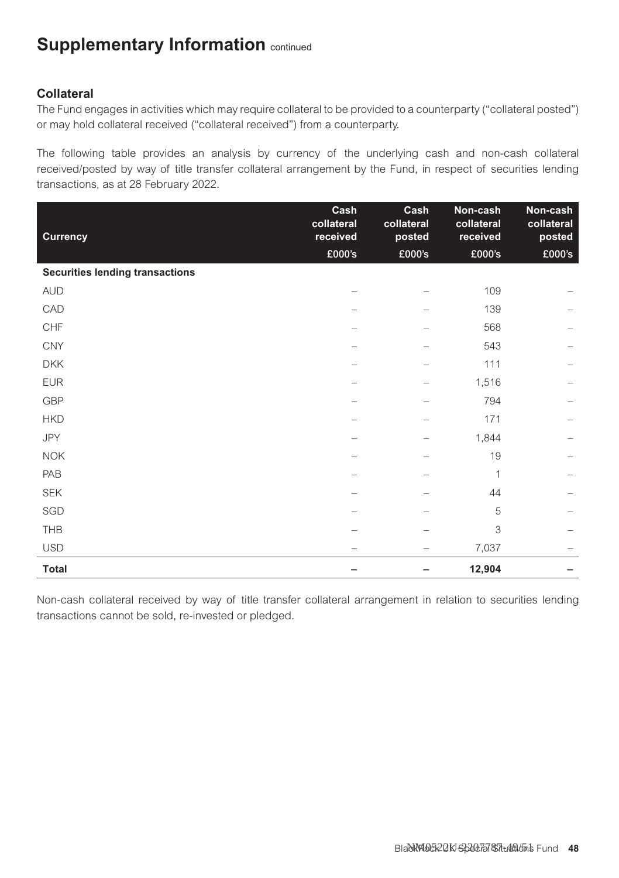## Supplementary Information continued

### Collateral

The Fund engages in activities which may require collateral to be provided to a counterparty ("collateral posted") or may hold collateral received ("collateral received") from a counterparty.

The following table provides an analysis by currency of the underlying cash and non-cash collateral received/posted by way of title transfer collateral arrangement by the Fund, in respect of securities lending transactions, as at 28 February 2022.

| Currency | Cash collateral received £000's | Cash collateral posted £000's | Non-cash collateral received £000's | Non-cash collateral posted £000's |
|---|---|---|---|---|
| **Securities lending transactions** | | | | |
| AUD | – | – | 109 | – |
| CAD | – | – | 139 | – |
| CHF | – | – | 568 | – |
| CNY | – | – | 543 | – |
| DKK | – | – | 111 | – |
| EUR | – | – | 1,516 | – |
| GBP | – | – | 794 | – |
| HKD | – | – | 171 | – |
| JPY | – | – | 1,844 | – |
| NOK | – | – | 19 | – |
| PAB | – | – | 1 | – |
| SEK | – | – | 44 | – |
| SGD | – | – | 5 | – |
| THB | – | – | 3 | – |
| USD | – | – | 7,037 | – |
| **Total** | **–** | **–** | **12,904** | **–** |

Non-cash collateral received by way of title transfer collateral arrangement in relation to securities lending transactions cannot be sold, re-invested or pledged.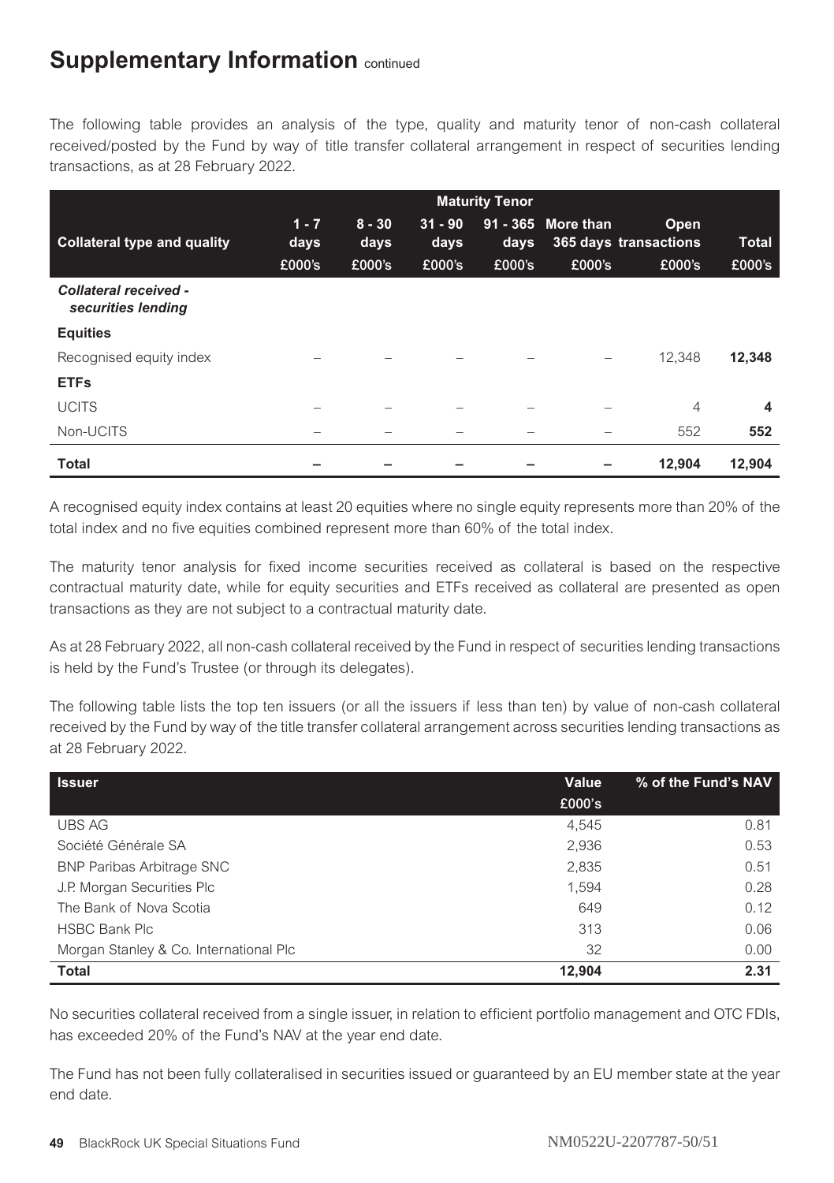# Supplementary Information continued

The following table provides an analysis of the type, quality and maturity tenor of non-cash collateral received/posted by the Fund by way of title transfer collateral arrangement in respect of securities lending transactions, as at 28 February 2022.

| | Maturity Tenor | | | | | | |
|---|---|---|---|---|---|---|---|
| **Collateral type and quality** | **1 - 7 days** | **8 - 30 days** | **31 - 90 days** | **91 - 365 days** | **More than 365 days** | **Open transactions** | **Total** |
| | **£000's** | **£000's** | **£000's** | **£000's** | **£000's** | **£000's** | **£000's** |
| ***Collateral received - securities lending*** | | | | | | | |
| **Equities** | | | | | | | |
| Recognised equity index | – | – | – | – | – | 12,348 | **12,348** |
| **ETFs** | | | | | | | |
| UCITS | – | – | – | – | – | 4 | **4** |
| Non-UCITS | – | – | – | – | – | 552 | **552** |
| **Total** | **–** | **–** | **–** | **–** | **–** | **12,904** | **12,904** |

A recognised equity index contains at least 20 equities where no single equity represents more than 20% of the total index and no five equities combined represent more than 60% of the total index.

The maturity tenor analysis for fixed income securities received as collateral is based on the respective contractual maturity date, while for equity securities and ETFs received as collateral are presented as open transactions as they are not subject to a contractual maturity date.

As at 28 February 2022, all non-cash collateral received by the Fund in respect of securities lending transactions is held by the Fund's Trustee (or through its delegates).

The following table lists the top ten issuers (or all the issuers if less than ten) by value of non-cash collateral received by the Fund by way of the title transfer collateral arrangement across securities lending transactions as at 28 February 2022.

| Issuer | Value £000's | % of the Fund's NAV |
|---|---|---|
| UBS AG | 4,545 | 0.81 |
| Société Générale SA | 2,936 | 0.53 |
| BNP Paribas Arbitrage SNC | 2,835 | 0.51 |
| J.P. Morgan Securities Plc | 1,594 | 0.28 |
| The Bank of Nova Scotia | 649 | 0.12 |
| HSBC Bank Plc | 313 | 0.06 |
| Morgan Stanley & Co. International Plc | 32 | 0.00 |
| **Total** | **12,904** | **2.31** |

No securities collateral received from a single issuer, in relation to efficient portfolio management and OTC FDIs, has exceeded 20% of the Fund's NAV at the year end date.

The Fund has not been fully collateralised in securities issued or guaranteed by an EU member state at the year end date.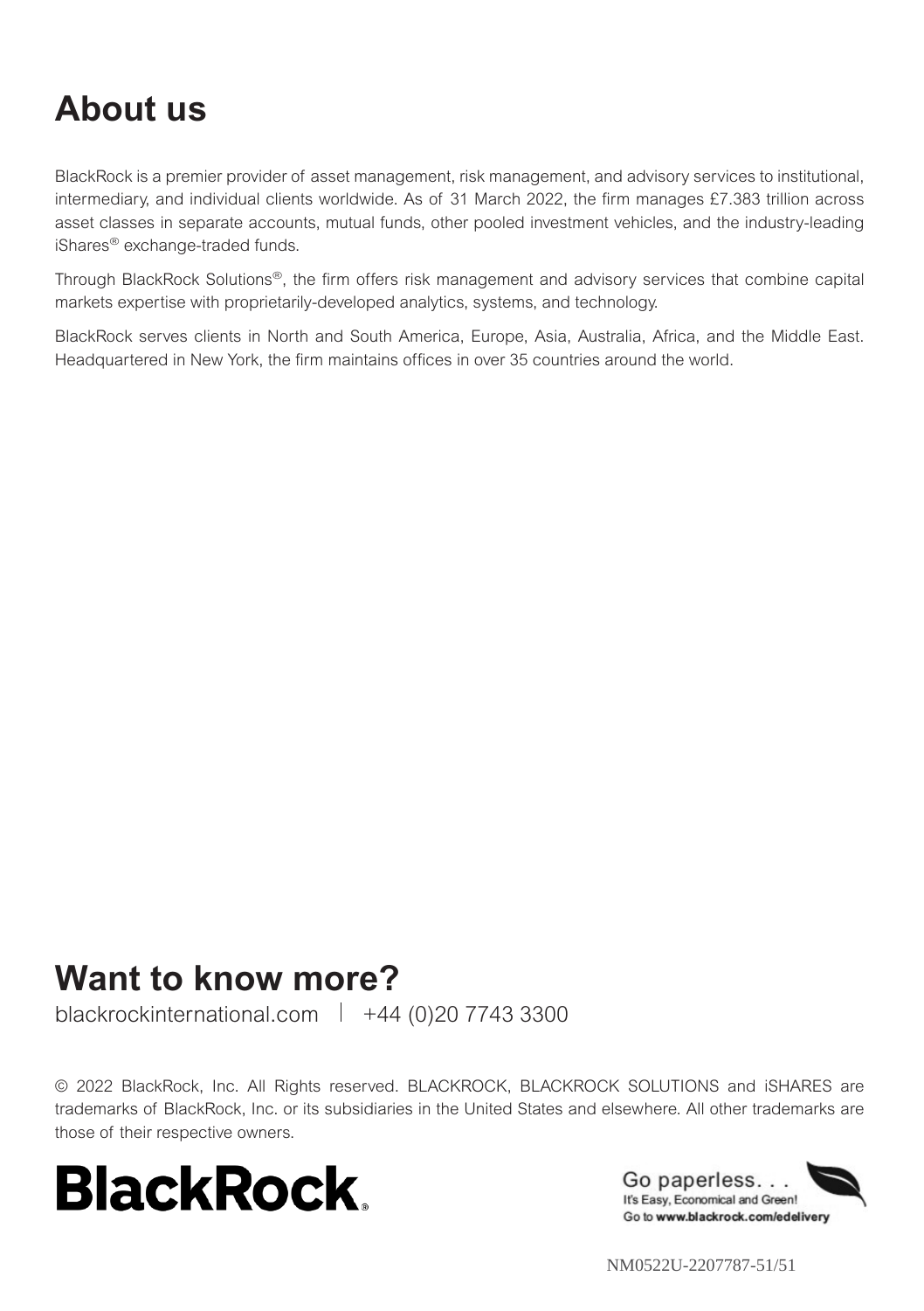# About us

BlackRock is a premier provider of asset management, risk management, and advisory services to institutional, intermediary, and individual clients worldwide. As of 31 March 2022, the firm manages £7.383 trillion across asset classes in separate accounts, mutual funds, other pooled investment vehicles, and the industry-leading iShares® exchange-traded funds.

Through BlackRock Solutions®, the firm offers risk management and advisory services that combine capital markets expertise with proprietarily-developed analytics, systems, and technology.

BlackRock serves clients in North and South America, Europe, Asia, Australia, Africa, and the Middle East. Headquartered in New York, the firm maintains offices in over 35 countries around the world.

# Want to know more?

blackrockinternational.com | +44 (0)20 7743 3300

© 2022 BlackRock, Inc. All Rights reserved. BLACKROCK, BLACKROCK SOLUTIONS and iSHARES are trademarks of BlackRock, Inc. or its subsidiaries in the United States and elsewhere. All other trademarks are those of their respective owners.

BlackRock.

Go paperless. . .
It's Easy, Economical and Green!
Go to **www.blackrock.com/edelivery**

NM0522U-2207787-51/51